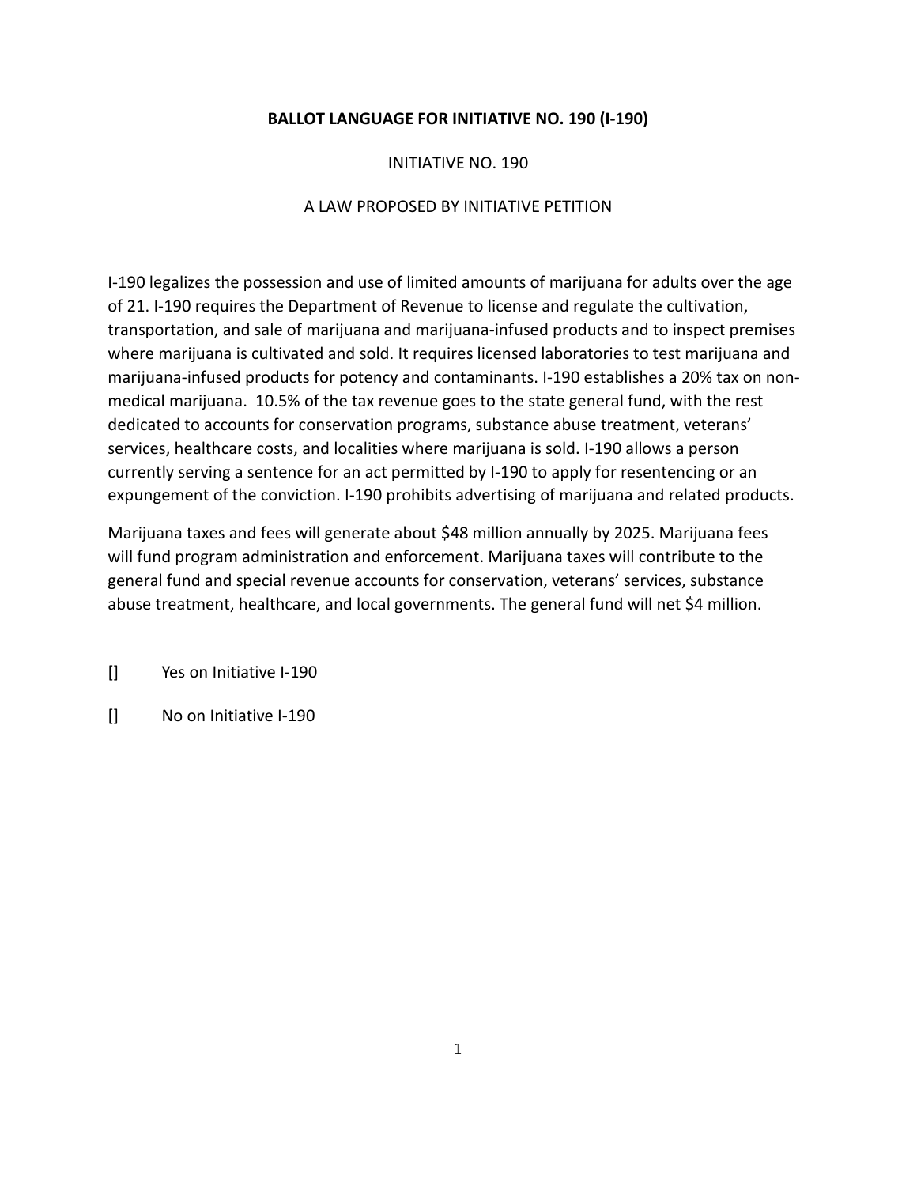**BALLOT LANGUAGE FOR INITIATIVE NO. 190 (I-190)**

INITIATIVE NO. 190

A LAW PROPOSED BY INITIATIVE PETITION

I-190 legalizes the possession and use of limited amounts of marijuana for adults over the age of 21. I-190 requires the Department of Revenue to license and regulate the cultivation, transportation, and sale of marijuana and marijuana-infused products and to inspect premises where marijuana is cultivated and sold. It requires licensed laboratories to test marijuana and marijuana-infused products for potency and contaminants. I-190 establishes a 20% tax on non-medical marijuana. 10.5% of the tax revenue goes to the state general fund, with the rest dedicated to accounts for conservation programs, substance abuse treatment, veterans' services, healthcare costs, and localities where marijuana is sold. I-190 allows a person currently serving a sentence for an act permitted by I-190 to apply for resentencing or an expungement of the conviction. I-190 prohibits advertising of marijuana and related products.

Marijuana taxes and fees will generate about $48 million annually by 2025. Marijuana fees will fund program administration and enforcement. Marijuana taxes will contribute to the general fund and special revenue accounts for conservation, veterans' services, substance abuse treatment, healthcare, and local governments. The general fund will net $4 million.

[] Yes on Initiative I-190

[] No on Initiative I-190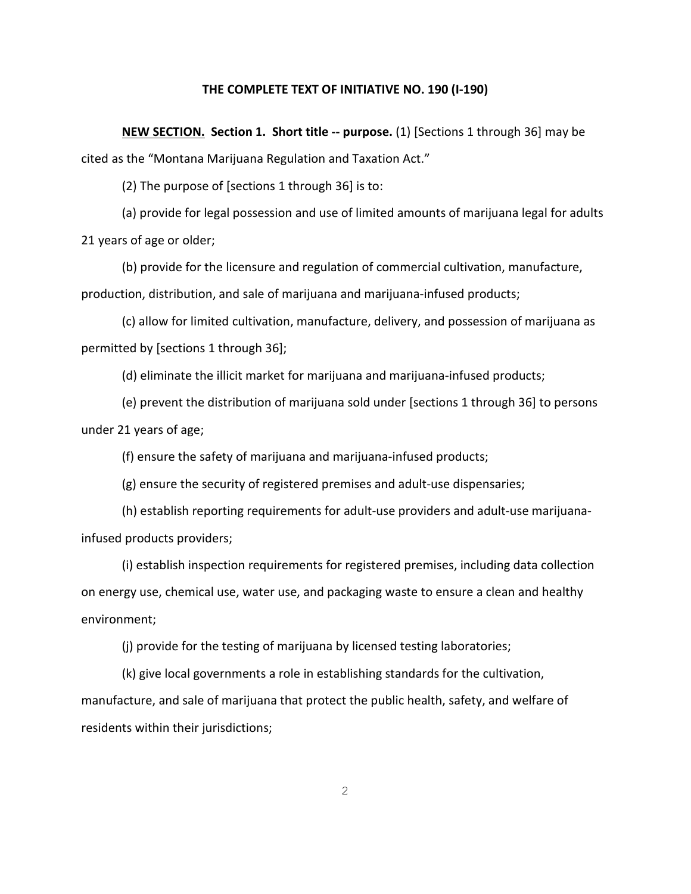**THE COMPLETE TEXT OF INITIATIVE NO. 190 (I-190)**

**NEW SECTION. Section 1. Short title -- purpose.** (1) [Sections 1 through 36] may be cited as the "Montana Marijuana Regulation and Taxation Act."

(2) The purpose of [sections 1 through 36] is to:

(a) provide for legal possession and use of limited amounts of marijuana legal for adults 21 years of age or older;

(b) provide for the licensure and regulation of commercial cultivation, manufacture, production, distribution, and sale of marijuana and marijuana-infused products;

(c) allow for limited cultivation, manufacture, delivery, and possession of marijuana as permitted by [sections 1 through 36];

(d) eliminate the illicit market for marijuana and marijuana-infused products;

(e) prevent the distribution of marijuana sold under [sections 1 through 36] to persons under 21 years of age;

(f) ensure the safety of marijuana and marijuana-infused products;

(g) ensure the security of registered premises and adult-use dispensaries;

(h) establish reporting requirements for adult-use providers and adult-use marijuana-infused products providers;

(i) establish inspection requirements for registered premises, including data collection on energy use, chemical use, water use, and packaging waste to ensure a clean and healthy environment;

(j) provide for the testing of marijuana by licensed testing laboratories;

(k) give local governments a role in establishing standards for the cultivation, manufacture, and sale of marijuana that protect the public health, safety, and welfare of residents within their jurisdictions;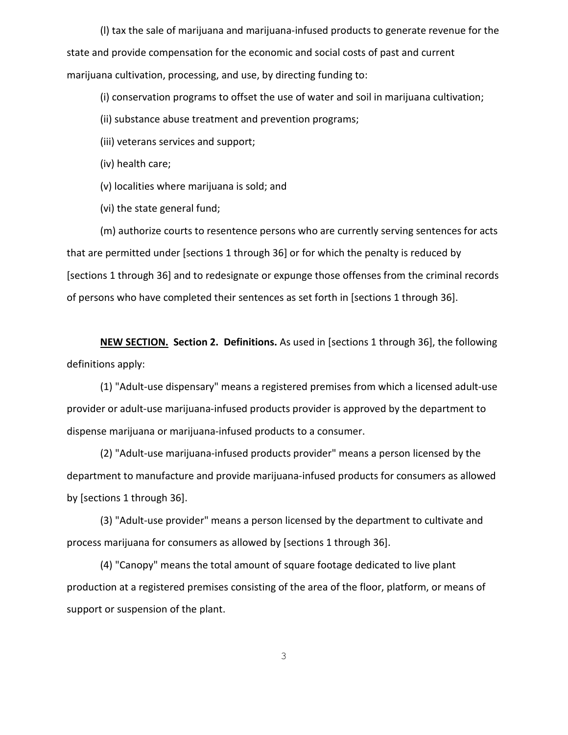(l) tax the sale of marijuana and marijuana-infused products to generate revenue for the state and provide compensation for the economic and social costs of past and current marijuana cultivation, processing, and use, by directing funding to:

(i) conservation programs to offset the use of water and soil in marijuana cultivation;

(ii) substance abuse treatment and prevention programs;

(iii) veterans services and support;

(iv) health care;

(v) localities where marijuana is sold; and

(vi) the state general fund;

(m) authorize courts to resentence persons who are currently serving sentences for acts that are permitted under [sections 1 through 36] or for which the penalty is reduced by [sections 1 through 36] and to redesignate or expunge those offenses from the criminal records of persons who have completed their sentences as set forth in [sections 1 through 36].

**NEW SECTION.** **Section 2. Definitions.** As used in [sections 1 through 36], the following definitions apply:

(1) "Adult-use dispensary" means a registered premises from which a licensed adult-use provider or adult-use marijuana-infused products provider is approved by the department to dispense marijuana or marijuana-infused products to a consumer.

(2) "Adult-use marijuana-infused products provider" means a person licensed by the department to manufacture and provide marijuana-infused products for consumers as allowed by [sections 1 through 36].

(3) "Adult-use provider" means a person licensed by the department to cultivate and process marijuana for consumers as allowed by [sections 1 through 36].

(4) "Canopy" means the total amount of square footage dedicated to live plant production at a registered premises consisting of the area of the floor, platform, or means of support or suspension of the plant.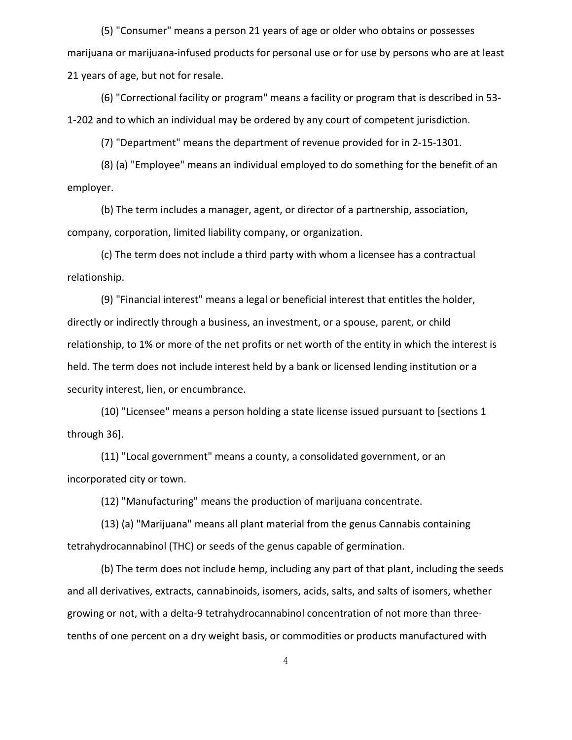(5) "Consumer" means a person 21 years of age or older who obtains or possesses marijuana or marijuana-infused products for personal use or for use by persons who are at least 21 years of age, but not for resale.

(6) "Correctional facility or program" means a facility or program that is described in 53-1-202 and to which an individual may be ordered by any court of competent jurisdiction.

(7) "Department" means the department of revenue provided for in 2-15-1301.

(8) (a) "Employee" means an individual employed to do something for the benefit of an employer.

(b) The term includes a manager, agent, or director of a partnership, association, company, corporation, limited liability company, or organization.

(c) The term does not include a third party with whom a licensee has a contractual relationship.

(9) "Financial interest" means a legal or beneficial interest that entitles the holder, directly or indirectly through a business, an investment, or a spouse, parent, or child relationship, to 1% or more of the net profits or net worth of the entity in which the interest is held. The term does not include interest held by a bank or licensed lending institution or a security interest, lien, or encumbrance.

(10) "Licensee" means a person holding a state license issued pursuant to [sections 1 through 36].

(11) "Local government" means a county, a consolidated government, or an incorporated city or town.

(12) "Manufacturing" means the production of marijuana concentrate.

(13) (a) "Marijuana" means all plant material from the genus Cannabis containing tetrahydrocannabinol (THC) or seeds of the genus capable of germination.

(b) The term does not include hemp, including any part of that plant, including the seeds and all derivatives, extracts, cannabinoids, isomers, acids, salts, and salts of isomers, whether growing or not, with a delta-9 tetrahydrocannabinol concentration of not more than three-tenths of one percent on a dry weight basis, or commodities or products manufactured with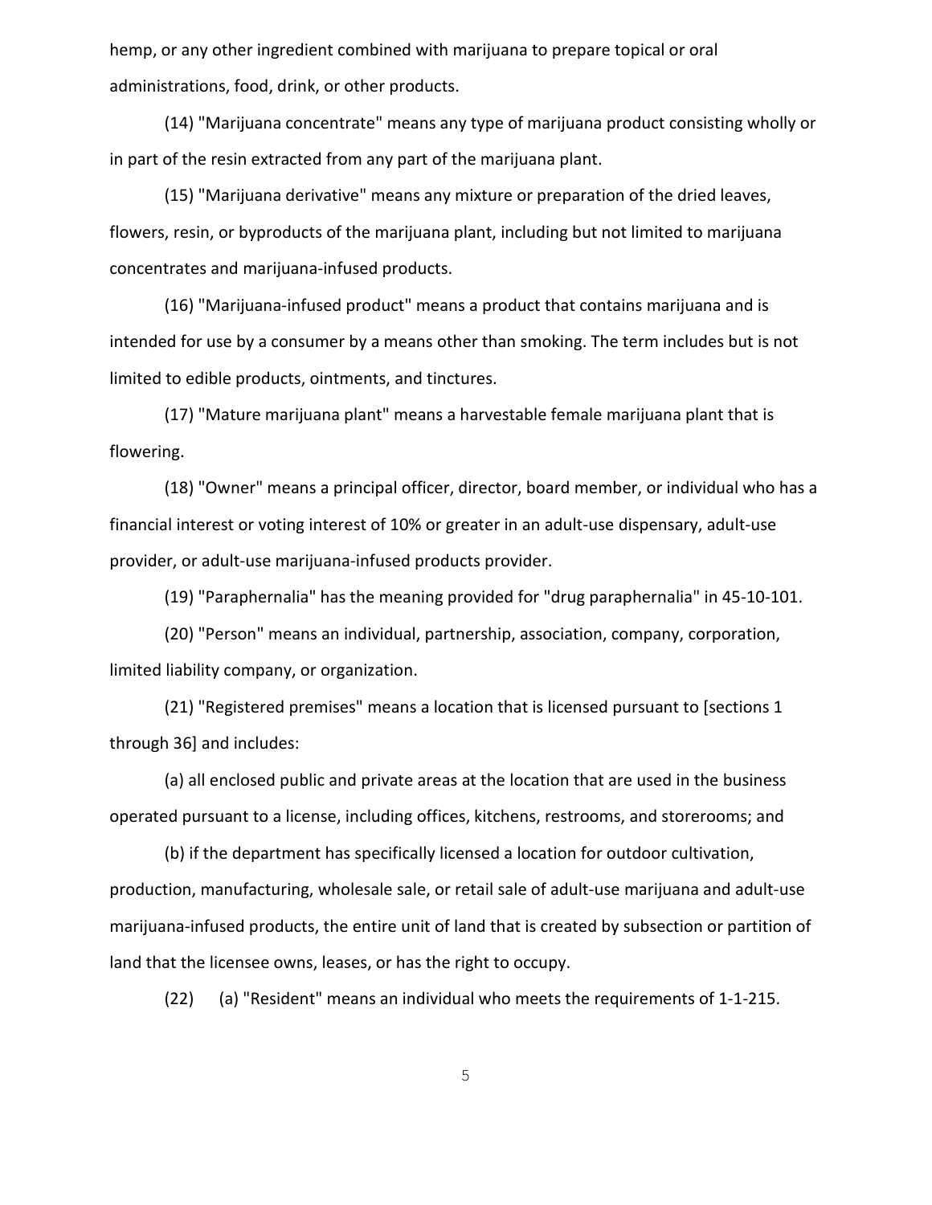hemp, or any other ingredient combined with marijuana to prepare topical or oral administrations, food, drink, or other products.

(14) "Marijuana concentrate" means any type of marijuana product consisting wholly or in part of the resin extracted from any part of the marijuana plant.

(15) "Marijuana derivative" means any mixture or preparation of the dried leaves, flowers, resin, or byproducts of the marijuana plant, including but not limited to marijuana concentrates and marijuana-infused products.

(16) "Marijuana-infused product" means a product that contains marijuana and is intended for use by a consumer by a means other than smoking. The term includes but is not limited to edible products, ointments, and tinctures.

(17) "Mature marijuana plant" means a harvestable female marijuana plant that is flowering.

(18) "Owner" means a principal officer, director, board member, or individual who has a financial interest or voting interest of 10% or greater in an adult-use dispensary, adult-use provider, or adult-use marijuana-infused products provider.

(19) "Paraphernalia" has the meaning provided for "drug paraphernalia" in 45-10-101.

(20) "Person" means an individual, partnership, association, company, corporation, limited liability company, or organization.

(21) "Registered premises" means a location that is licensed pursuant to [sections 1 through 36] and includes:

(a) all enclosed public and private areas at the location that are used in the business operated pursuant to a license, including offices, kitchens, restrooms, and storerooms; and

(b) if the department has specifically licensed a location for outdoor cultivation, production, manufacturing, wholesale sale, or retail sale of adult-use marijuana and adult-use marijuana-infused products, the entire unit of land that is created by subsection or partition of land that the licensee owns, leases, or has the right to occupy.

(22) (a) "Resident" means an individual who meets the requirements of 1-1-215.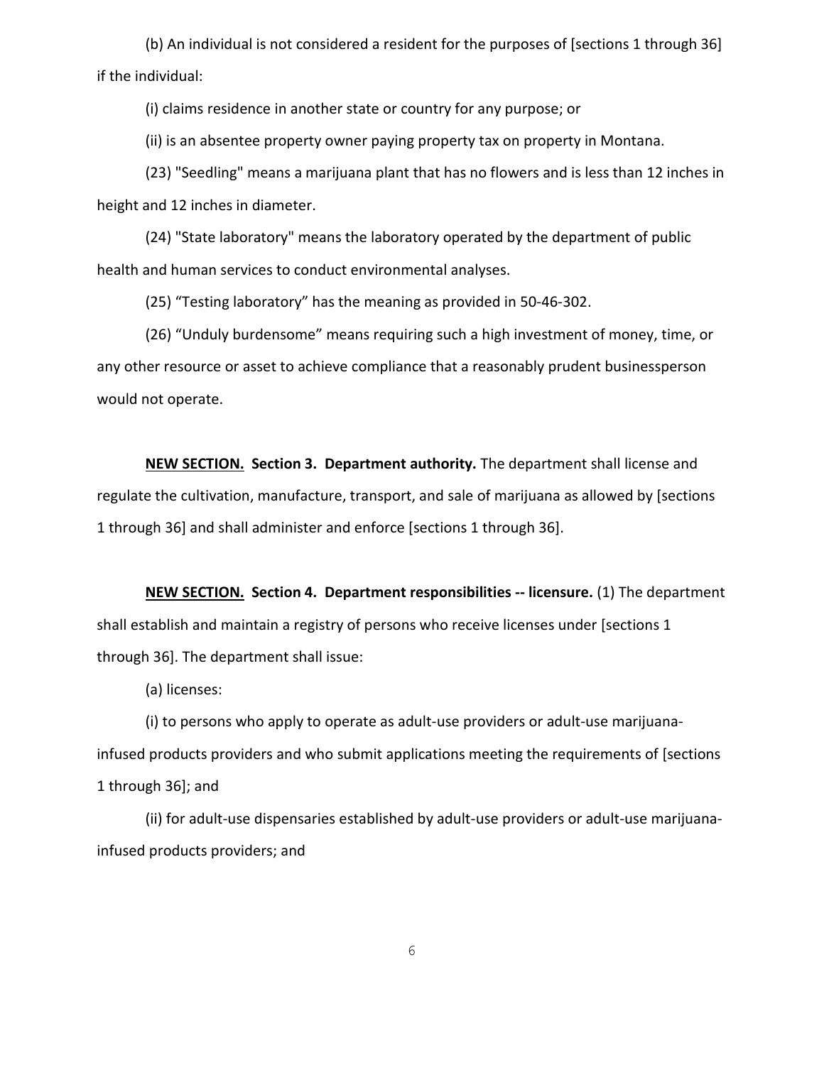(b) An individual is not considered a resident for the purposes of [sections 1 through 36] if the individual:

(i) claims residence in another state or country for any purpose; or

(ii) is an absentee property owner paying property tax on property in Montana.

(23) "Seedling" means a marijuana plant that has no flowers and is less than 12 inches in height and 12 inches in diameter.

(24) "State laboratory" means the laboratory operated by the department of public health and human services to conduct environmental analyses.

(25) “Testing laboratory” has the meaning as provided in 50-46-302.

(26) “Unduly burdensome” means requiring such a high investment of money, time, or any other resource or asset to achieve compliance that a reasonably prudent businessperson would not operate.

**NEW SECTION. Section 3. Department authority.** The department shall license and regulate the cultivation, manufacture, transport, and sale of marijuana as allowed by [sections 1 through 36] and shall administer and enforce [sections 1 through 36].

**NEW SECTION. Section 4. Department responsibilities -- licensure.** (1) The department shall establish and maintain a registry of persons who receive licenses under [sections 1 through 36]. The department shall issue:

(a) licenses:

(i) to persons who apply to operate as adult-use providers or adult-use marijuana-infused products providers and who submit applications meeting the requirements of [sections 1 through 36]; and

(ii) for adult-use dispensaries established by adult-use providers or adult-use marijuana-infused products providers; and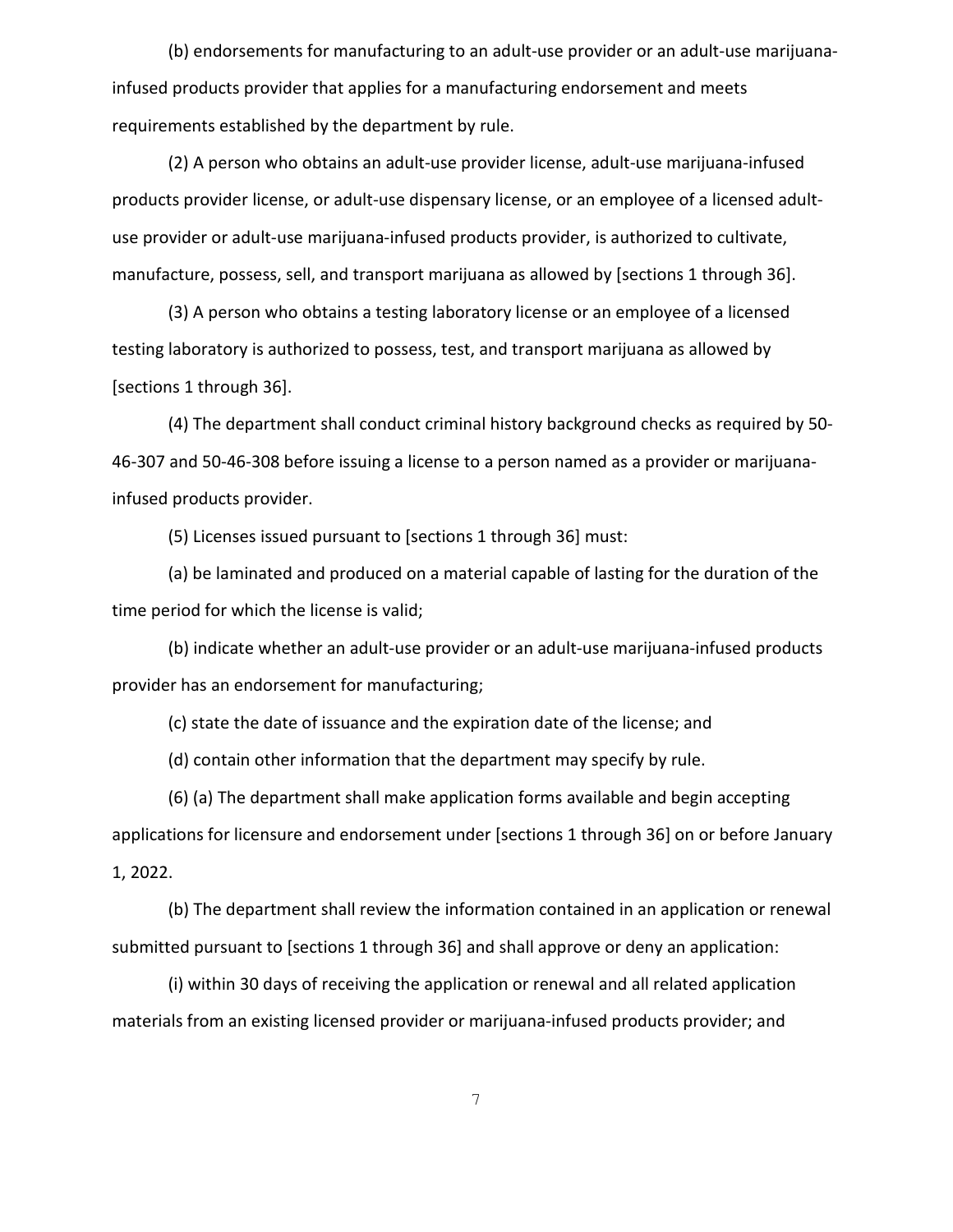(b) endorsements for manufacturing to an adult-use provider or an adult-use marijuana-infused products provider that applies for a manufacturing endorsement and meets requirements established by the department by rule.

(2) A person who obtains an adult-use provider license, adult-use marijuana-infused products provider license, or adult-use dispensary license, or an employee of a licensed adult-use provider or adult-use marijuana-infused products provider, is authorized to cultivate, manufacture, possess, sell, and transport marijuana as allowed by [sections 1 through 36].

(3) A person who obtains a testing laboratory license or an employee of a licensed testing laboratory is authorized to possess, test, and transport marijuana as allowed by [sections 1 through 36].

(4) The department shall conduct criminal history background checks as required by 50-46-307 and 50-46-308 before issuing a license to a person named as a provider or marijuana-infused products provider.

(5) Licenses issued pursuant to [sections 1 through 36] must:

(a) be laminated and produced on a material capable of lasting for the duration of the time period for which the license is valid;

(b) indicate whether an adult-use provider or an adult-use marijuana-infused products provider has an endorsement for manufacturing;

(c) state the date of issuance and the expiration date of the license; and

(d) contain other information that the department may specify by rule.

(6) (a) The department shall make application forms available and begin accepting applications for licensure and endorsement under [sections 1 through 36] on or before January 1, 2022.

(b) The department shall review the information contained in an application or renewal submitted pursuant to [sections 1 through 36] and shall approve or deny an application:

(i) within 30 days of receiving the application or renewal and all related application materials from an existing licensed provider or marijuana-infused products provider; and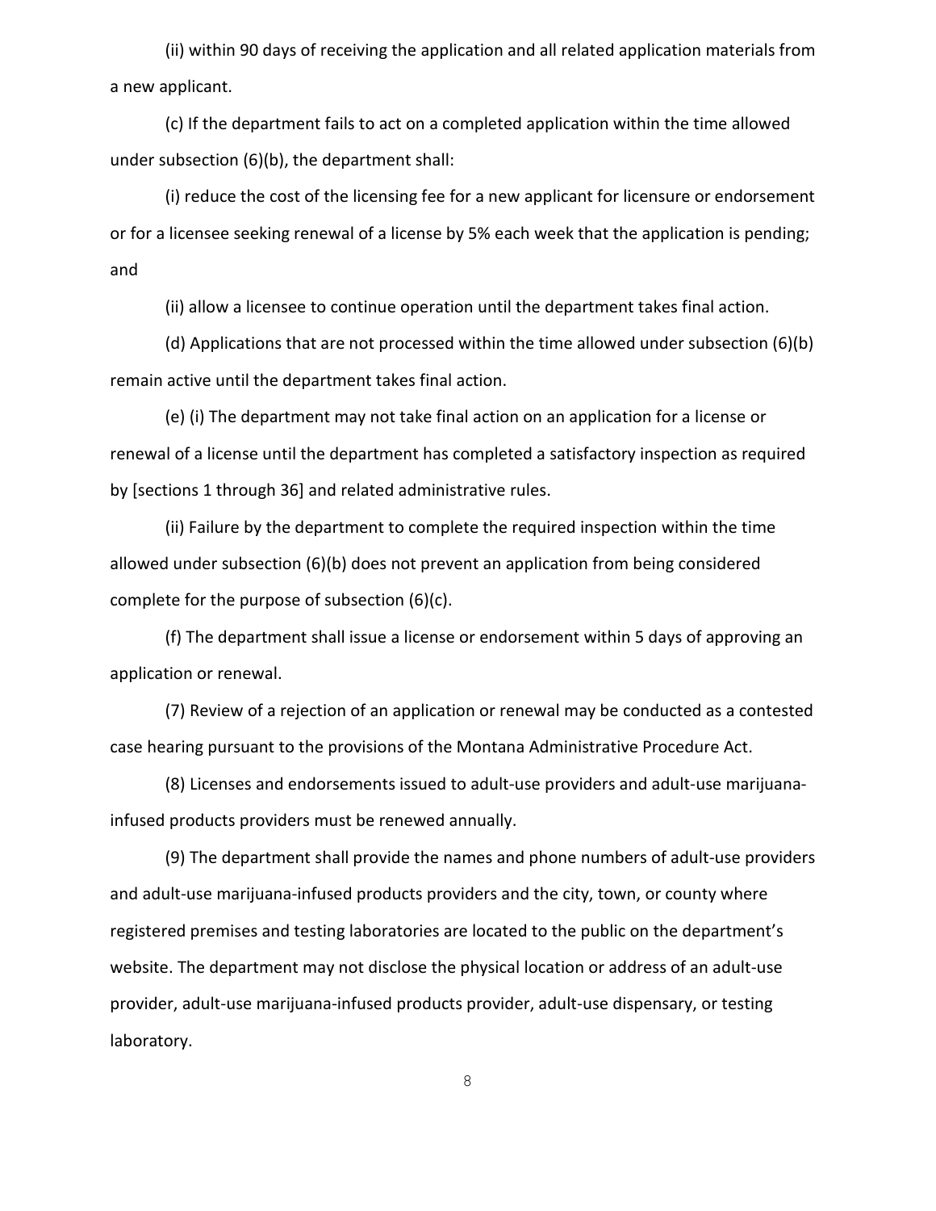(ii) within 90 days of receiving the application and all related application materials from a new applicant.

(c) If the department fails to act on a completed application within the time allowed under subsection (6)(b), the department shall:

(i) reduce the cost of the licensing fee for a new applicant for licensure or endorsement or for a licensee seeking renewal of a license by 5% each week that the application is pending; and

(ii) allow a licensee to continue operation until the department takes final action.

(d) Applications that are not processed within the time allowed under subsection (6)(b) remain active until the department takes final action.

(e) (i) The department may not take final action on an application for a license or renewal of a license until the department has completed a satisfactory inspection as required by [sections 1 through 36] and related administrative rules.

(ii) Failure by the department to complete the required inspection within the time allowed under subsection (6)(b) does not prevent an application from being considered complete for the purpose of subsection (6)(c).

(f) The department shall issue a license or endorsement within 5 days of approving an application or renewal.

(7) Review of a rejection of an application or renewal may be conducted as a contested case hearing pursuant to the provisions of the Montana Administrative Procedure Act.

(8) Licenses and endorsements issued to adult-use providers and adult-use marijuana-infused products providers must be renewed annually.

(9) The department shall provide the names and phone numbers of adult-use providers and adult-use marijuana-infused products providers and the city, town, or county where registered premises and testing laboratories are located to the public on the department's website. The department may not disclose the physical location or address of an adult-use provider, adult-use marijuana-infused products provider, adult-use dispensary, or testing laboratory.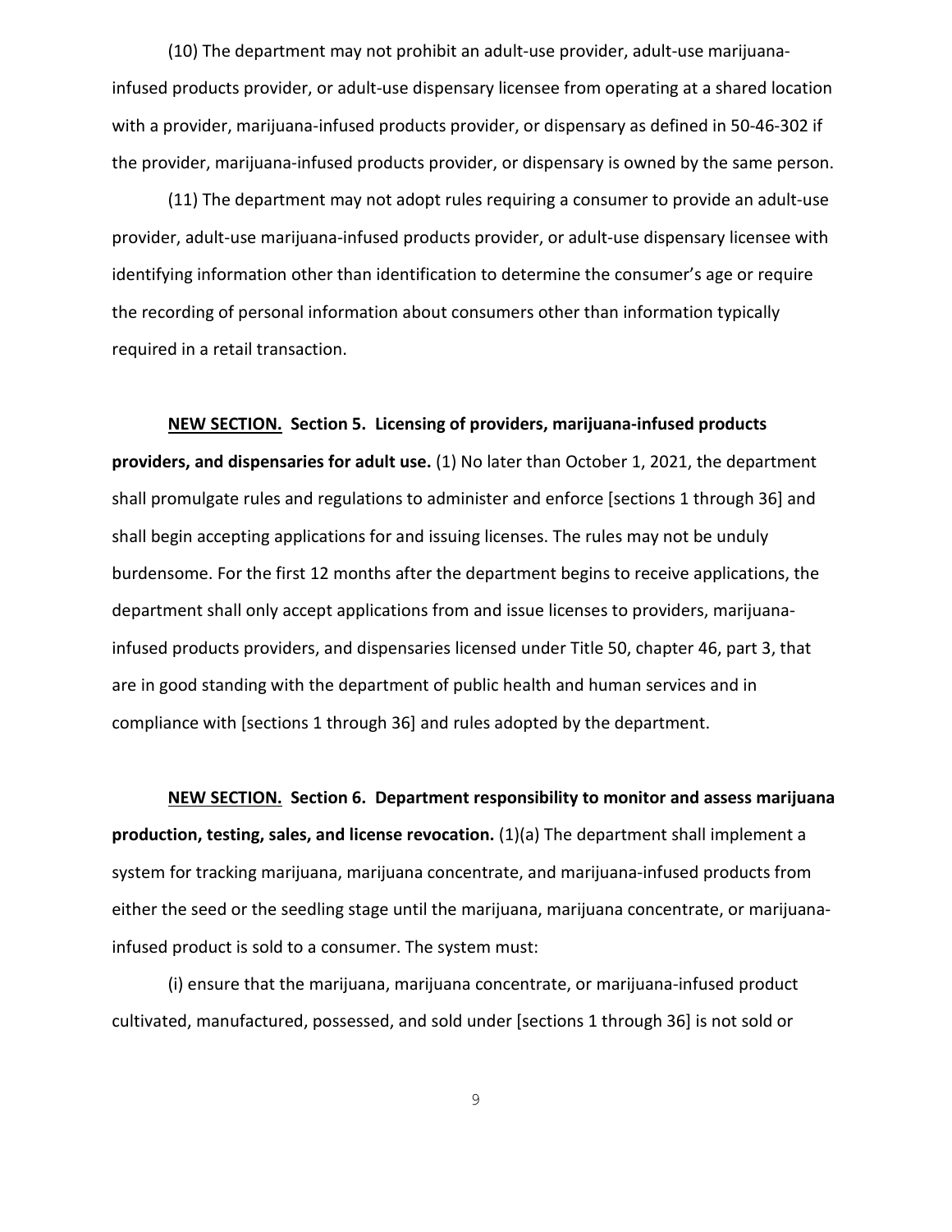(10) The department may not prohibit an adult-use provider, adult-use marijuana-infused products provider, or adult-use dispensary licensee from operating at a shared location with a provider, marijuana-infused products provider, or dispensary as defined in 50-46-302 if the provider, marijuana-infused products provider, or dispensary is owned by the same person.

(11) The department may not adopt rules requiring a consumer to provide an adult-use provider, adult-use marijuana-infused products provider, or adult-use dispensary licensee with identifying information other than identification to determine the consumer's age or require the recording of personal information about consumers other than information typically required in a retail transaction.

**NEW SECTION. Section 5. Licensing of providers, marijuana-infused products providers, and dispensaries for adult use.** (1) No later than October 1, 2021, the department shall promulgate rules and regulations to administer and enforce [sections 1 through 36] and shall begin accepting applications for and issuing licenses. The rules may not be unduly burdensome. For the first 12 months after the department begins to receive applications, the department shall only accept applications from and issue licenses to providers, marijuana-infused products providers, and dispensaries licensed under Title 50, chapter 46, part 3, that are in good standing with the department of public health and human services and in compliance with [sections 1 through 36] and rules adopted by the department.

**NEW SECTION. Section 6. Department responsibility to monitor and assess marijuana production, testing, sales, and license revocation.** (1)(a) The department shall implement a system for tracking marijuana, marijuana concentrate, and marijuana-infused products from either the seed or the seedling stage until the marijuana, marijuana concentrate, or marijuana-infused product is sold to a consumer. The system must:

(i) ensure that the marijuana, marijuana concentrate, or marijuana-infused product cultivated, manufactured, possessed, and sold under [sections 1 through 36] is not sold or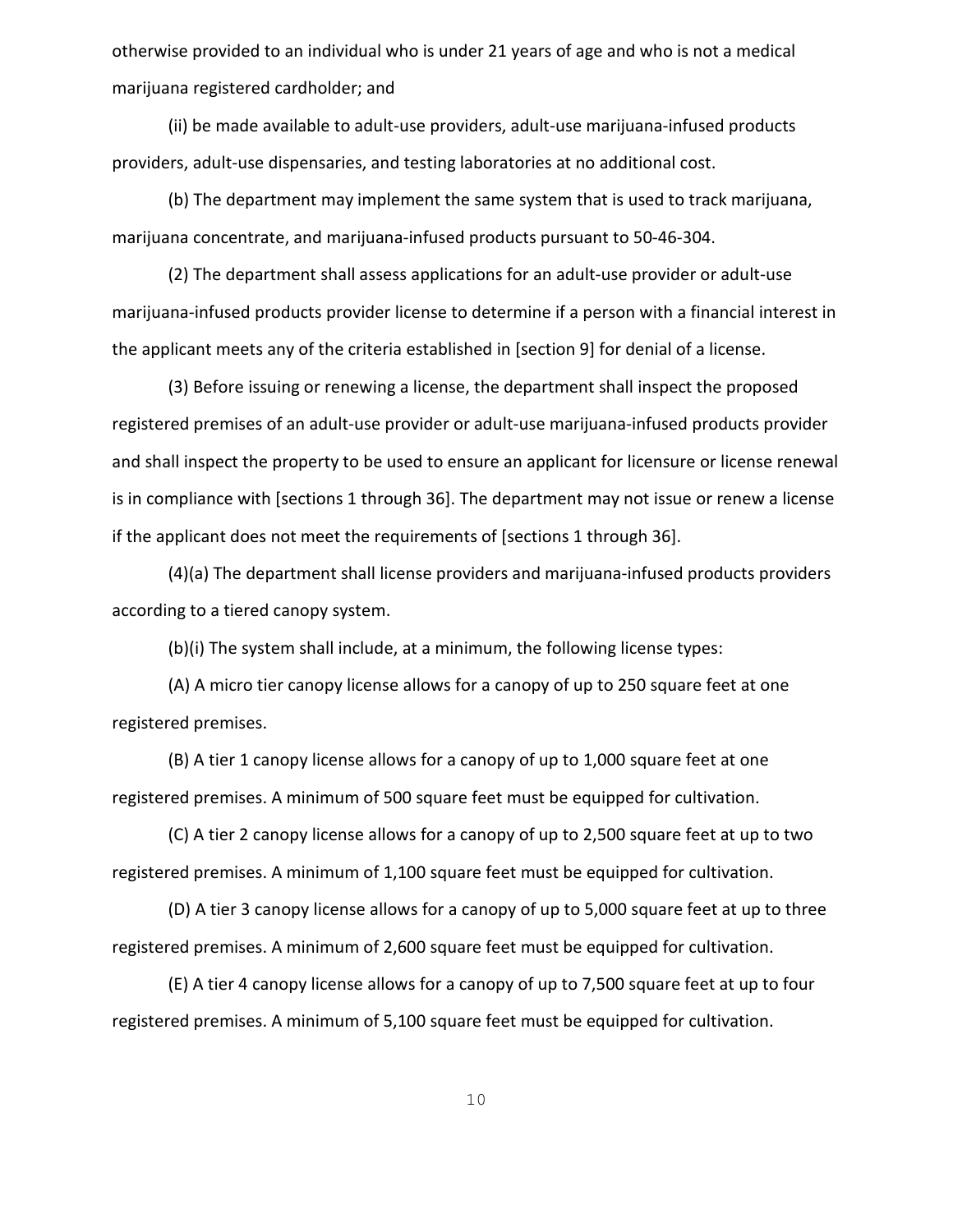otherwise provided to an individual who is under 21 years of age and who is not a medical marijuana registered cardholder; and

(ii) be made available to adult-use providers, adult-use marijuana-infused products providers, adult-use dispensaries, and testing laboratories at no additional cost.

(b) The department may implement the same system that is used to track marijuana, marijuana concentrate, and marijuana-infused products pursuant to 50-46-304.

(2) The department shall assess applications for an adult-use provider or adult-use marijuana-infused products provider license to determine if a person with a financial interest in the applicant meets any of the criteria established in [section 9] for denial of a license.

(3) Before issuing or renewing a license, the department shall inspect the proposed registered premises of an adult-use provider or adult-use marijuana-infused products provider and shall inspect the property to be used to ensure an applicant for licensure or license renewal is in compliance with [sections 1 through 36]. The department may not issue or renew a license if the applicant does not meet the requirements of [sections 1 through 36].

(4)(a) The department shall license providers and marijuana-infused products providers according to a tiered canopy system.

(b)(i) The system shall include, at a minimum, the following license types:

(A) A micro tier canopy license allows for a canopy of up to 250 square feet at one registered premises.

(B) A tier 1 canopy license allows for a canopy of up to 1,000 square feet at one registered premises. A minimum of 500 square feet must be equipped for cultivation.

(C) A tier 2 canopy license allows for a canopy of up to 2,500 square feet at up to two registered premises. A minimum of 1,100 square feet must be equipped for cultivation.

(D) A tier 3 canopy license allows for a canopy of up to 5,000 square feet at up to three registered premises. A minimum of 2,600 square feet must be equipped for cultivation.

(E) A tier 4 canopy license allows for a canopy of up to 7,500 square feet at up to four registered premises. A minimum of 5,100 square feet must be equipped for cultivation.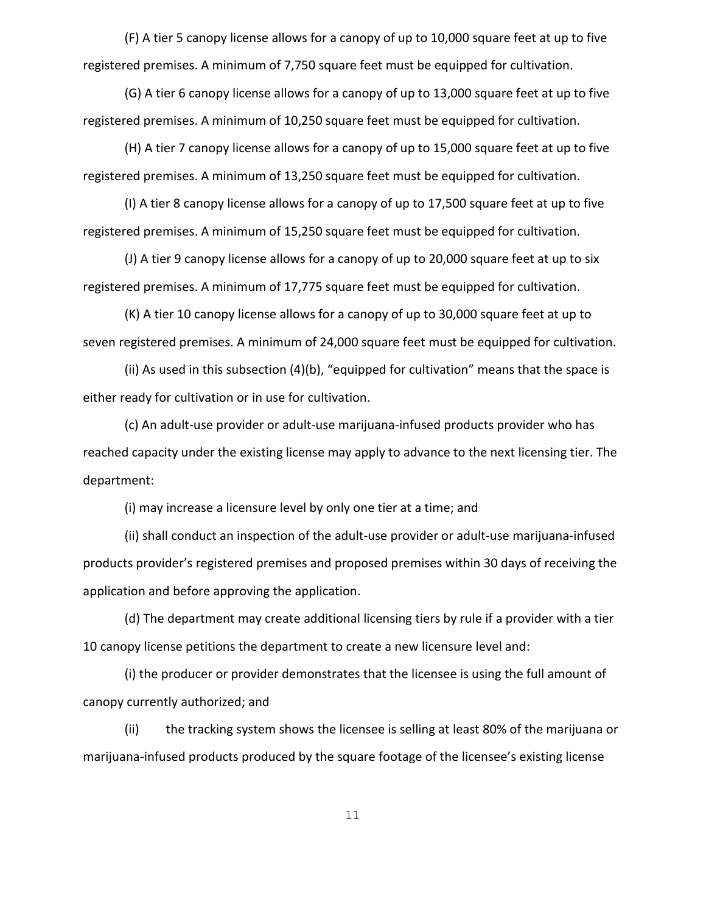(F) A tier 5 canopy license allows for a canopy of up to 10,000 square feet at up to five registered premises. A minimum of 7,750 square feet must be equipped for cultivation.

(G) A tier 6 canopy license allows for a canopy of up to 13,000 square feet at up to five registered premises. A minimum of 10,250 square feet must be equipped for cultivation.

(H) A tier 7 canopy license allows for a canopy of up to 15,000 square feet at up to five registered premises. A minimum of 13,250 square feet must be equipped for cultivation.

(I) A tier 8 canopy license allows for a canopy of up to 17,500 square feet at up to five registered premises. A minimum of 15,250 square feet must be equipped for cultivation.

(J) A tier 9 canopy license allows for a canopy of up to 20,000 square feet at up to six registered premises. A minimum of 17,775 square feet must be equipped for cultivation.

(K) A tier 10 canopy license allows for a canopy of up to 30,000 square feet at up to seven registered premises. A minimum of 24,000 square feet must be equipped for cultivation.

(ii) As used in this subsection (4)(b), "equipped for cultivation" means that the space is either ready for cultivation or in use for cultivation.

(c) An adult-use provider or adult-use marijuana-infused products provider who has reached capacity under the existing license may apply to advance to the next licensing tier. The department:

(i) may increase a licensure level by only one tier at a time; and

(ii) shall conduct an inspection of the adult-use provider or adult-use marijuana-infused products provider's registered premises and proposed premises within 30 days of receiving the application and before approving the application.

(d) The department may create additional licensing tiers by rule if a provider with a tier 10 canopy license petitions the department to create a new licensure level and:

(i) the producer or provider demonstrates that the licensee is using the full amount of canopy currently authorized; and

(ii) the tracking system shows the licensee is selling at least 80% of the marijuana or marijuana-infused products produced by the square footage of the licensee's existing license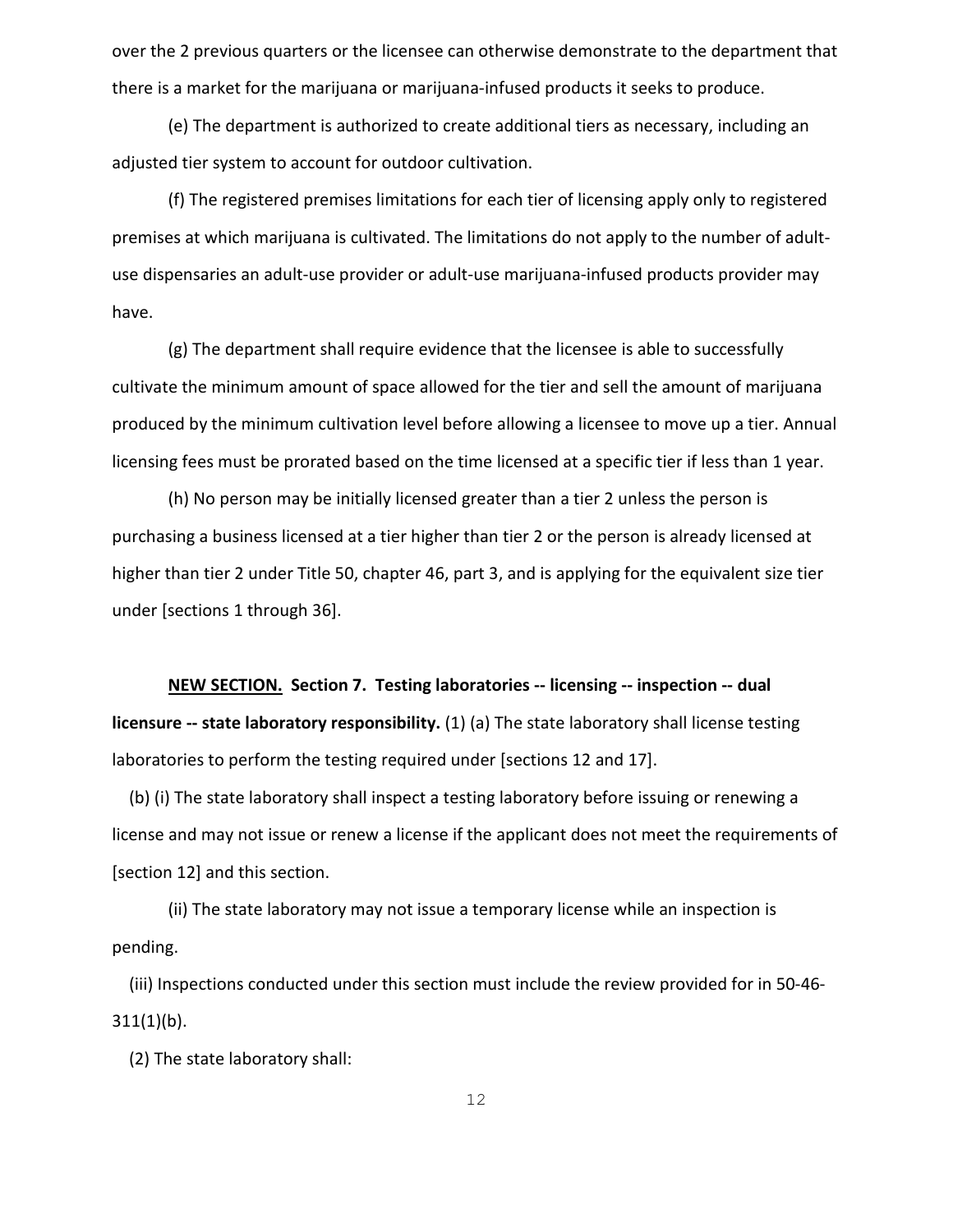over the 2 previous quarters or the licensee can otherwise demonstrate to the department that there is a market for the marijuana or marijuana-infused products it seeks to produce.

(e) The department is authorized to create additional tiers as necessary, including an adjusted tier system to account for outdoor cultivation.

(f) The registered premises limitations for each tier of licensing apply only to registered premises at which marijuana is cultivated. The limitations do not apply to the number of adult-use dispensaries an adult-use provider or adult-use marijuana-infused products provider may have.

(g) The department shall require evidence that the licensee is able to successfully cultivate the minimum amount of space allowed for the tier and sell the amount of marijuana produced by the minimum cultivation level before allowing a licensee to move up a tier. Annual licensing fees must be prorated based on the time licensed at a specific tier if less than 1 year.

(h) No person may be initially licensed greater than a tier 2 unless the person is purchasing a business licensed at a tier higher than tier 2 or the person is already licensed at higher than tier 2 under Title 50, chapter 46, part 3, and is applying for the equivalent size tier under [sections 1 through 36].

**NEW SECTION. Section 7. Testing laboratories -- licensing -- inspection -- dual licensure -- state laboratory responsibility.** (1) (a) The state laboratory shall license testing laboratories to perform the testing required under [sections 12 and 17].

(b) (i) The state laboratory shall inspect a testing laboratory before issuing or renewing a license and may not issue or renew a license if the applicant does not meet the requirements of [section 12] and this section.

(ii) The state laboratory may not issue a temporary license while an inspection is pending.

(iii) Inspections conducted under this section must include the review provided for in 50-46-311(1)(b).

(2) The state laboratory shall: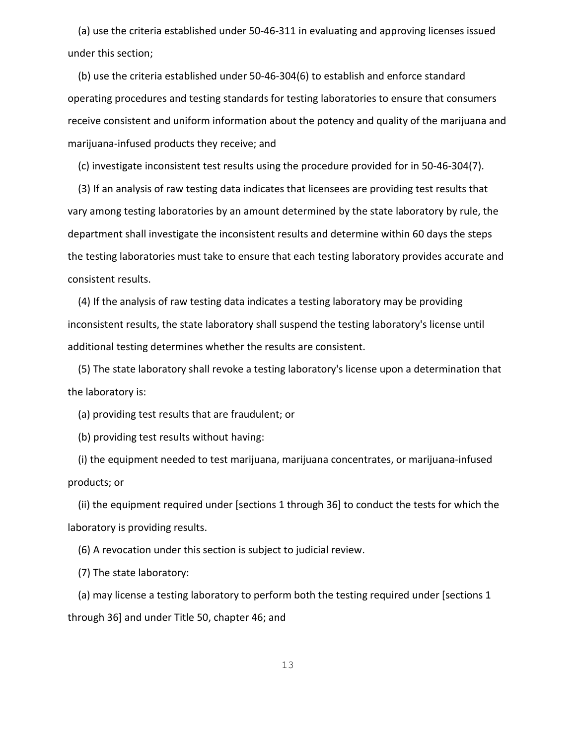(a) use the criteria established under 50-46-311 in evaluating and approving licenses issued under this section;

(b) use the criteria established under 50-46-304(6) to establish and enforce standard operating procedures and testing standards for testing laboratories to ensure that consumers receive consistent and uniform information about the potency and quality of the marijuana and marijuana-infused products they receive; and

(c) investigate inconsistent test results using the procedure provided for in 50-46-304(7).

(3) If an analysis of raw testing data indicates that licensees are providing test results that vary among testing laboratories by an amount determined by the state laboratory by rule, the department shall investigate the inconsistent results and determine within 60 days the steps the testing laboratories must take to ensure that each testing laboratory provides accurate and consistent results.

(4) If the analysis of raw testing data indicates a testing laboratory may be providing inconsistent results, the state laboratory shall suspend the testing laboratory's license until additional testing determines whether the results are consistent.

(5) The state laboratory shall revoke a testing laboratory's license upon a determination that the laboratory is:

(a) providing test results that are fraudulent; or

(b) providing test results without having:

(i) the equipment needed to test marijuana, marijuana concentrates, or marijuana-infused products; or

(ii) the equipment required under [sections 1 through 36] to conduct the tests for which the laboratory is providing results.

(6) A revocation under this section is subject to judicial review.

(7) The state laboratory:

(a) may license a testing laboratory to perform both the testing required under [sections 1 through 36] and under Title 50, chapter 46; and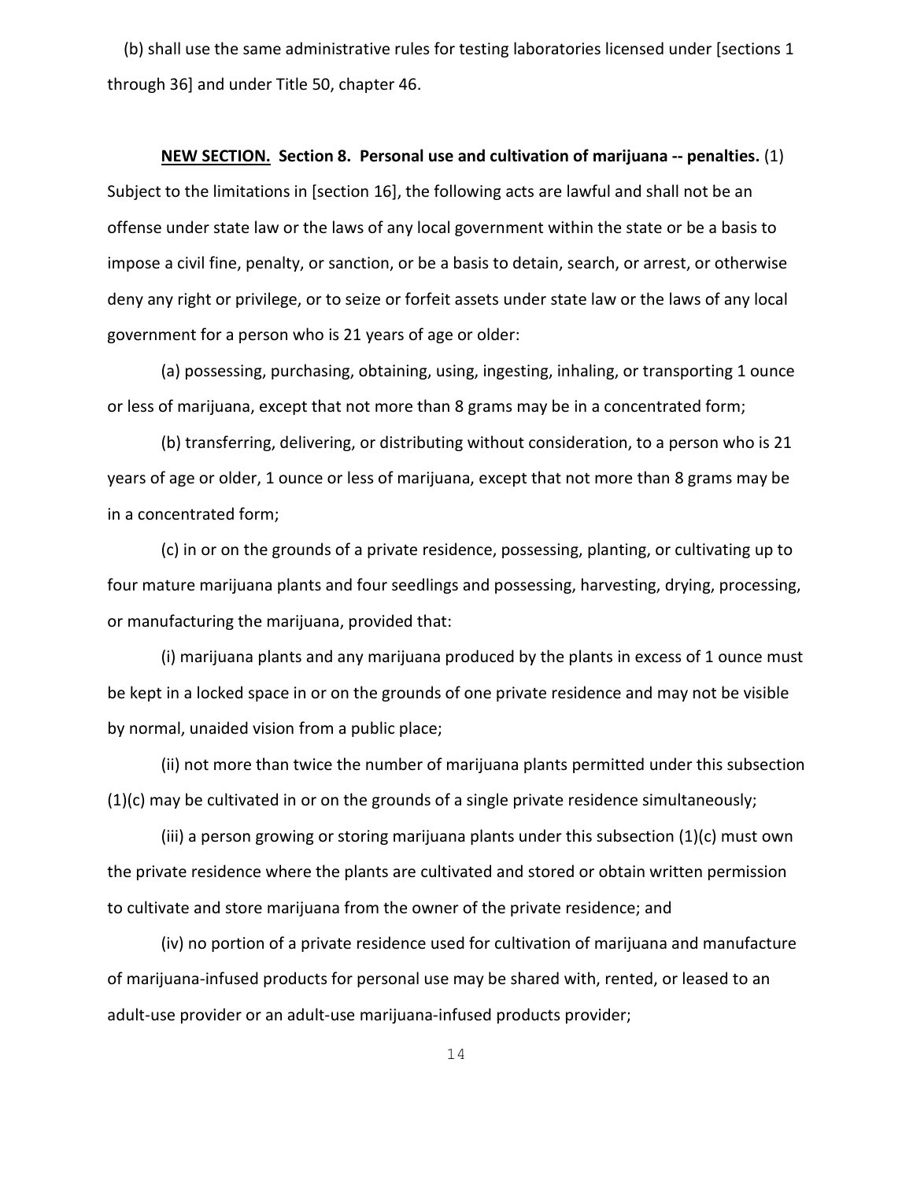(b) shall use the same administrative rules for testing laboratories licensed under [sections 1 through 36] and under Title 50, chapter 46.

**<u>NEW SECTION.</u> Section 8. Personal use and cultivation of marijuana -- penalties.** (1) Subject to the limitations in [section 16], the following acts are lawful and shall not be an offense under state law or the laws of any local government within the state or be a basis to impose a civil fine, penalty, or sanction, or be a basis to detain, search, or arrest, or otherwise deny any right or privilege, or to seize or forfeit assets under state law or the laws of any local government for a person who is 21 years of age or older:

(a) possessing, purchasing, obtaining, using, ingesting, inhaling, or transporting 1 ounce or less of marijuana, except that not more than 8 grams may be in a concentrated form;

(b) transferring, delivering, or distributing without consideration, to a person who is 21 years of age or older, 1 ounce or less of marijuana, except that not more than 8 grams may be in a concentrated form;

(c) in or on the grounds of a private residence, possessing, planting, or cultivating up to four mature marijuana plants and four seedlings and possessing, harvesting, drying, processing, or manufacturing the marijuana, provided that:

(i) marijuana plants and any marijuana produced by the plants in excess of 1 ounce must be kept in a locked space in or on the grounds of one private residence and may not be visible by normal, unaided vision from a public place;

(ii) not more than twice the number of marijuana plants permitted under this subsection (1)(c) may be cultivated in or on the grounds of a single private residence simultaneously;

(iii) a person growing or storing marijuana plants under this subsection (1)(c) must own the private residence where the plants are cultivated and stored or obtain written permission to cultivate and store marijuana from the owner of the private residence; and

(iv) no portion of a private residence used for cultivation of marijuana and manufacture of marijuana-infused products for personal use may be shared with, rented, or leased to an adult-use provider or an adult-use marijuana-infused products provider;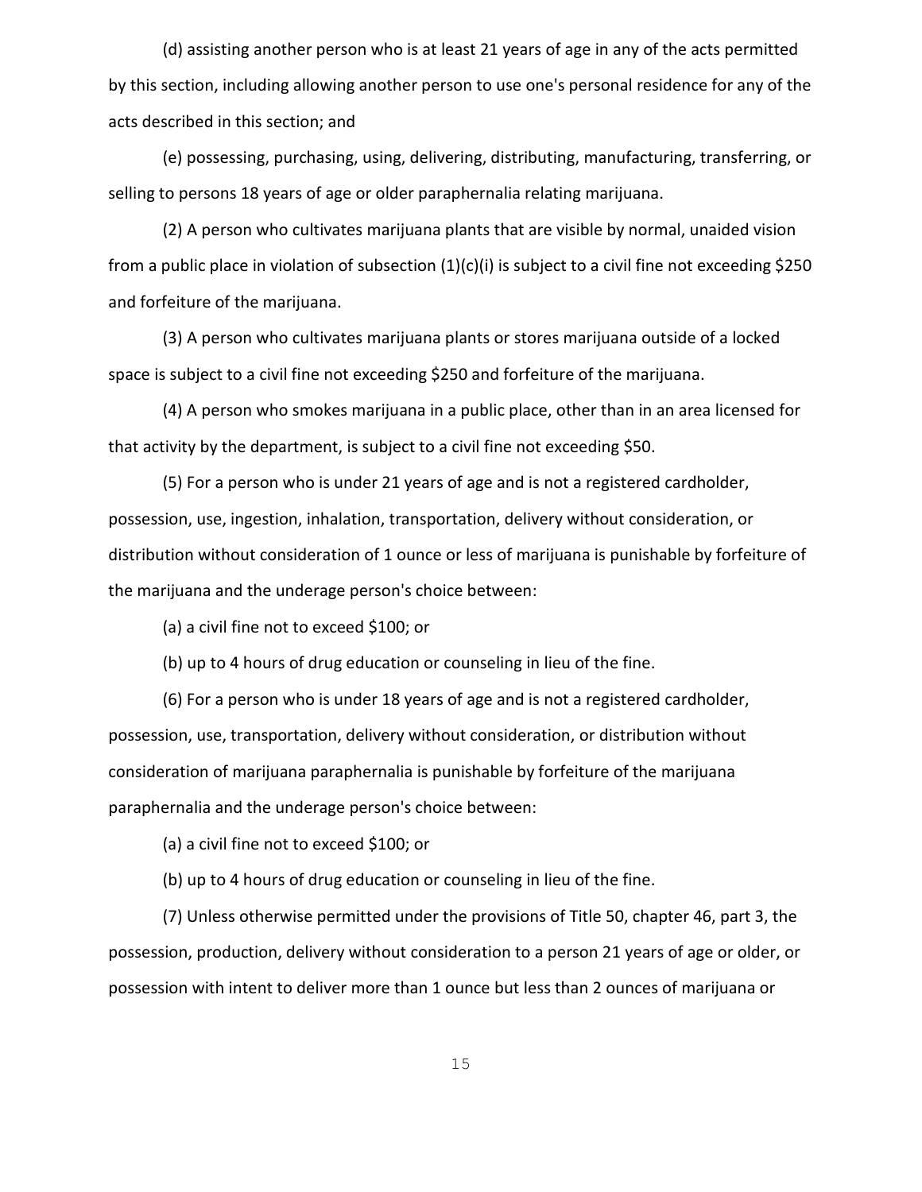(d) assisting another person who is at least 21 years of age in any of the acts permitted by this section, including allowing another person to use one's personal residence for any of the acts described in this section; and

(e) possessing, purchasing, using, delivering, distributing, manufacturing, transferring, or selling to persons 18 years of age or older paraphernalia relating marijuana.

(2) A person who cultivates marijuana plants that are visible by normal, unaided vision from a public place in violation of subsection (1)(c)(i) is subject to a civil fine not exceeding $250 and forfeiture of the marijuana.

(3) A person who cultivates marijuana plants or stores marijuana outside of a locked space is subject to a civil fine not exceeding $250 and forfeiture of the marijuana.

(4) A person who smokes marijuana in a public place, other than in an area licensed for that activity by the department, is subject to a civil fine not exceeding $50.

(5) For a person who is under 21 years of age and is not a registered cardholder, possession, use, ingestion, inhalation, transportation, delivery without consideration, or distribution without consideration of 1 ounce or less of marijuana is punishable by forfeiture of the marijuana and the underage person's choice between:

(a) a civil fine not to exceed $100; or

(b) up to 4 hours of drug education or counseling in lieu of the fine.

(6) For a person who is under 18 years of age and is not a registered cardholder, possession, use, transportation, delivery without consideration, or distribution without consideration of marijuana paraphernalia is punishable by forfeiture of the marijuana paraphernalia and the underage person's choice between:

(a) a civil fine not to exceed $100; or

(b) up to 4 hours of drug education or counseling in lieu of the fine.

(7) Unless otherwise permitted under the provisions of Title 50, chapter 46, part 3, the possession, production, delivery without consideration to a person 21 years of age or older, or possession with intent to deliver more than 1 ounce but less than 2 ounces of marijuana or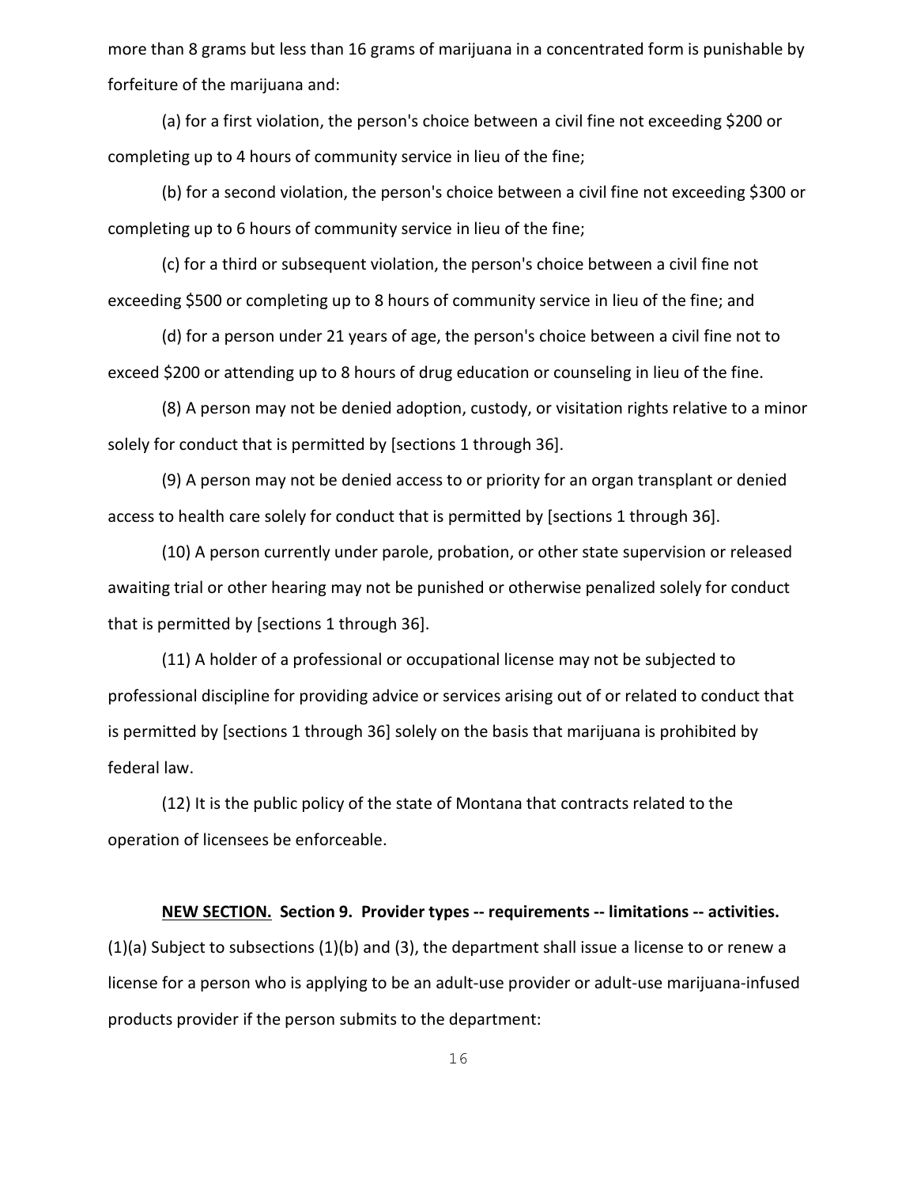more than 8 grams but less than 16 grams of marijuana in a concentrated form is punishable by forfeiture of the marijuana and:

(a) for a first violation, the person's choice between a civil fine not exceeding $200 or completing up to 4 hours of community service in lieu of the fine;

(b) for a second violation, the person's choice between a civil fine not exceeding $300 or completing up to 6 hours of community service in lieu of the fine;

(c) for a third or subsequent violation, the person's choice between a civil fine not exceeding $500 or completing up to 8 hours of community service in lieu of the fine; and

(d) for a person under 21 years of age, the person's choice between a civil fine not to exceed $200 or attending up to 8 hours of drug education or counseling in lieu of the fine.

(8) A person may not be denied adoption, custody, or visitation rights relative to a minor solely for conduct that is permitted by [sections 1 through 36].

(9) A person may not be denied access to or priority for an organ transplant or denied access to health care solely for conduct that is permitted by [sections 1 through 36].

(10) A person currently under parole, probation, or other state supervision or released awaiting trial or other hearing may not be punished or otherwise penalized solely for conduct that is permitted by [sections 1 through 36].

(11) A holder of a professional or occupational license may not be subjected to professional discipline for providing advice or services arising out of or related to conduct that is permitted by [sections 1 through 36] solely on the basis that marijuana is prohibited by federal law.

(12) It is the public policy of the state of Montana that contracts related to the operation of licensees be enforceable.

**NEW SECTION. Section 9. Provider types -- requirements -- limitations -- activities.** (1)(a) Subject to subsections (1)(b) and (3), the department shall issue a license to or renew a license for a person who is applying to be an adult-use provider or adult-use marijuana-infused products provider if the person submits to the department: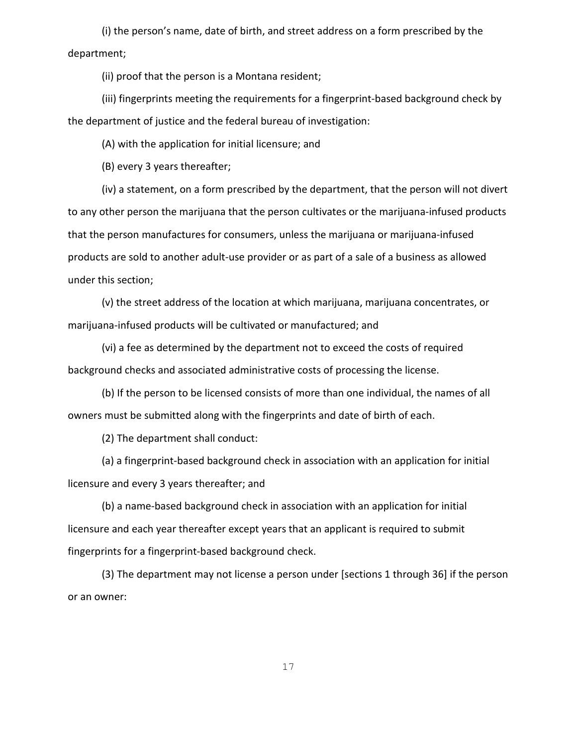(i) the person's name, date of birth, and street address on a form prescribed by the department;

(ii) proof that the person is a Montana resident;

(iii) fingerprints meeting the requirements for a fingerprint-based background check by the department of justice and the federal bureau of investigation:

(A) with the application for initial licensure; and

(B) every 3 years thereafter;

(iv) a statement, on a form prescribed by the department, that the person will not divert to any other person the marijuana that the person cultivates or the marijuana-infused products that the person manufactures for consumers, unless the marijuana or marijuana-infused products are sold to another adult-use provider or as part of a sale of a business as allowed under this section;

(v) the street address of the location at which marijuana, marijuana concentrates, or marijuana-infused products will be cultivated or manufactured; and

(vi) a fee as determined by the department not to exceed the costs of required background checks and associated administrative costs of processing the license.

(b) If the person to be licensed consists of more than one individual, the names of all owners must be submitted along with the fingerprints and date of birth of each.

(2) The department shall conduct:

(a) a fingerprint-based background check in association with an application for initial licensure and every 3 years thereafter; and

(b) a name-based background check in association with an application for initial licensure and each year thereafter except years that an applicant is required to submit fingerprints for a fingerprint-based background check.

(3) The department may not license a person under [sections 1 through 36] if the person or an owner: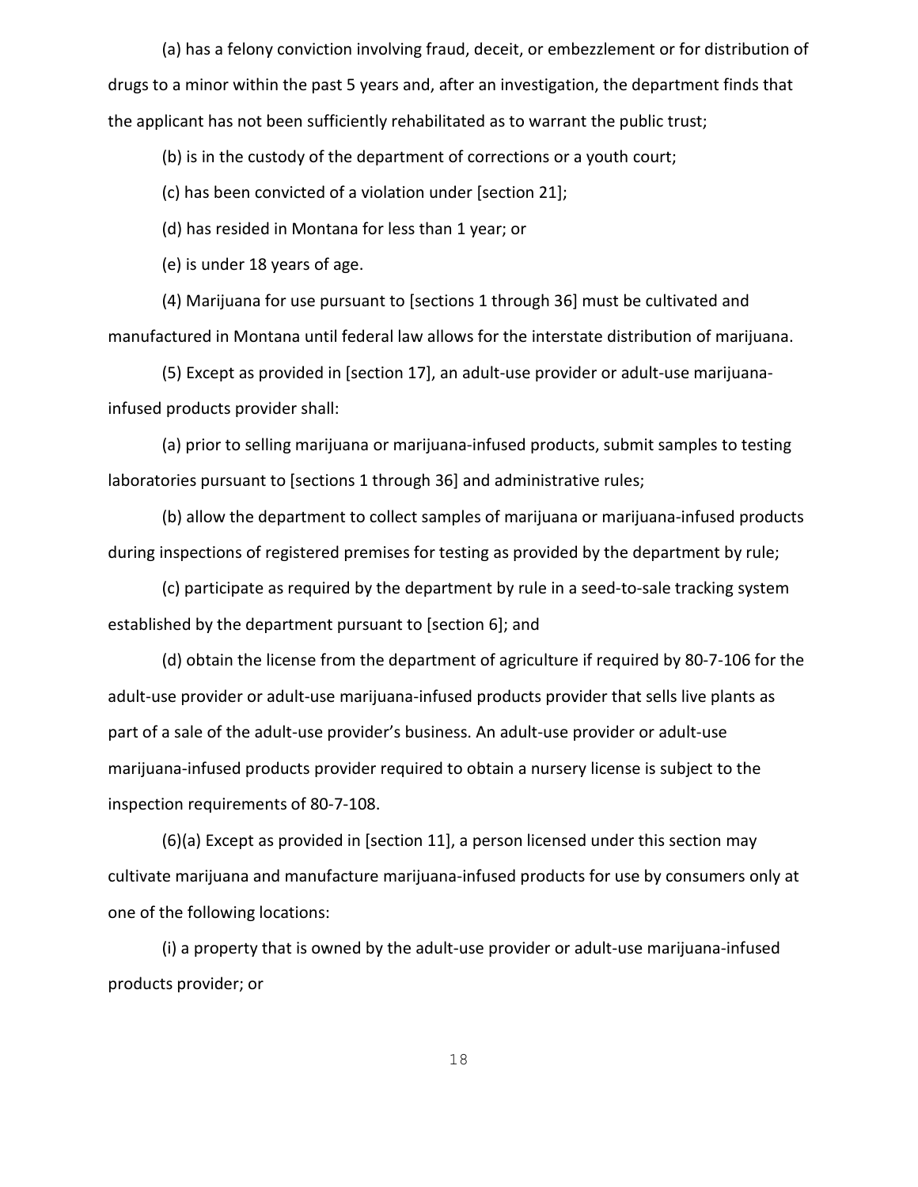(a) has a felony conviction involving fraud, deceit, or embezzlement or for distribution of drugs to a minor within the past 5 years and, after an investigation, the department finds that the applicant has not been sufficiently rehabilitated as to warrant the public trust;

(b) is in the custody of the department of corrections or a youth court;

(c) has been convicted of a violation under [section 21];

(d) has resided in Montana for less than 1 year; or

(e) is under 18 years of age.

(4) Marijuana for use pursuant to [sections 1 through 36] must be cultivated and manufactured in Montana until federal law allows for the interstate distribution of marijuana.

(5) Except as provided in [section 17], an adult-use provider or adult-use marijuana-infused products provider shall:

(a) prior to selling marijuana or marijuana-infused products, submit samples to testing laboratories pursuant to [sections 1 through 36] and administrative rules;

(b) allow the department to collect samples of marijuana or marijuana-infused products during inspections of registered premises for testing as provided by the department by rule;

(c) participate as required by the department by rule in a seed-to-sale tracking system established by the department pursuant to [section 6]; and

(d) obtain the license from the department of agriculture if required by 80-7-106 for the adult-use provider or adult-use marijuana-infused products provider that sells live plants as part of a sale of the adult-use provider's business. An adult-use provider or adult-use marijuana-infused products provider required to obtain a nursery license is subject to the inspection requirements of 80-7-108.

(6)(a) Except as provided in [section 11], a person licensed under this section may cultivate marijuana and manufacture marijuana-infused products for use by consumers only at one of the following locations:

(i) a property that is owned by the adult-use provider or adult-use marijuana-infused products provider; or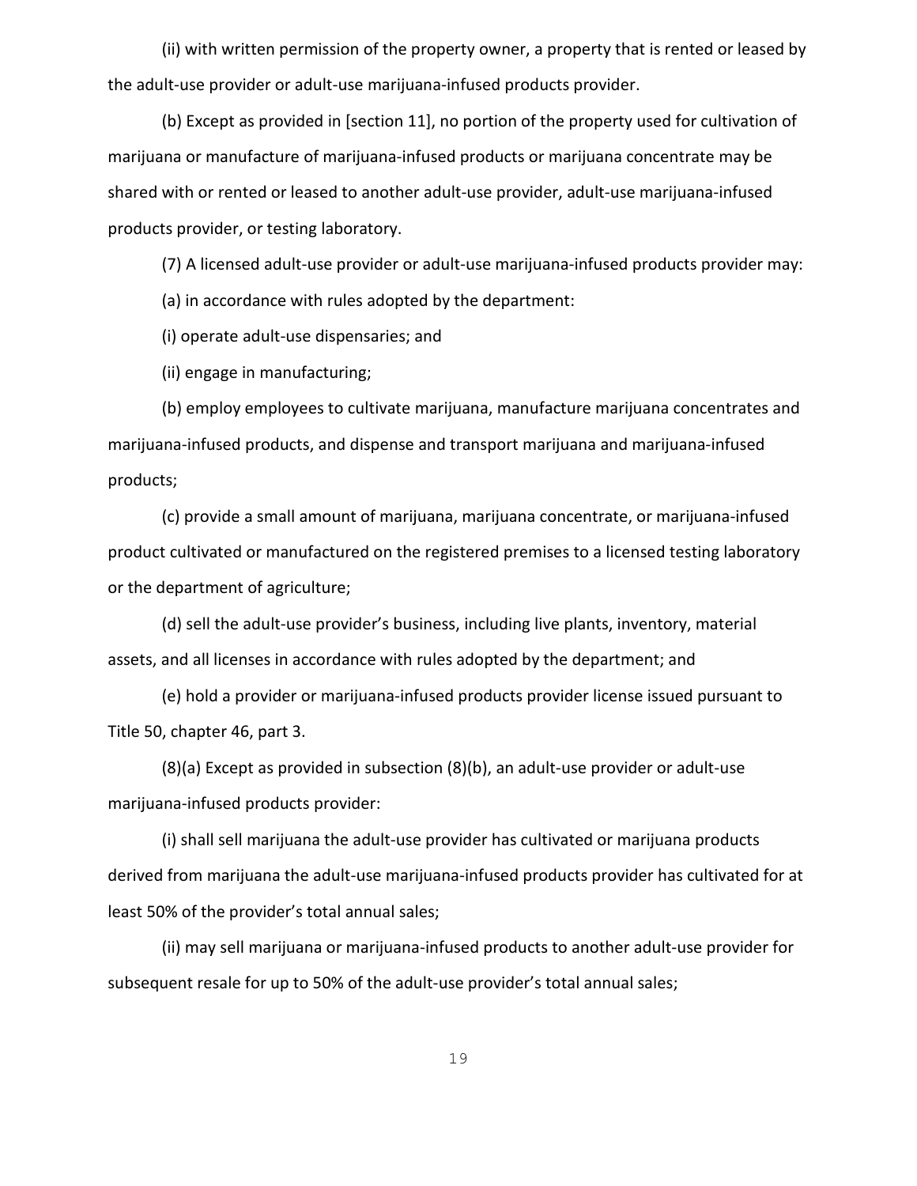(ii) with written permission of the property owner, a property that is rented or leased by the adult-use provider or adult-use marijuana-infused products provider.

(b) Except as provided in [section 11], no portion of the property used for cultivation of marijuana or manufacture of marijuana-infused products or marijuana concentrate may be shared with or rented or leased to another adult-use provider, adult-use marijuana-infused products provider, or testing laboratory.

(7) A licensed adult-use provider or adult-use marijuana-infused products provider may:

(a) in accordance with rules adopted by the department:

(i) operate adult-use dispensaries; and

(ii) engage in manufacturing;

(b) employ employees to cultivate marijuana, manufacture marijuana concentrates and marijuana-infused products, and dispense and transport marijuana and marijuana-infused products;

(c) provide a small amount of marijuana, marijuana concentrate, or marijuana-infused product cultivated or manufactured on the registered premises to a licensed testing laboratory or the department of agriculture;

(d) sell the adult-use provider's business, including live plants, inventory, material assets, and all licenses in accordance with rules adopted by the department; and

(e) hold a provider or marijuana-infused products provider license issued pursuant to Title 50, chapter 46, part 3.

(8)(a) Except as provided in subsection (8)(b), an adult-use provider or adult-use marijuana-infused products provider:

(i) shall sell marijuana the adult-use provider has cultivated or marijuana products derived from marijuana the adult-use marijuana-infused products provider has cultivated for at least 50% of the provider's total annual sales;

(ii) may sell marijuana or marijuana-infused products to another adult-use provider for subsequent resale for up to 50% of the adult-use provider's total annual sales;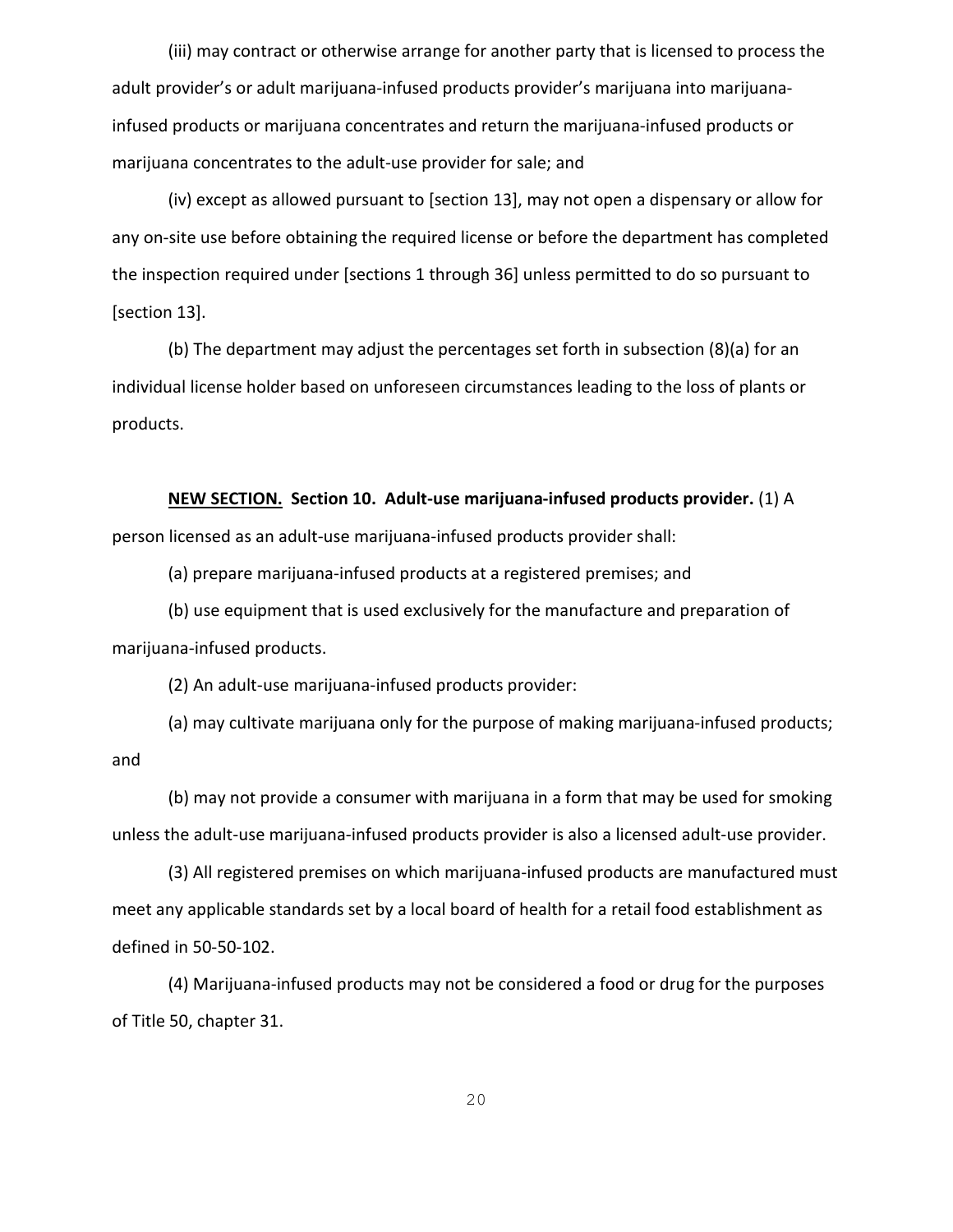(iii) may contract or otherwise arrange for another party that is licensed to process the adult provider's or adult marijuana-infused products provider's marijuana into marijuana-infused products or marijuana concentrates and return the marijuana-infused products or marijuana concentrates to the adult-use provider for sale; and

(iv) except as allowed pursuant to [section 13], may not open a dispensary or allow for any on-site use before obtaining the required license or before the department has completed the inspection required under [sections 1 through 36] unless permitted to do so pursuant to [section 13].

(b) The department may adjust the percentages set forth in subsection (8)(a) for an individual license holder based on unforeseen circumstances leading to the loss of plants or products.

**<u>NEW SECTION.</u> Section 10. Adult-use marijuana-infused products provider.** (1) A person licensed as an adult-use marijuana-infused products provider shall:

(a) prepare marijuana-infused products at a registered premises; and

(b) use equipment that is used exclusively for the manufacture and preparation of marijuana-infused products.

(2) An adult-use marijuana-infused products provider:

(a) may cultivate marijuana only for the purpose of making marijuana-infused products; and

(b) may not provide a consumer with marijuana in a form that may be used for smoking unless the adult-use marijuana-infused products provider is also a licensed adult-use provider.

(3) All registered premises on which marijuana-infused products are manufactured must meet any applicable standards set by a local board of health for a retail food establishment as defined in 50-50-102.

(4) Marijuana-infused products may not be considered a food or drug for the purposes of Title 50, chapter 31.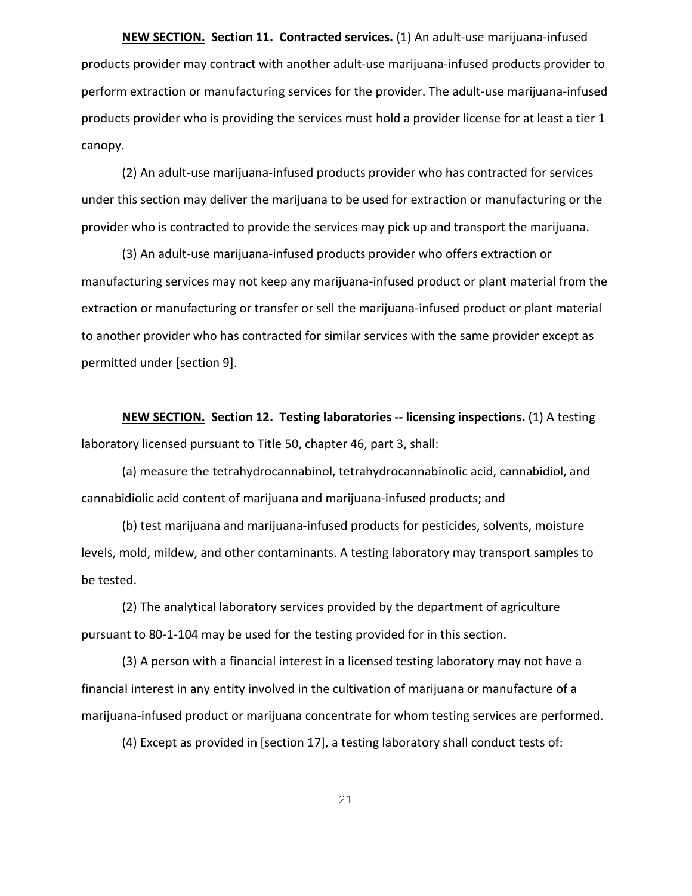**NEW SECTION. Section 11. Contracted services.** (1) An adult-use marijuana-infused products provider may contract with another adult-use marijuana-infused products provider to perform extraction or manufacturing services for the provider. The adult-use marijuana-infused products provider who is providing the services must hold a provider license for at least a tier 1 canopy.

(2) An adult-use marijuana-infused products provider who has contracted for services under this section may deliver the marijuana to be used for extraction or manufacturing or the provider who is contracted to provide the services may pick up and transport the marijuana.

(3) An adult-use marijuana-infused products provider who offers extraction or manufacturing services may not keep any marijuana-infused product or plant material from the extraction or manufacturing or transfer or sell the marijuana-infused product or plant material to another provider who has contracted for similar services with the same provider except as permitted under [section 9].

**NEW SECTION. Section 12. Testing laboratories -- licensing inspections.** (1) A testing laboratory licensed pursuant to Title 50, chapter 46, part 3, shall:

(a) measure the tetrahydrocannabinol, tetrahydrocannabinolic acid, cannabidiol, and cannabidiolic acid content of marijuana and marijuana-infused products; and

(b) test marijuana and marijuana-infused products for pesticides, solvents, moisture levels, mold, mildew, and other contaminants. A testing laboratory may transport samples to be tested.

(2) The analytical laboratory services provided by the department of agriculture pursuant to 80-1-104 may be used for the testing provided for in this section.

(3) A person with a financial interest in a licensed testing laboratory may not have a financial interest in any entity involved in the cultivation of marijuana or manufacture of a marijuana-infused product or marijuana concentrate for whom testing services are performed.

(4) Except as provided in [section 17], a testing laboratory shall conduct tests of: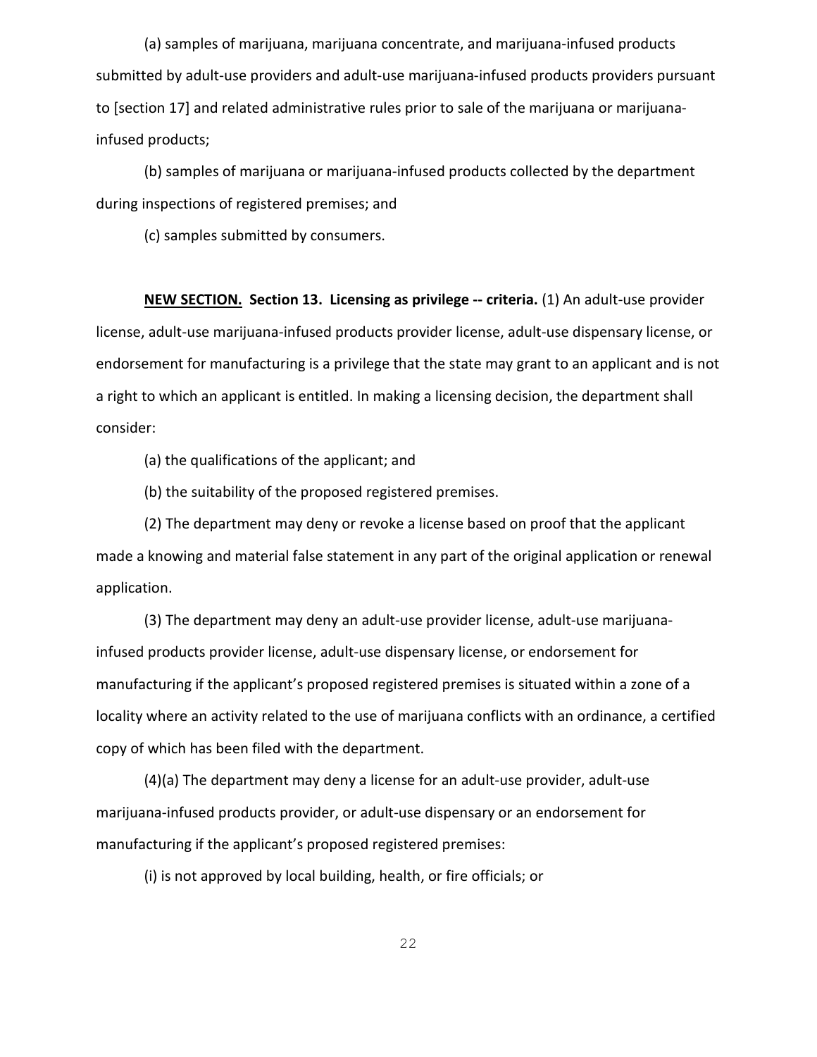(a) samples of marijuana, marijuana concentrate, and marijuana-infused products submitted by adult-use providers and adult-use marijuana-infused products providers pursuant to [section 17] and related administrative rules prior to sale of the marijuana or marijuana-infused products;

(b) samples of marijuana or marijuana-infused products collected by the department during inspections of registered premises; and

(c) samples submitted by consumers.

**NEW SECTION. Section 13. Licensing as privilege -- criteria.** (1) An adult-use provider license, adult-use marijuana-infused products provider license, adult-use dispensary license, or endorsement for manufacturing is a privilege that the state may grant to an applicant and is not a right to which an applicant is entitled. In making a licensing decision, the department shall consider:

(a) the qualifications of the applicant; and

(b) the suitability of the proposed registered premises.

(2) The department may deny or revoke a license based on proof that the applicant made a knowing and material false statement in any part of the original application or renewal application.

(3) The department may deny an adult-use provider license, adult-use marijuana-infused products provider license, adult-use dispensary license, or endorsement for manufacturing if the applicant's proposed registered premises is situated within a zone of a locality where an activity related to the use of marijuana conflicts with an ordinance, a certified copy of which has been filed with the department.

(4)(a) The department may deny a license for an adult-use provider, adult-use marijuana-infused products provider, or adult-use dispensary or an endorsement for manufacturing if the applicant's proposed registered premises:

(i) is not approved by local building, health, or fire officials; or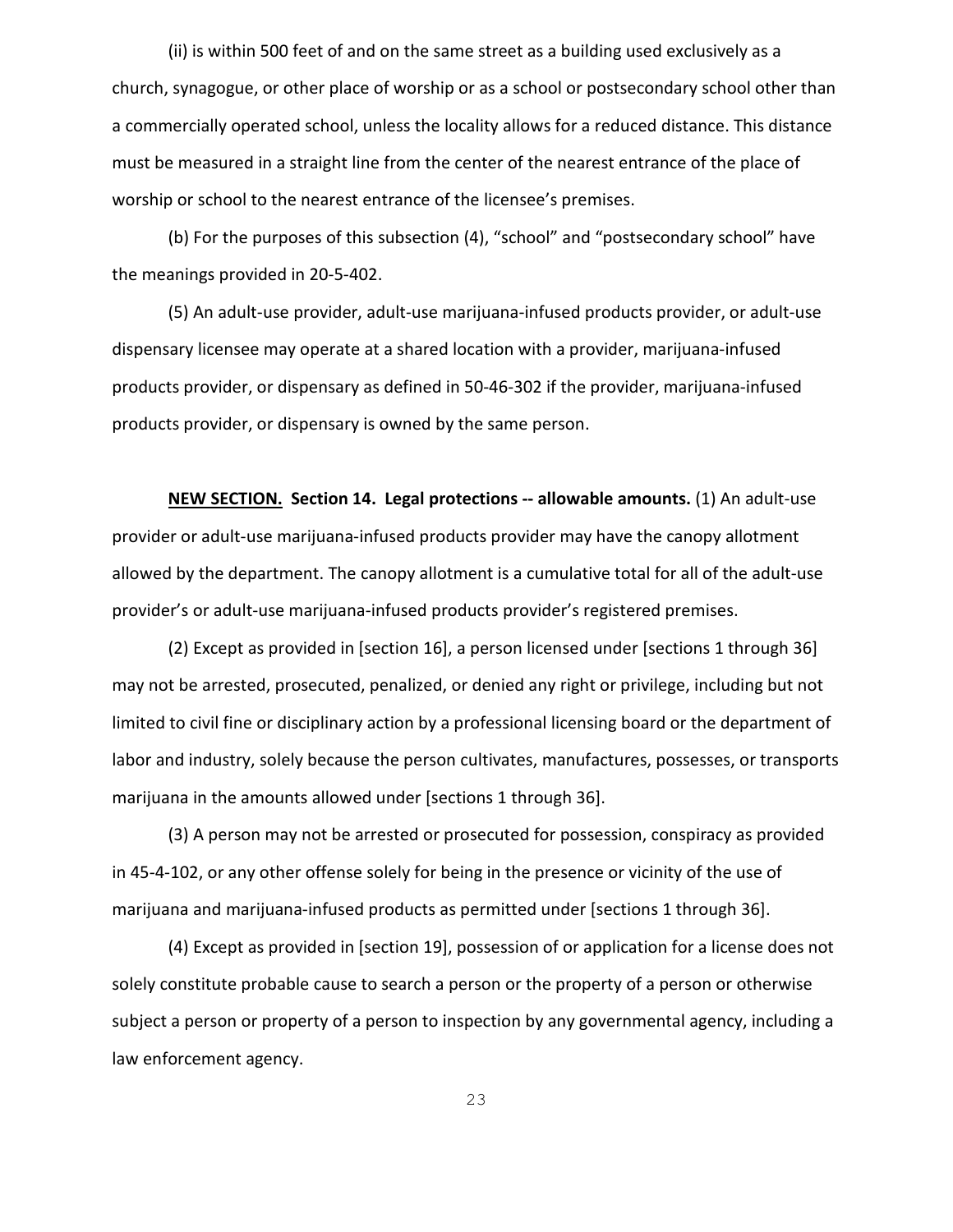(ii) is within 500 feet of and on the same street as a building used exclusively as a church, synagogue, or other place of worship or as a school or postsecondary school other than a commercially operated school, unless the locality allows for a reduced distance. This distance must be measured in a straight line from the center of the nearest entrance of the place of worship or school to the nearest entrance of the licensee's premises.

(b) For the purposes of this subsection (4), "school" and "postsecondary school" have the meanings provided in 20-5-402.

(5) An adult-use provider, adult-use marijuana-infused products provider, or adult-use dispensary licensee may operate at a shared location with a provider, marijuana-infused products provider, or dispensary as defined in 50-46-302 if the provider, marijuana-infused products provider, or dispensary is owned by the same person.

**NEW SECTION. Section 14. Legal protections -- allowable amounts.** (1) An adult-use provider or adult-use marijuana-infused products provider may have the canopy allotment allowed by the department. The canopy allotment is a cumulative total for all of the adult-use provider's or adult-use marijuana-infused products provider's registered premises.

(2) Except as provided in [section 16], a person licensed under [sections 1 through 36] may not be arrested, prosecuted, penalized, or denied any right or privilege, including but not limited to civil fine or disciplinary action by a professional licensing board or the department of labor and industry, solely because the person cultivates, manufactures, possesses, or transports marijuana in the amounts allowed under [sections 1 through 36].

(3) A person may not be arrested or prosecuted for possession, conspiracy as provided in 45-4-102, or any other offense solely for being in the presence or vicinity of the use of marijuana and marijuana-infused products as permitted under [sections 1 through 36].

(4) Except as provided in [section 19], possession of or application for a license does not solely constitute probable cause to search a person or the property of a person or otherwise subject a person or property of a person to inspection by any governmental agency, including a law enforcement agency.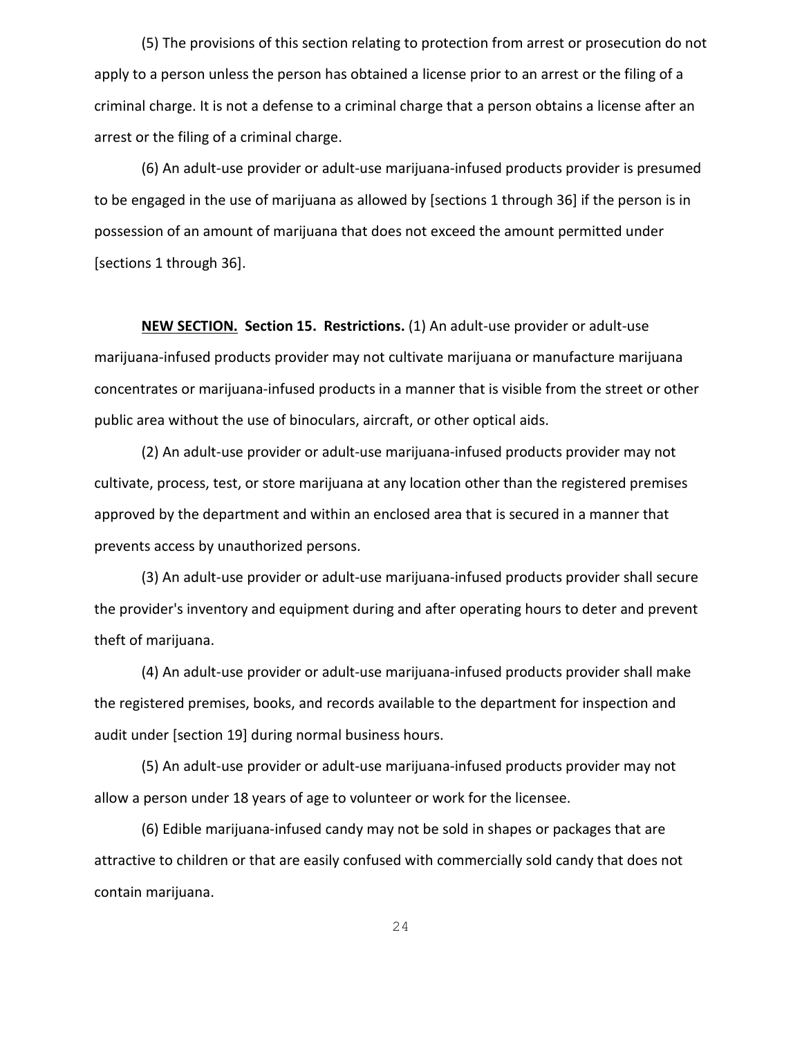(5) The provisions of this section relating to protection from arrest or prosecution do not apply to a person unless the person has obtained a license prior to an arrest or the filing of a criminal charge. It is not a defense to a criminal charge that a person obtains a license after an arrest or the filing of a criminal charge.

(6) An adult-use provider or adult-use marijuana-infused products provider is presumed to be engaged in the use of marijuana as allowed by [sections 1 through 36] if the person is in possession of an amount of marijuana that does not exceed the amount permitted under [sections 1 through 36].

**NEW SECTION. Section 15. Restrictions.** (1) An adult-use provider or adult-use marijuana-infused products provider may not cultivate marijuana or manufacture marijuana concentrates or marijuana-infused products in a manner that is visible from the street or other public area without the use of binoculars, aircraft, or other optical aids.

(2) An adult-use provider or adult-use marijuana-infused products provider may not cultivate, process, test, or store marijuana at any location other than the registered premises approved by the department and within an enclosed area that is secured in a manner that prevents access by unauthorized persons.

(3) An adult-use provider or adult-use marijuana-infused products provider shall secure the provider's inventory and equipment during and after operating hours to deter and prevent theft of marijuana.

(4) An adult-use provider or adult-use marijuana-infused products provider shall make the registered premises, books, and records available to the department for inspection and audit under [section 19] during normal business hours.

(5) An adult-use provider or adult-use marijuana-infused products provider may not allow a person under 18 years of age to volunteer or work for the licensee.

(6) Edible marijuana-infused candy may not be sold in shapes or packages that are attractive to children or that are easily confused with commercially sold candy that does not contain marijuana.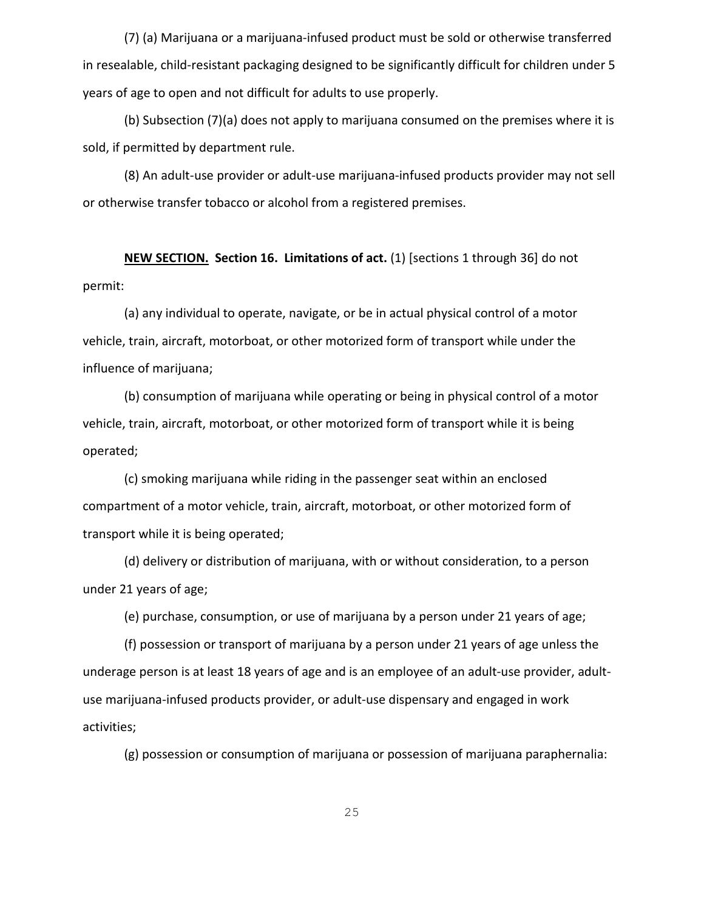(7) (a) Marijuana or a marijuana-infused product must be sold or otherwise transferred in resealable, child-resistant packaging designed to be significantly difficult for children under 5 years of age to open and not difficult for adults to use properly.

(b) Subsection (7)(a) does not apply to marijuana consumed on the premises where it is sold, if permitted by department rule.

(8) An adult-use provider or adult-use marijuana-infused products provider may not sell or otherwise transfer tobacco or alcohol from a registered premises.

**NEW SECTION. Section 16. Limitations of act.** (1) [sections 1 through 36] do not permit:

(a) any individual to operate, navigate, or be in actual physical control of a motor vehicle, train, aircraft, motorboat, or other motorized form of transport while under the influence of marijuana;

(b) consumption of marijuana while operating or being in physical control of a motor vehicle, train, aircraft, motorboat, or other motorized form of transport while it is being operated;

(c) smoking marijuana while riding in the passenger seat within an enclosed compartment of a motor vehicle, train, aircraft, motorboat, or other motorized form of transport while it is being operated;

(d) delivery or distribution of marijuana, with or without consideration, to a person under 21 years of age;

(e) purchase, consumption, or use of marijuana by a person under 21 years of age;

(f) possession or transport of marijuana by a person under 21 years of age unless the underage person is at least 18 years of age and is an employee of an adult-use provider, adult-use marijuana-infused products provider, or adult-use dispensary and engaged in work activities;

(g) possession or consumption of marijuana or possession of marijuana paraphernalia: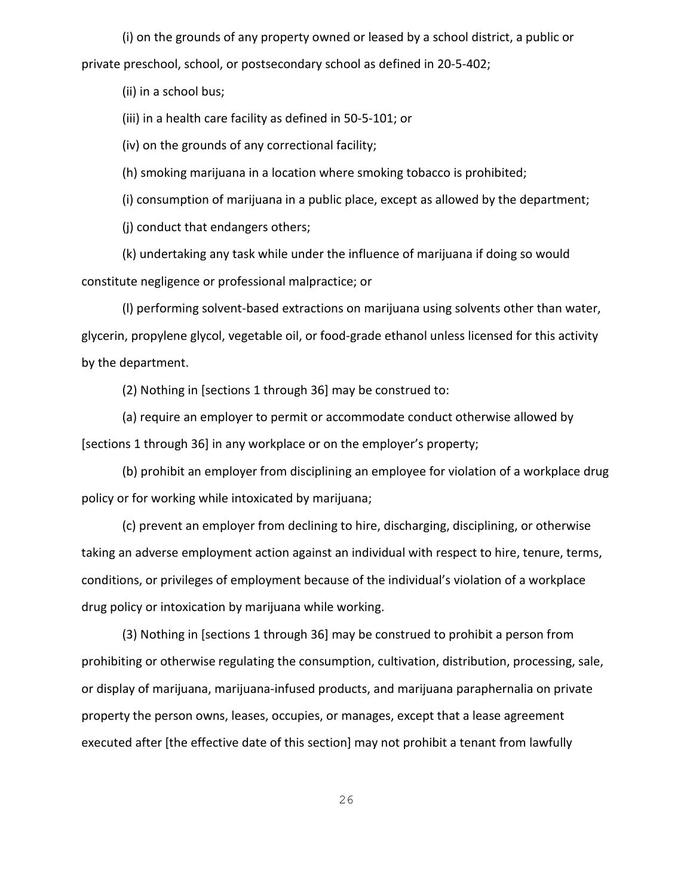(i) on the grounds of any property owned or leased by a school district, a public or private preschool, school, or postsecondary school as defined in 20-5-402;

(ii) in a school bus;

(iii) in a health care facility as defined in 50-5-101; or

(iv) on the grounds of any correctional facility;

(h) smoking marijuana in a location where smoking tobacco is prohibited;

(i) consumption of marijuana in a public place, except as allowed by the department;

(j) conduct that endangers others;

(k) undertaking any task while under the influence of marijuana if doing so would constitute negligence or professional malpractice; or

(l) performing solvent-based extractions on marijuana using solvents other than water, glycerin, propylene glycol, vegetable oil, or food-grade ethanol unless licensed for this activity by the department.

(2) Nothing in [sections 1 through 36] may be construed to:

(a) require an employer to permit or accommodate conduct otherwise allowed by [sections 1 through 36] in any workplace or on the employer's property;

(b) prohibit an employer from disciplining an employee for violation of a workplace drug policy or for working while intoxicated by marijuana;

(c) prevent an employer from declining to hire, discharging, disciplining, or otherwise taking an adverse employment action against an individual with respect to hire, tenure, terms, conditions, or privileges of employment because of the individual's violation of a workplace drug policy or intoxication by marijuana while working.

(3) Nothing in [sections 1 through 36] may be construed to prohibit a person from prohibiting or otherwise regulating the consumption, cultivation, distribution, processing, sale, or display of marijuana, marijuana-infused products, and marijuana paraphernalia on private property the person owns, leases, occupies, or manages, except that a lease agreement executed after [the effective date of this section] may not prohibit a tenant from lawfully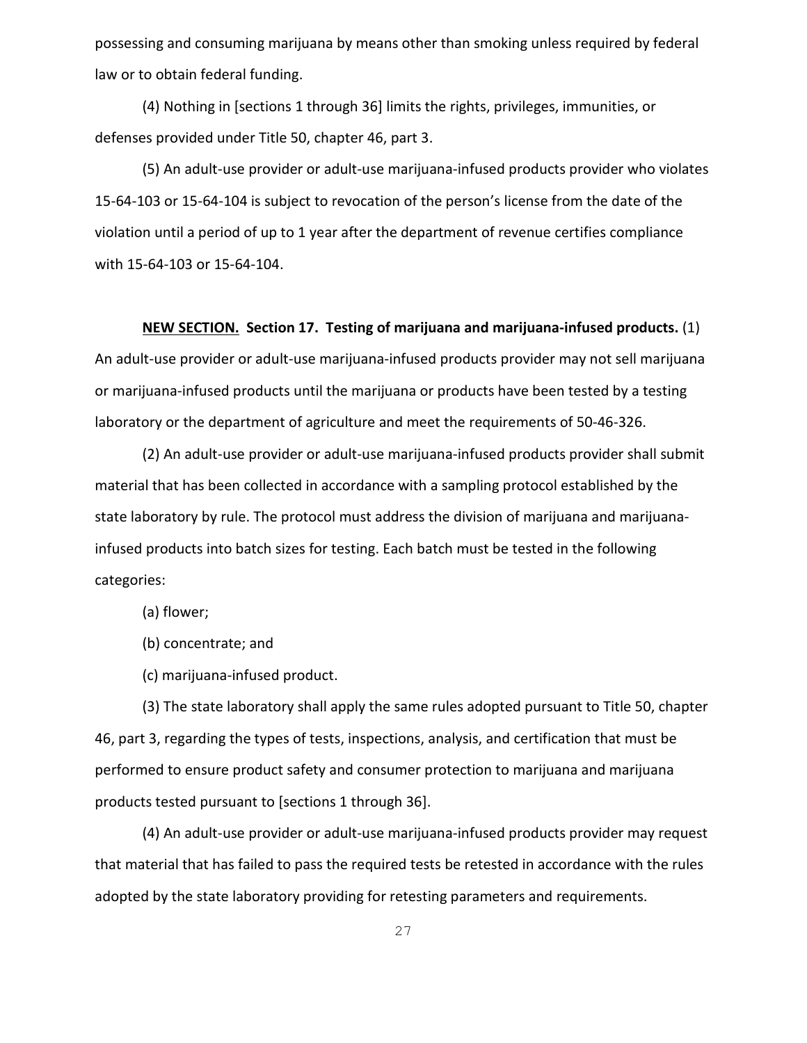possessing and consuming marijuana by means other than smoking unless required by federal law or to obtain federal funding.

(4) Nothing in [sections 1 through 36] limits the rights, privileges, immunities, or defenses provided under Title 50, chapter 46, part 3.

(5) An adult-use provider or adult-use marijuana-infused products provider who violates 15-64-103 or 15-64-104 is subject to revocation of the person's license from the date of the violation until a period of up to 1 year after the department of revenue certifies compliance with 15-64-103 or 15-64-104.

**NEW SECTION.** **Section 17. Testing of marijuana and marijuana-infused products.** (1) An adult-use provider or adult-use marijuana-infused products provider may not sell marijuana or marijuana-infused products until the marijuana or products have been tested by a testing laboratory or the department of agriculture and meet the requirements of 50-46-326.

(2) An adult-use provider or adult-use marijuana-infused products provider shall submit material that has been collected in accordance with a sampling protocol established by the state laboratory by rule. The protocol must address the division of marijuana and marijuana-infused products into batch sizes for testing. Each batch must be tested in the following categories:

(a) flower;

(b) concentrate; and

(c) marijuana-infused product.

(3) The state laboratory shall apply the same rules adopted pursuant to Title 50, chapter 46, part 3, regarding the types of tests, inspections, analysis, and certification that must be performed to ensure product safety and consumer protection to marijuana and marijuana products tested pursuant to [sections 1 through 36].

(4) An adult-use provider or adult-use marijuana-infused products provider may request that material that has failed to pass the required tests be retested in accordance with the rules adopted by the state laboratory providing for retesting parameters and requirements.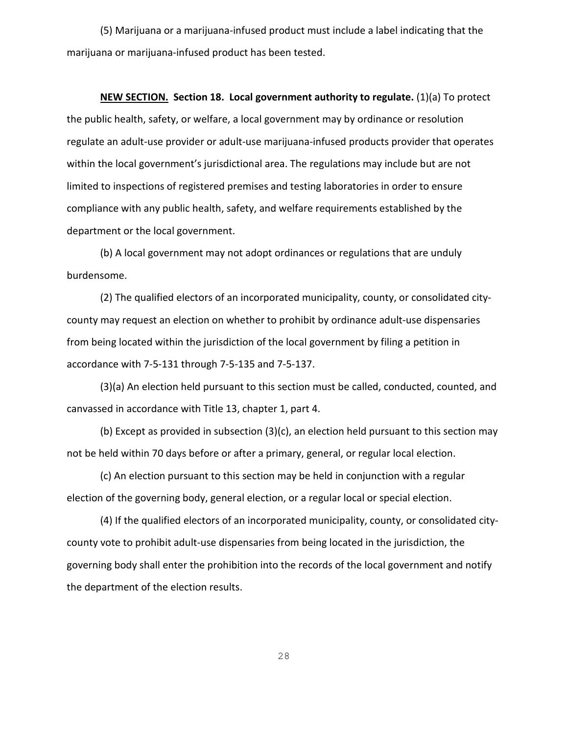(5) Marijuana or a marijuana-infused product must include a label indicating that the marijuana or marijuana-infused product has been tested.

**NEW SECTION. Section 18. Local government authority to regulate.** (1)(a) To protect the public health, safety, or welfare, a local government may by ordinance or resolution regulate an adult-use provider or adult-use marijuana-infused products provider that operates within the local government's jurisdictional area. The regulations may include but are not limited to inspections of registered premises and testing laboratories in order to ensure compliance with any public health, safety, and welfare requirements established by the department or the local government.

(b) A local government may not adopt ordinances or regulations that are unduly burdensome.

(2) The qualified electors of an incorporated municipality, county, or consolidated city-county may request an election on whether to prohibit by ordinance adult-use dispensaries from being located within the jurisdiction of the local government by filing a petition in accordance with 7-5-131 through 7-5-135 and 7-5-137.

(3)(a) An election held pursuant to this section must be called, conducted, counted, and canvassed in accordance with Title 13, chapter 1, part 4.

(b) Except as provided in subsection (3)(c), an election held pursuant to this section may not be held within 70 days before or after a primary, general, or regular local election.

(c) An election pursuant to this section may be held in conjunction with a regular election of the governing body, general election, or a regular local or special election.

(4) If the qualified electors of an incorporated municipality, county, or consolidated city-county vote to prohibit adult-use dispensaries from being located in the jurisdiction, the governing body shall enter the prohibition into the records of the local government and notify the department of the election results.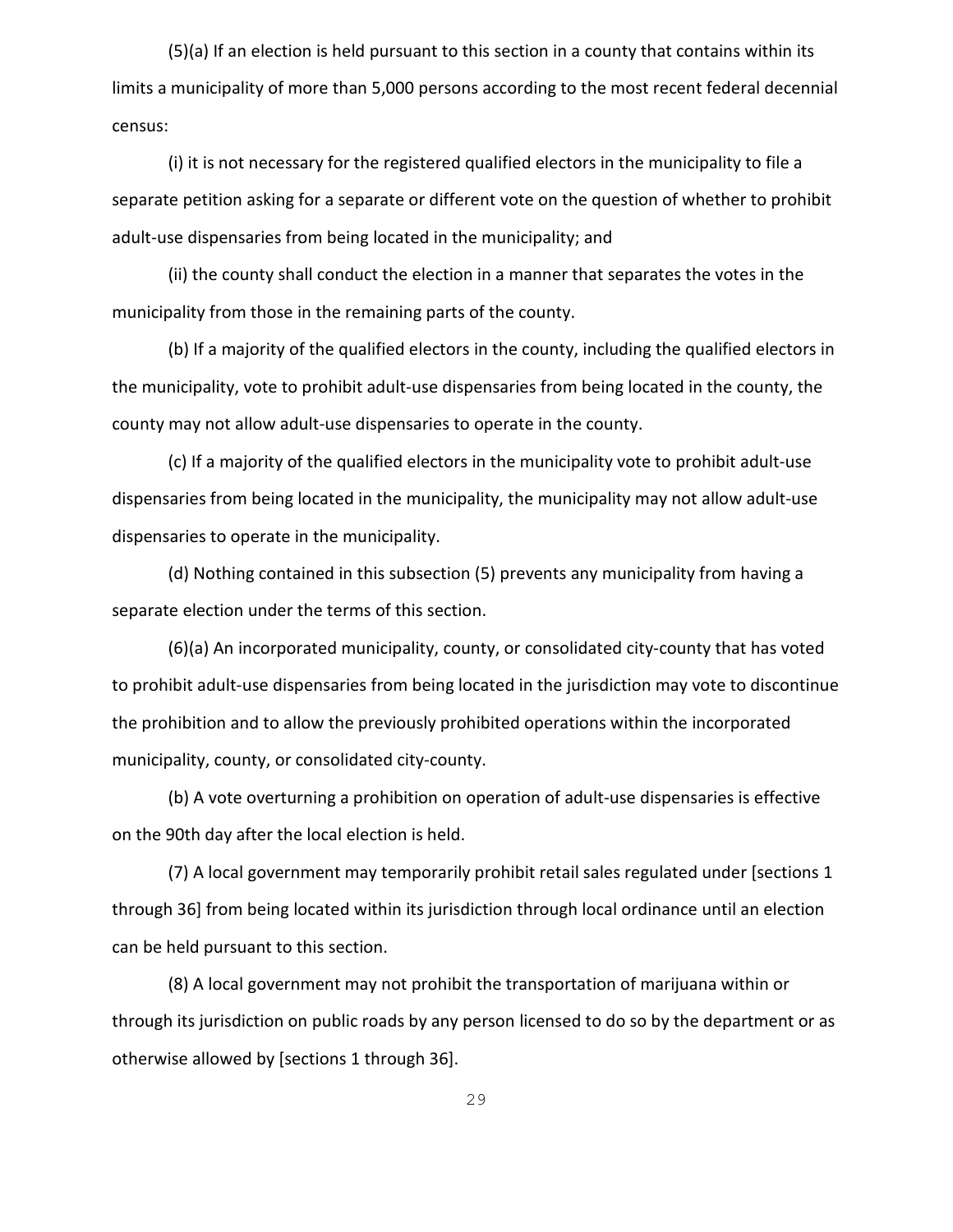(5)(a) If an election is held pursuant to this section in a county that contains within its limits a municipality of more than 5,000 persons according to the most recent federal decennial census:

(i) it is not necessary for the registered qualified electors in the municipality to file a separate petition asking for a separate or different vote on the question of whether to prohibit adult-use dispensaries from being located in the municipality; and

(ii) the county shall conduct the election in a manner that separates the votes in the municipality from those in the remaining parts of the county.

(b) If a majority of the qualified electors in the county, including the qualified electors in the municipality, vote to prohibit adult-use dispensaries from being located in the county, the county may not allow adult-use dispensaries to operate in the county.

(c) If a majority of the qualified electors in the municipality vote to prohibit adult-use dispensaries from being located in the municipality, the municipality may not allow adult-use dispensaries to operate in the municipality.

(d) Nothing contained in this subsection (5) prevents any municipality from having a separate election under the terms of this section.

(6)(a) An incorporated municipality, county, or consolidated city-county that has voted to prohibit adult-use dispensaries from being located in the jurisdiction may vote to discontinue the prohibition and to allow the previously prohibited operations within the incorporated municipality, county, or consolidated city-county.

(b) A vote overturning a prohibition on operation of adult-use dispensaries is effective on the 90th day after the local election is held.

(7) A local government may temporarily prohibit retail sales regulated under [sections 1 through 36] from being located within its jurisdiction through local ordinance until an election can be held pursuant to this section.

(8) A local government may not prohibit the transportation of marijuana within or through its jurisdiction on public roads by any person licensed to do so by the department or as otherwise allowed by [sections 1 through 36].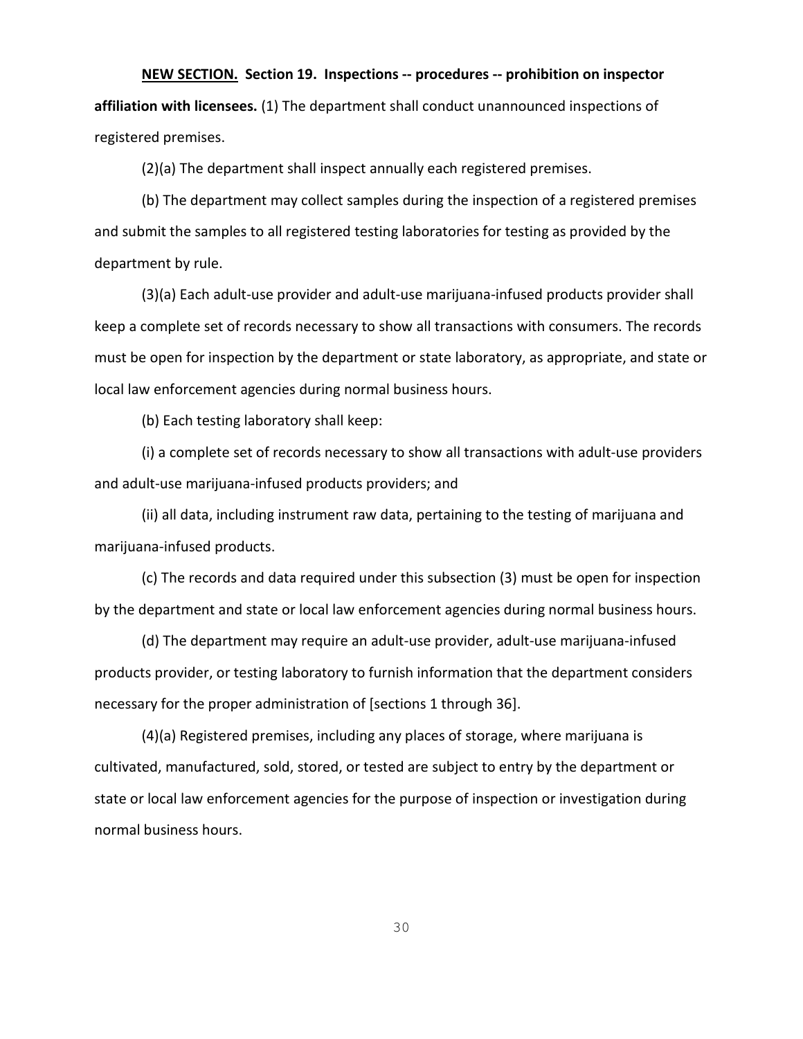**NEW SECTION. Section 19. Inspections -- procedures -- prohibition on inspector affiliation with licensees.** (1) The department shall conduct unannounced inspections of registered premises.

(2)(a) The department shall inspect annually each registered premises.

(b) The department may collect samples during the inspection of a registered premises and submit the samples to all registered testing laboratories for testing as provided by the department by rule.

(3)(a) Each adult-use provider and adult-use marijuana-infused products provider shall keep a complete set of records necessary to show all transactions with consumers. The records must be open for inspection by the department or state laboratory, as appropriate, and state or local law enforcement agencies during normal business hours.

(b) Each testing laboratory shall keep:

(i) a complete set of records necessary to show all transactions with adult-use providers and adult-use marijuana-infused products providers; and

(ii) all data, including instrument raw data, pertaining to the testing of marijuana and marijuana-infused products.

(c) The records and data required under this subsection (3) must be open for inspection by the department and state or local law enforcement agencies during normal business hours.

(d) The department may require an adult-use provider, adult-use marijuana-infused products provider, or testing laboratory to furnish information that the department considers necessary for the proper administration of [sections 1 through 36].

(4)(a) Registered premises, including any places of storage, where marijuana is cultivated, manufactured, sold, stored, or tested are subject to entry by the department or state or local law enforcement agencies for the purpose of inspection or investigation during normal business hours.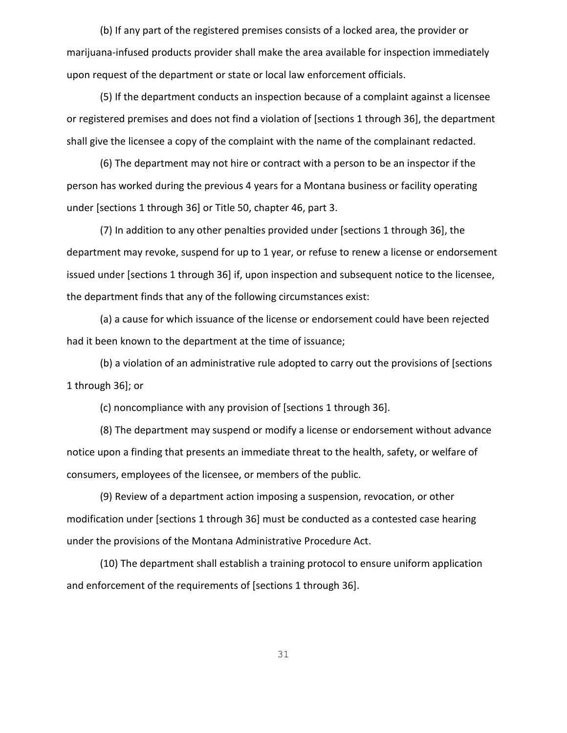(b) If any part of the registered premises consists of a locked area, the provider or marijuana-infused products provider shall make the area available for inspection immediately upon request of the department or state or local law enforcement officials.

(5) If the department conducts an inspection because of a complaint against a licensee or registered premises and does not find a violation of [sections 1 through 36], the department shall give the licensee a copy of the complaint with the name of the complainant redacted.

(6) The department may not hire or contract with a person to be an inspector if the person has worked during the previous 4 years for a Montana business or facility operating under [sections 1 through 36] or Title 50, chapter 46, part 3.

(7) In addition to any other penalties provided under [sections 1 through 36], the department may revoke, suspend for up to 1 year, or refuse to renew a license or endorsement issued under [sections 1 through 36] if, upon inspection and subsequent notice to the licensee, the department finds that any of the following circumstances exist:

(a) a cause for which issuance of the license or endorsement could have been rejected had it been known to the department at the time of issuance;

(b) a violation of an administrative rule adopted to carry out the provisions of [sections 1 through 36]; or

(c) noncompliance with any provision of [sections 1 through 36].

(8) The department may suspend or modify a license or endorsement without advance notice upon a finding that presents an immediate threat to the health, safety, or welfare of consumers, employees of the licensee, or members of the public.

(9) Review of a department action imposing a suspension, revocation, or other modification under [sections 1 through 36] must be conducted as a contested case hearing under the provisions of the Montana Administrative Procedure Act.

(10) The department shall establish a training protocol to ensure uniform application and enforcement of the requirements of [sections 1 through 36].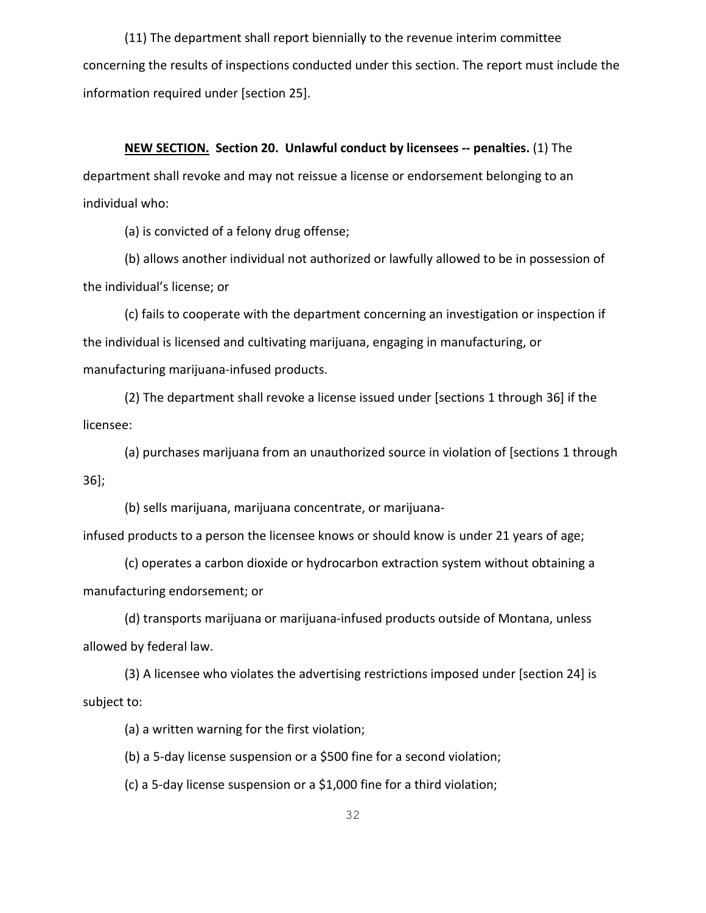(11) The department shall report biennially to the revenue interim committee concerning the results of inspections conducted under this section. The report must include the information required under [section 25].

**NEW SECTION. Section 20. Unlawful conduct by licensees -- penalties.** (1) The department shall revoke and may not reissue a license or endorsement belonging to an individual who:

(a) is convicted of a felony drug offense;

(b) allows another individual not authorized or lawfully allowed to be in possession of the individual's license; or

(c) fails to cooperate with the department concerning an investigation or inspection if the individual is licensed and cultivating marijuana, engaging in manufacturing, or manufacturing marijuana-infused products.

(2) The department shall revoke a license issued under [sections 1 through 36] if the licensee:

(a) purchases marijuana from an unauthorized source in violation of [sections 1 through 36];

(b) sells marijuana, marijuana concentrate, or marijuana-infused products to a person the licensee knows or should know is under 21 years of age;

(c) operates a carbon dioxide or hydrocarbon extraction system without obtaining a manufacturing endorsement; or

(d) transports marijuana or marijuana-infused products outside of Montana, unless allowed by federal law.

(3) A licensee who violates the advertising restrictions imposed under [section 24] is subject to:

(a) a written warning for the first violation;

(b) a 5-day license suspension or a $500 fine for a second violation;

(c) a 5-day license suspension or a $1,000 fine for a third violation;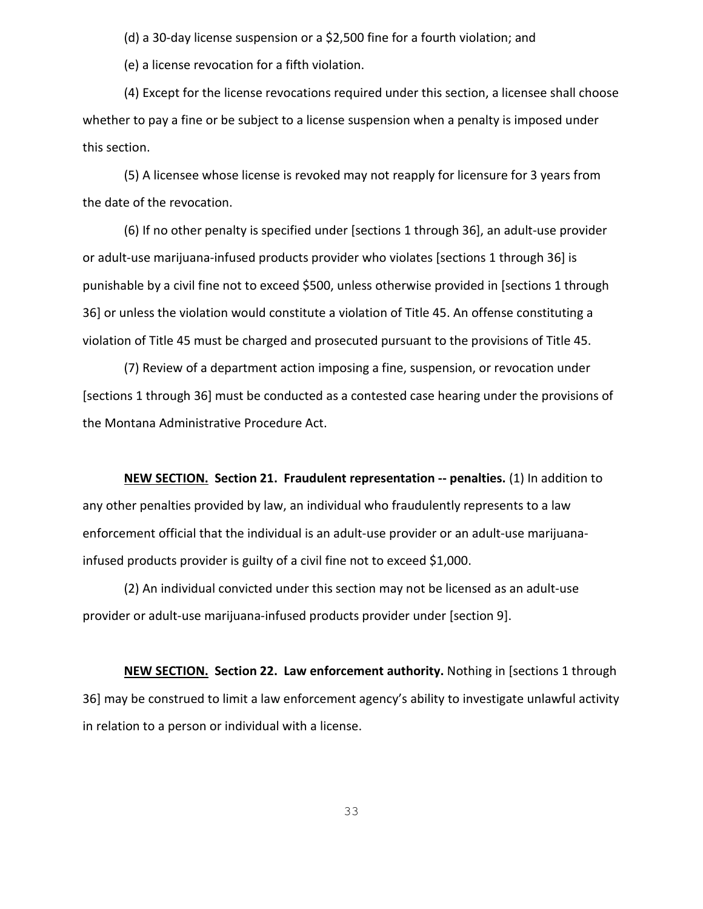(d) a 30-day license suspension or a $2,500 fine for a fourth violation; and

(e) a license revocation for a fifth violation.

(4) Except for the license revocations required under this section, a licensee shall choose whether to pay a fine or be subject to a license suspension when a penalty is imposed under this section.

(5) A licensee whose license is revoked may not reapply for licensure for 3 years from the date of the revocation.

(6) If no other penalty is specified under [sections 1 through 36], an adult-use provider or adult-use marijuana-infused products provider who violates [sections 1 through 36] is punishable by a civil fine not to exceed $500, unless otherwise provided in [sections 1 through 36] or unless the violation would constitute a violation of Title 45. An offense constituting a violation of Title 45 must be charged and prosecuted pursuant to the provisions of Title 45.

(7) Review of a department action imposing a fine, suspension, or revocation under [sections 1 through 36] must be conducted as a contested case hearing under the provisions of the Montana Administrative Procedure Act.

**<u>NEW SECTION.</u> Section 21. Fraudulent representation -- penalties.** (1) In addition to any other penalties provided by law, an individual who fraudulently represents to a law enforcement official that the individual is an adult-use provider or an adult-use marijuana-infused products provider is guilty of a civil fine not to exceed $1,000.

(2) An individual convicted under this section may not be licensed as an adult-use provider or adult-use marijuana-infused products provider under [section 9].

**<u>NEW SECTION.</u> Section 22. Law enforcement authority.** Nothing in [sections 1 through 36] may be construed to limit a law enforcement agency's ability to investigate unlawful activity in relation to a person or individual with a license.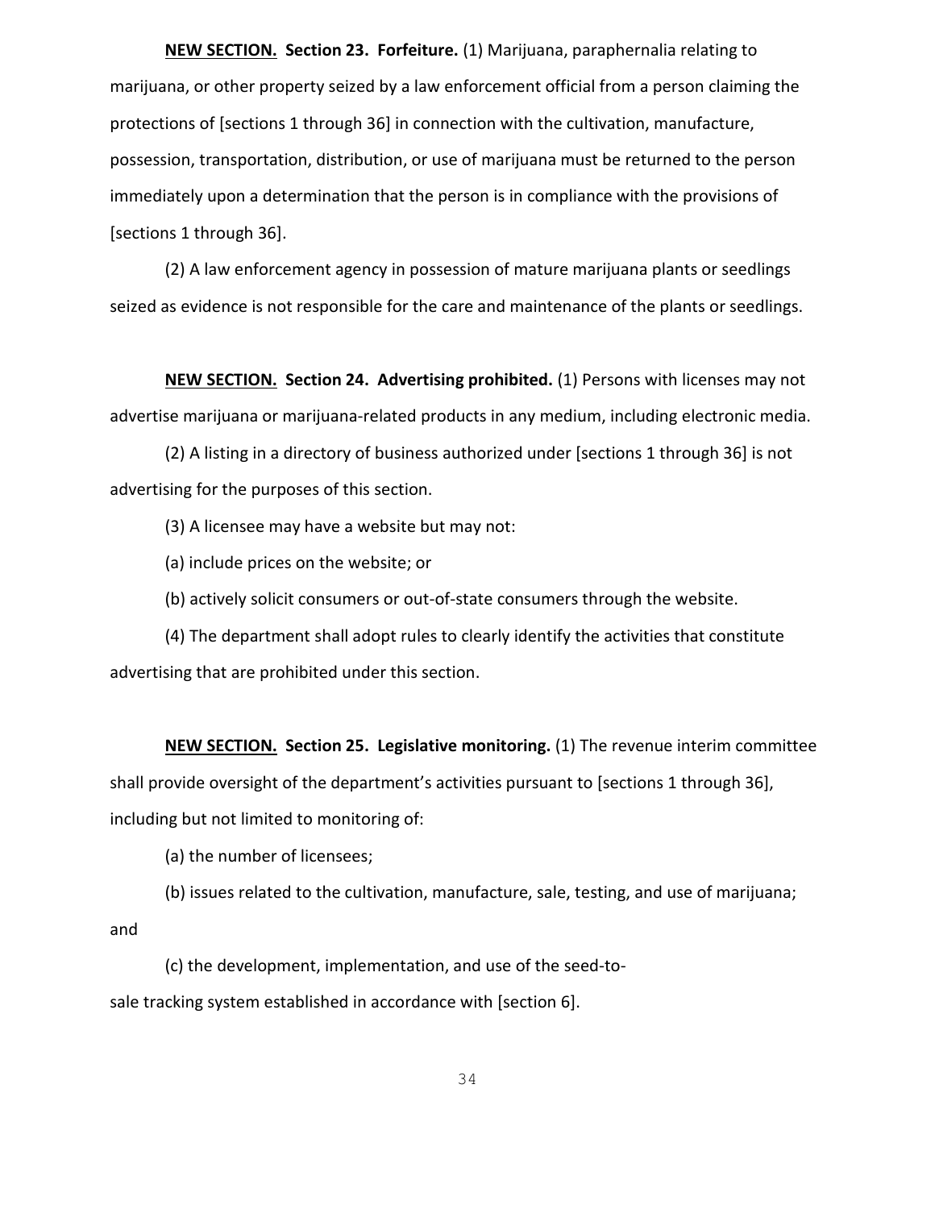**NEW SECTION. Section 23. Forfeiture.** (1) Marijuana, paraphernalia relating to marijuana, or other property seized by a law enforcement official from a person claiming the protections of [sections 1 through 36] in connection with the cultivation, manufacture, possession, transportation, distribution, or use of marijuana must be returned to the person immediately upon a determination that the person is in compliance with the provisions of [sections 1 through 36].

(2) A law enforcement agency in possession of mature marijuana plants or seedlings seized as evidence is not responsible for the care and maintenance of the plants or seedlings.

**NEW SECTION. Section 24. Advertising prohibited.** (1) Persons with licenses may not advertise marijuana or marijuana-related products in any medium, including electronic media.

(2) A listing in a directory of business authorized under [sections 1 through 36] is not advertising for the purposes of this section.

(3) A licensee may have a website but may not:

(a) include prices on the website; or

(b) actively solicit consumers or out-of-state consumers through the website.

(4) The department shall adopt rules to clearly identify the activities that constitute advertising that are prohibited under this section.

**NEW SECTION. Section 25. Legislative monitoring.** (1) The revenue interim committee shall provide oversight of the department's activities pursuant to [sections 1 through 36], including but not limited to monitoring of:

(a) the number of licensees;

(b) issues related to the cultivation, manufacture, sale, testing, and use of marijuana; and

(c) the development, implementation, and use of the seed-to-sale tracking system established in accordance with [section 6].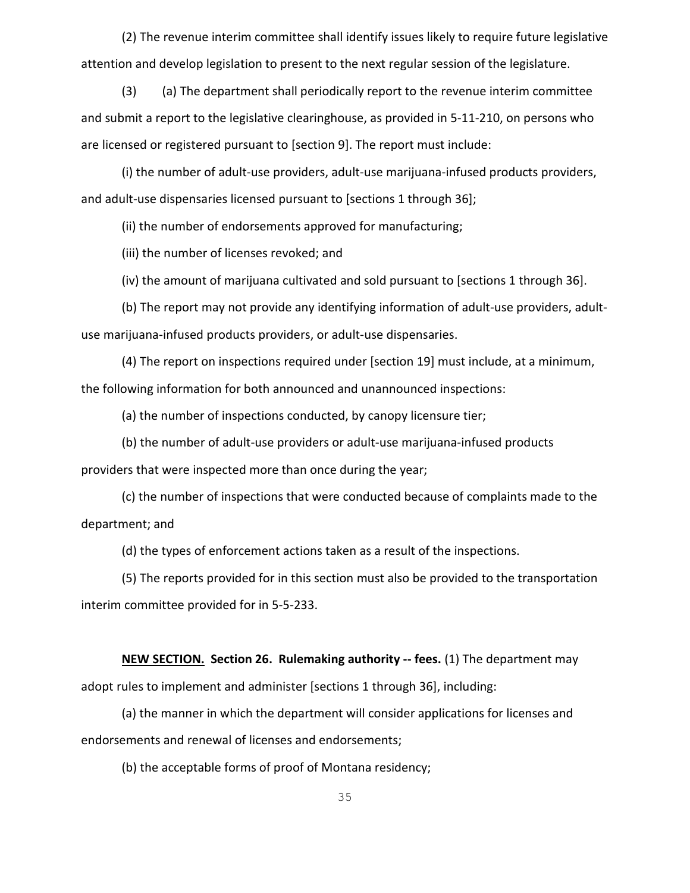(2) The revenue interim committee shall identify issues likely to require future legislative attention and develop legislation to present to the next regular session of the legislature.

(3) (a) The department shall periodically report to the revenue interim committee and submit a report to the legislative clearinghouse, as provided in 5-11-210, on persons who are licensed or registered pursuant to [section 9]. The report must include:

(i) the number of adult-use providers, adult-use marijuana-infused products providers, and adult-use dispensaries licensed pursuant to [sections 1 through 36];

(ii) the number of endorsements approved for manufacturing;

(iii) the number of licenses revoked; and

(iv) the amount of marijuana cultivated and sold pursuant to [sections 1 through 36].

(b) The report may not provide any identifying information of adult-use providers, adult-use marijuana-infused products providers, or adult-use dispensaries.

(4) The report on inspections required under [section 19] must include, at a minimum, the following information for both announced and unannounced inspections:

(a) the number of inspections conducted, by canopy licensure tier;

(b) the number of adult-use providers or adult-use marijuana-infused products providers that were inspected more than once during the year;

(c) the number of inspections that were conducted because of complaints made to the department; and

(d) the types of enforcement actions taken as a result of the inspections.

(5) The reports provided for in this section must also be provided to the transportation interim committee provided for in 5-5-233.

**<u>NEW SECTION.</u> Section 26. Rulemaking authority -- fees.** (1) The department may adopt rules to implement and administer [sections 1 through 36], including:

(a) the manner in which the department will consider applications for licenses and endorsements and renewal of licenses and endorsements;

(b) the acceptable forms of proof of Montana residency;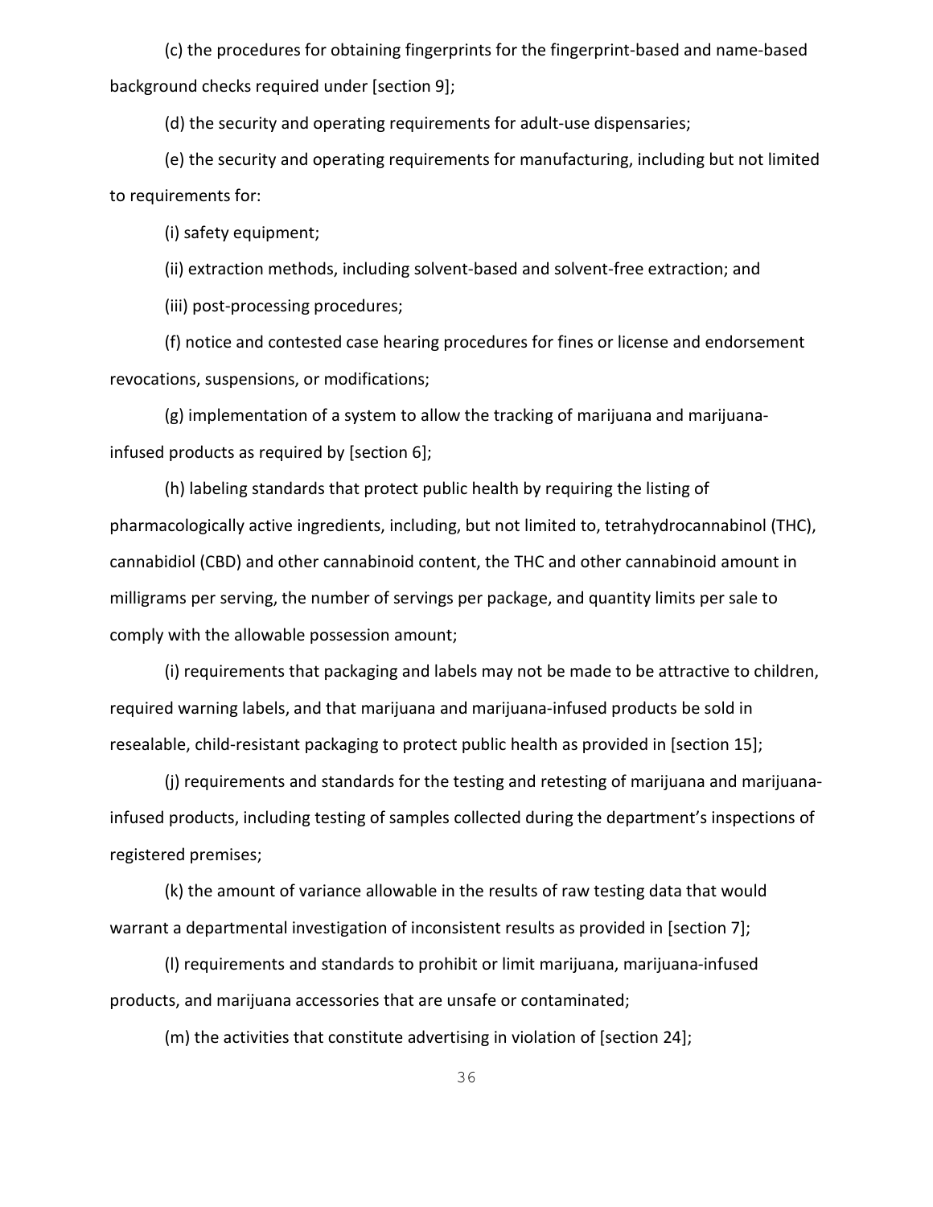(c) the procedures for obtaining fingerprints for the fingerprint-based and name-based background checks required under [section 9];

(d) the security and operating requirements for adult-use dispensaries;

(e) the security and operating requirements for manufacturing, including but not limited to requirements for:

(i) safety equipment;

(ii) extraction methods, including solvent-based and solvent-free extraction; and

(iii) post-processing procedures;

(f) notice and contested case hearing procedures for fines or license and endorsement revocations, suspensions, or modifications;

(g) implementation of a system to allow the tracking of marijuana and marijuana-infused products as required by [section 6];

(h) labeling standards that protect public health by requiring the listing of pharmacologically active ingredients, including, but not limited to, tetrahydrocannabinol (THC), cannabidiol (CBD) and other cannabinoid content, the THC and other cannabinoid amount in milligrams per serving, the number of servings per package, and quantity limits per sale to comply with the allowable possession amount;

(i) requirements that packaging and labels may not be made to be attractive to children, required warning labels, and that marijuana and marijuana-infused products be sold in resealable, child-resistant packaging to protect public health as provided in [section 15];

(j) requirements and standards for the testing and retesting of marijuana and marijuana-infused products, including testing of samples collected during the department's inspections of registered premises;

(k) the amount of variance allowable in the results of raw testing data that would warrant a departmental investigation of inconsistent results as provided in [section 7];

(l) requirements and standards to prohibit or limit marijuana, marijuana-infused products, and marijuana accessories that are unsafe or contaminated;

(m) the activities that constitute advertising in violation of [section 24];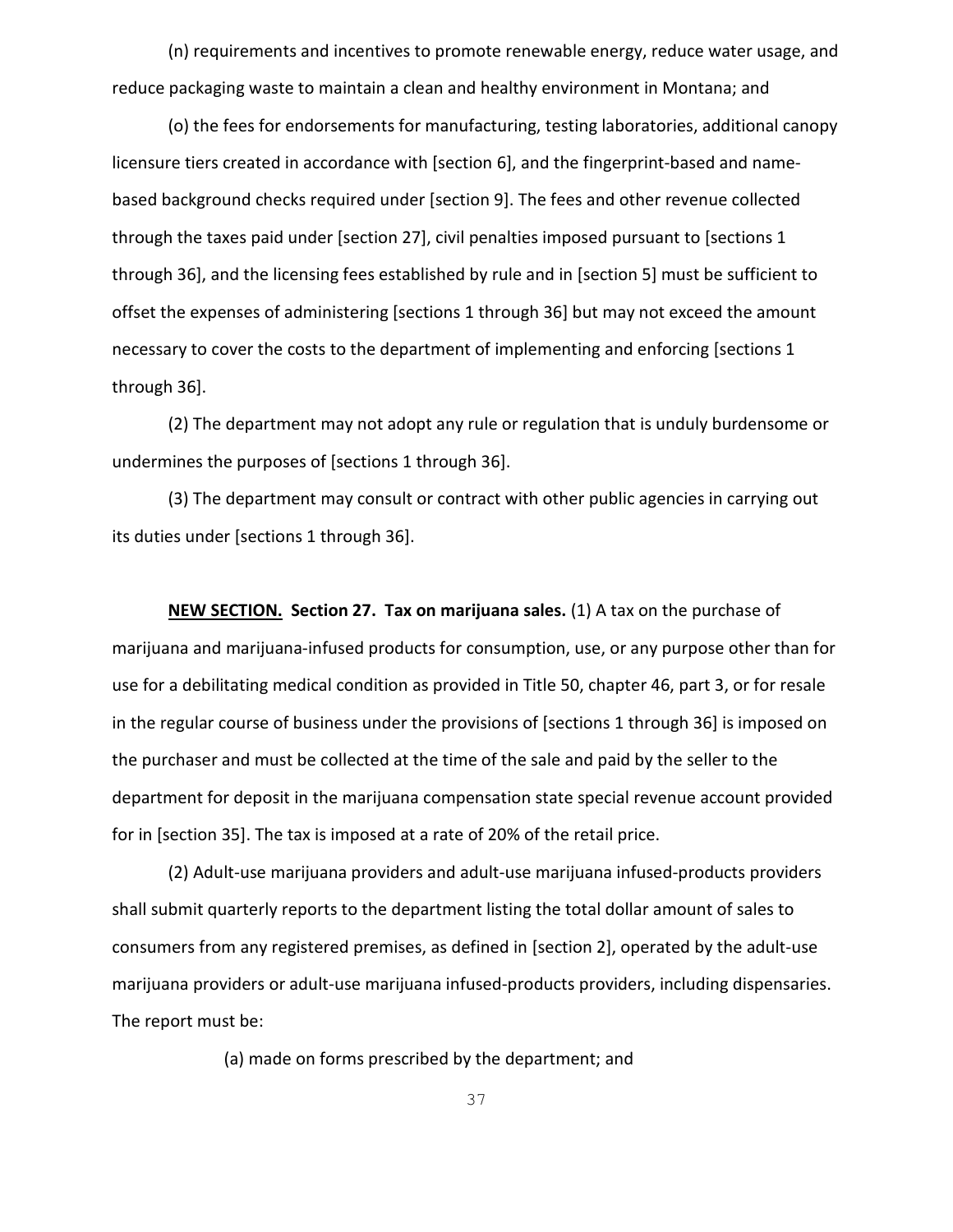(n) requirements and incentives to promote renewable energy, reduce water usage, and reduce packaging waste to maintain a clean and healthy environment in Montana; and

(o) the fees for endorsements for manufacturing, testing laboratories, additional canopy licensure tiers created in accordance with [section 6], and the fingerprint-based and name-based background checks required under [section 9]. The fees and other revenue collected through the taxes paid under [section 27], civil penalties imposed pursuant to [sections 1 through 36], and the licensing fees established by rule and in [section 5] must be sufficient to offset the expenses of administering [sections 1 through 36] but may not exceed the amount necessary to cover the costs to the department of implementing and enforcing [sections 1 through 36].

(2) The department may not adopt any rule or regulation that is unduly burdensome or undermines the purposes of [sections 1 through 36].

(3) The department may consult or contract with other public agencies in carrying out its duties under [sections 1 through 36].

**NEW SECTION. Section 27. Tax on marijuana sales.** (1) A tax on the purchase of marijuana and marijuana-infused products for consumption, use, or any purpose other than for use for a debilitating medical condition as provided in Title 50, chapter 46, part 3, or for resale in the regular course of business under the provisions of [sections 1 through 36] is imposed on the purchaser and must be collected at the time of the sale and paid by the seller to the department for deposit in the marijuana compensation state special revenue account provided for in [section 35]. The tax is imposed at a rate of 20% of the retail price.

(2) Adult-use marijuana providers and adult-use marijuana infused-products providers shall submit quarterly reports to the department listing the total dollar amount of sales to consumers from any registered premises, as defined in [section 2], operated by the adult-use marijuana providers or adult-use marijuana infused-products providers, including dispensaries. The report must be:

(a) made on forms prescribed by the department; and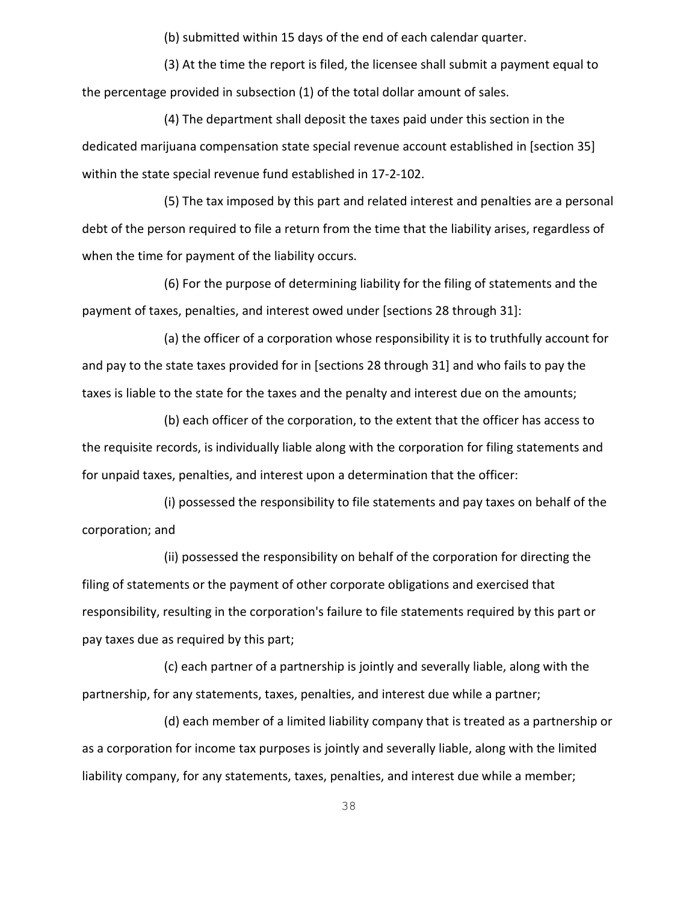(b) submitted within 15 days of the end of each calendar quarter.

(3) At the time the report is filed, the licensee shall submit a payment equal to the percentage provided in subsection (1) of the total dollar amount of sales.

(4) The department shall deposit the taxes paid under this section in the dedicated marijuana compensation state special revenue account established in [section 35] within the state special revenue fund established in 17-2-102.

(5) The tax imposed by this part and related interest and penalties are a personal debt of the person required to file a return from the time that the liability arises, regardless of when the time for payment of the liability occurs.

(6) For the purpose of determining liability for the filing of statements and the payment of taxes, penalties, and interest owed under [sections 28 through 31]:

(a) the officer of a corporation whose responsibility it is to truthfully account for and pay to the state taxes provided for in [sections 28 through 31] and who fails to pay the taxes is liable to the state for the taxes and the penalty and interest due on the amounts;

(b) each officer of the corporation, to the extent that the officer has access to the requisite records, is individually liable along with the corporation for filing statements and for unpaid taxes, penalties, and interest upon a determination that the officer:

(i) possessed the responsibility to file statements and pay taxes on behalf of the corporation; and

(ii) possessed the responsibility on behalf of the corporation for directing the filing of statements or the payment of other corporate obligations and exercised that responsibility, resulting in the corporation's failure to file statements required by this part or pay taxes due as required by this part;

(c) each partner of a partnership is jointly and severally liable, along with the partnership, for any statements, taxes, penalties, and interest due while a partner;

(d) each member of a limited liability company that is treated as a partnership or as a corporation for income tax purposes is jointly and severally liable, along with the limited liability company, for any statements, taxes, penalties, and interest due while a member;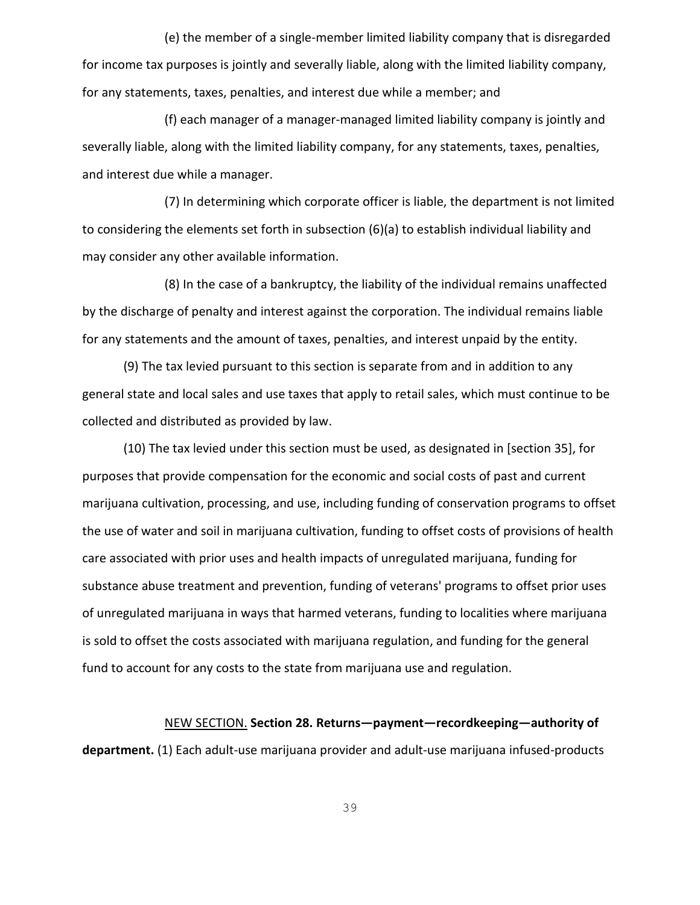(e) the member of a single-member limited liability company that is disregarded for income tax purposes is jointly and severally liable, along with the limited liability company, for any statements, taxes, penalties, and interest due while a member; and

(f) each manager of a manager-managed limited liability company is jointly and severally liable, along with the limited liability company, for any statements, taxes, penalties, and interest due while a manager.

(7) In determining which corporate officer is liable, the department is not limited to considering the elements set forth in subsection (6)(a) to establish individual liability and may consider any other available information.

(8) In the case of a bankruptcy, the liability of the individual remains unaffected by the discharge of penalty and interest against the corporation. The individual remains liable for any statements and the amount of taxes, penalties, and interest unpaid by the entity.

(9) The tax levied pursuant to this section is separate from and in addition to any general state and local sales and use taxes that apply to retail sales, which must continue to be collected and distributed as provided by law.

(10) The tax levied under this section must be used, as designated in [section 35], for purposes that provide compensation for the economic and social costs of past and current marijuana cultivation, processing, and use, including funding of conservation programs to offset the use of water and soil in marijuana cultivation, funding to offset costs of provisions of health care associated with prior uses and health impacts of unregulated marijuana, funding for substance abuse treatment and prevention, funding of veterans' programs to offset prior uses of unregulated marijuana in ways that harmed veterans, funding to localities where marijuana is sold to offset the costs associated with marijuana regulation, and funding for the general fund to account for any costs to the state from marijuana use and regulation.

NEW SECTION. **Section 28. Returns—payment—recordkeeping—authority of department.** (1) Each adult-use marijuana provider and adult-use marijuana infused-products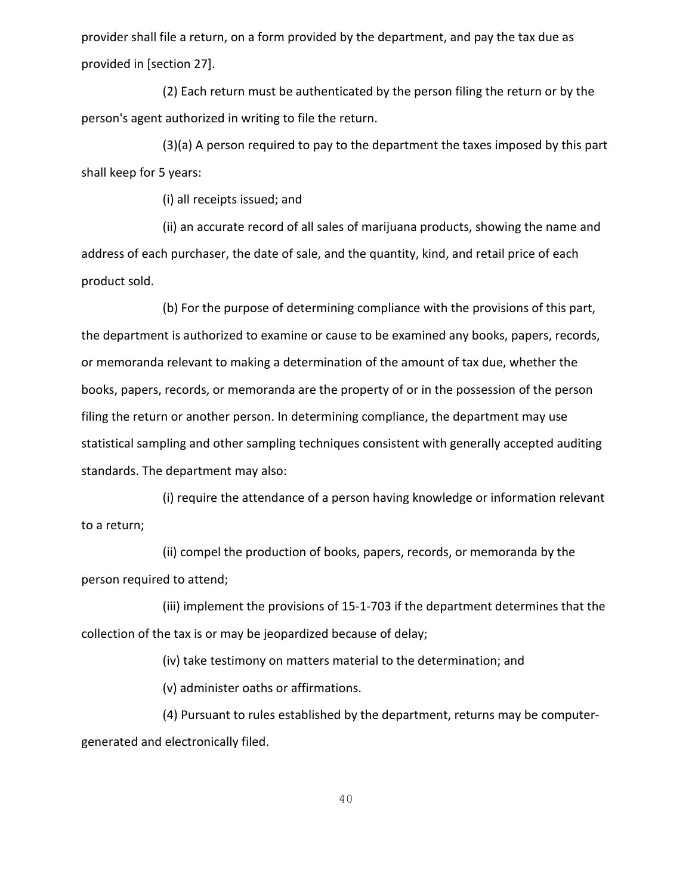provider shall file a return, on a form provided by the department, and pay the tax due as provided in [section 27].

(2) Each return must be authenticated by the person filing the return or by the person's agent authorized in writing to file the return.

(3)(a) A person required to pay to the department the taxes imposed by this part shall keep for 5 years:

(i) all receipts issued; and

(ii) an accurate record of all sales of marijuana products, showing the name and address of each purchaser, the date of sale, and the quantity, kind, and retail price of each product sold.

(b) For the purpose of determining compliance with the provisions of this part, the department is authorized to examine or cause to be examined any books, papers, records, or memoranda relevant to making a determination of the amount of tax due, whether the books, papers, records, or memoranda are the property of or in the possession of the person filing the return or another person. In determining compliance, the department may use statistical sampling and other sampling techniques consistent with generally accepted auditing standards. The department may also:

(i) require the attendance of a person having knowledge or information relevant to a return;

(ii) compel the production of books, papers, records, or memoranda by the person required to attend;

(iii) implement the provisions of 15-1-703 if the department determines that the collection of the tax is or may be jeopardized because of delay;

(iv) take testimony on matters material to the determination; and

(v) administer oaths or affirmations.

(4) Pursuant to rules established by the department, returns may be computer-generated and electronically filed.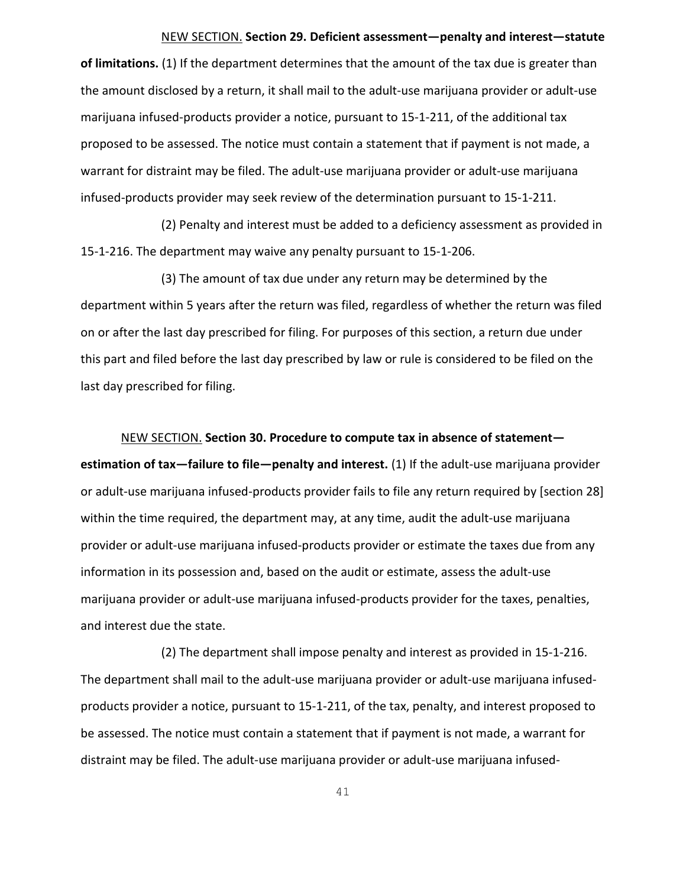NEW SECTION. **Section 29. Deficient assessment—penalty and interest—statute of limitations.** (1) If the department determines that the amount of the tax due is greater than the amount disclosed by a return, it shall mail to the adult-use marijuana provider or adult-use marijuana infused-products provider a notice, pursuant to 15-1-211, of the additional tax proposed to be assessed. The notice must contain a statement that if payment is not made, a warrant for distraint may be filed. The adult-use marijuana provider or adult-use marijuana infused-products provider may seek review of the determination pursuant to 15-1-211.

(2) Penalty and interest must be added to a deficiency assessment as provided in 15-1-216. The department may waive any penalty pursuant to 15-1-206.

(3) The amount of tax due under any return may be determined by the department within 5 years after the return was filed, regardless of whether the return was filed on or after the last day prescribed for filing. For purposes of this section, a return due under this part and filed before the last day prescribed by law or rule is considered to be filed on the last day prescribed for filing.

NEW SECTION. **Section 30. Procedure to compute tax in absence of statement—estimation of tax—failure to file—penalty and interest.** (1) If the adult-use marijuana provider or adult-use marijuana infused-products provider fails to file any return required by [section 28] within the time required, the department may, at any time, audit the adult-use marijuana provider or adult-use marijuana infused-products provider or estimate the taxes due from any information in its possession and, based on the audit or estimate, assess the adult-use marijuana provider or adult-use marijuana infused-products provider for the taxes, penalties, and interest due the state.

(2) The department shall impose penalty and interest as provided in 15-1-216. The department shall mail to the adult-use marijuana provider or adult-use marijuana infused-products provider a notice, pursuant to 15-1-211, of the tax, penalty, and interest proposed to be assessed. The notice must contain a statement that if payment is not made, a warrant for distraint may be filed. The adult-use marijuana provider or adult-use marijuana infused-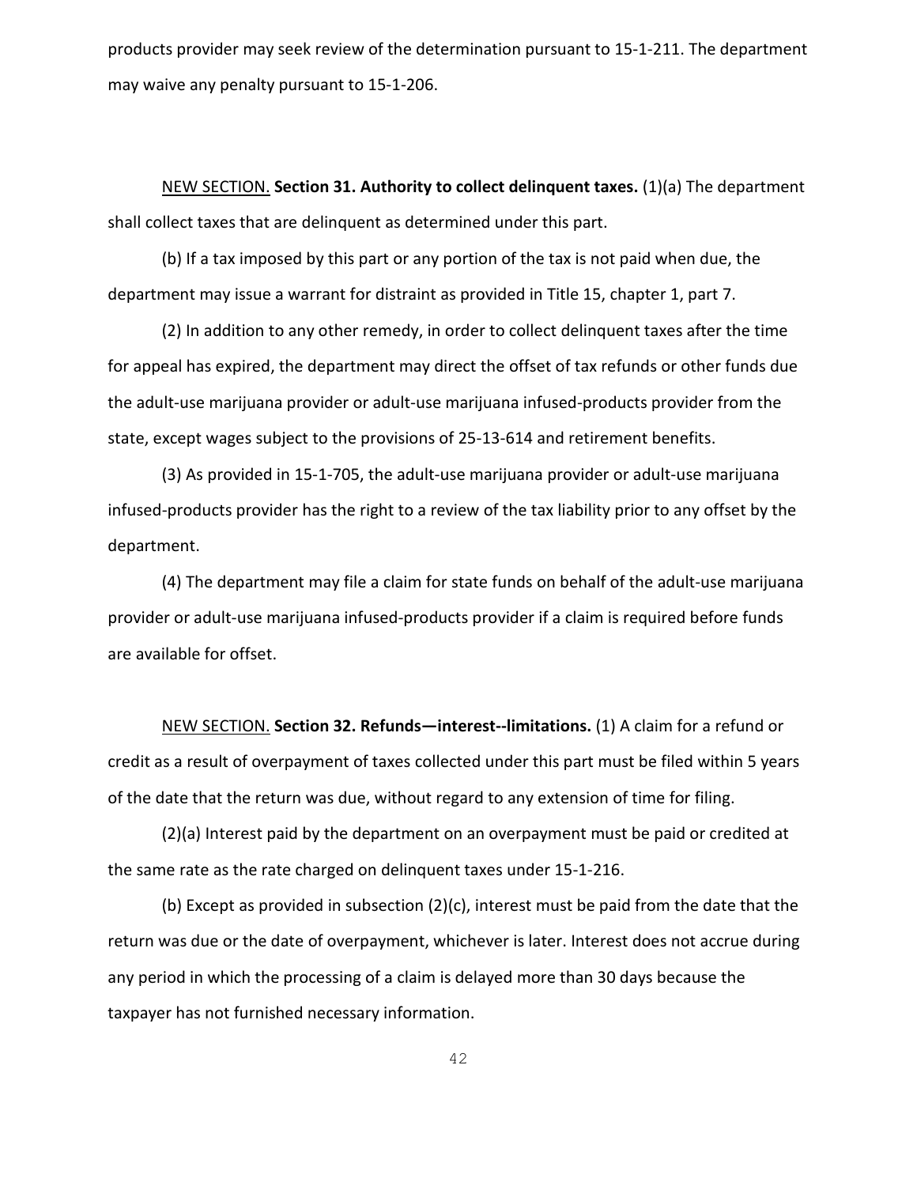products provider may seek review of the determination pursuant to 15-1-211. The department may waive any penalty pursuant to 15-1-206.

NEW SECTION. **Section 31. Authority to collect delinquent taxes.** (1)(a) The department shall collect taxes that are delinquent as determined under this part.

(b) If a tax imposed by this part or any portion of the tax is not paid when due, the department may issue a warrant for distraint as provided in Title 15, chapter 1, part 7.

(2) In addition to any other remedy, in order to collect delinquent taxes after the time for appeal has expired, the department may direct the offset of tax refunds or other funds due the adult-use marijuana provider or adult-use marijuana infused-products provider from the state, except wages subject to the provisions of 25-13-614 and retirement benefits.

(3) As provided in 15-1-705, the adult-use marijuana provider or adult-use marijuana infused-products provider has the right to a review of the tax liability prior to any offset by the department.

(4) The department may file a claim for state funds on behalf of the adult-use marijuana provider or adult-use marijuana infused-products provider if a claim is required before funds are available for offset.

NEW SECTION. **Section 32. Refunds—interest--limitations.** (1) A claim for a refund or credit as a result of overpayment of taxes collected under this part must be filed within 5 years of the date that the return was due, without regard to any extension of time for filing.

(2)(a) Interest paid by the department on an overpayment must be paid or credited at the same rate as the rate charged on delinquent taxes under 15-1-216.

(b) Except as provided in subsection (2)(c), interest must be paid from the date that the return was due or the date of overpayment, whichever is later. Interest does not accrue during any period in which the processing of a claim is delayed more than 30 days because the taxpayer has not furnished necessary information.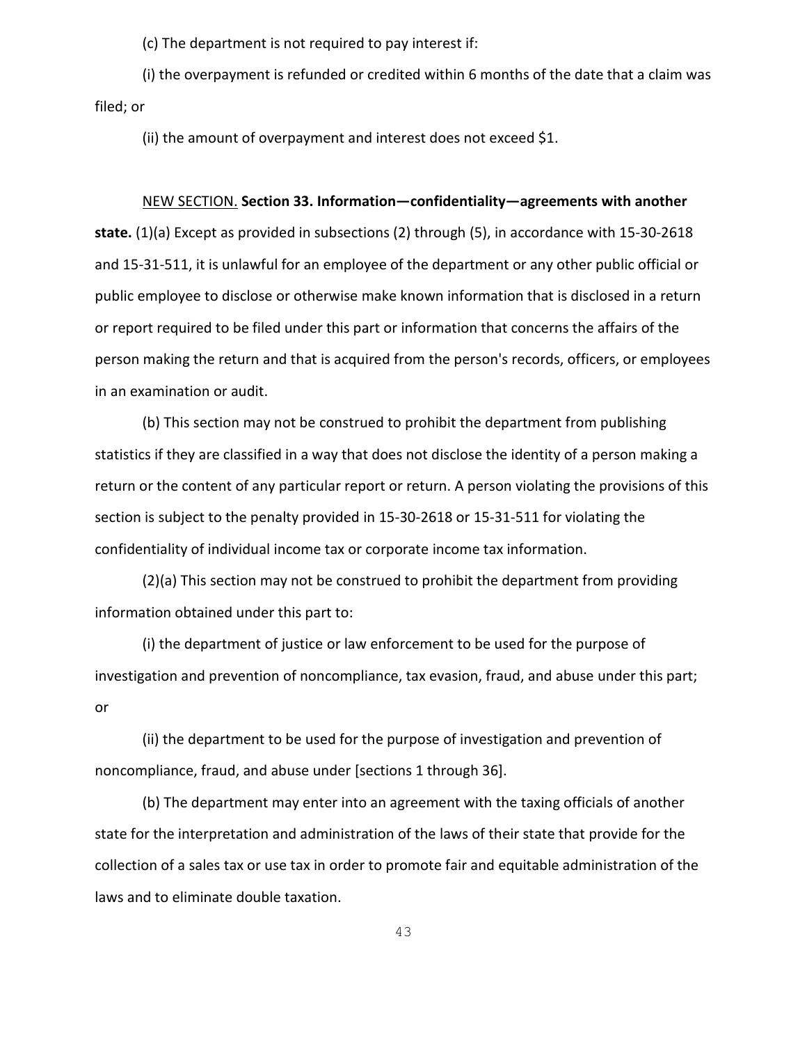(c) The department is not required to pay interest if:

(i) the overpayment is refunded or credited within 6 months of the date that a claim was filed; or

(ii) the amount of overpayment and interest does not exceed $1.

NEW SECTION. **Section 33. Information—confidentiality—agreements with another state.** (1)(a) Except as provided in subsections (2) through (5), in accordance with 15-30-2618 and 15-31-511, it is unlawful for an employee of the department or any other public official or public employee to disclose or otherwise make known information that is disclosed in a return or report required to be filed under this part or information that concerns the affairs of the person making the return and that is acquired from the person's records, officers, or employees in an examination or audit.

(b) This section may not be construed to prohibit the department from publishing statistics if they are classified in a way that does not disclose the identity of a person making a return or the content of any particular report or return. A person violating the provisions of this section is subject to the penalty provided in 15-30-2618 or 15-31-511 for violating the confidentiality of individual income tax or corporate income tax information.

(2)(a) This section may not be construed to prohibit the department from providing information obtained under this part to:

(i) the department of justice or law enforcement to be used for the purpose of investigation and prevention of noncompliance, tax evasion, fraud, and abuse under this part; or

(ii) the department to be used for the purpose of investigation and prevention of noncompliance, fraud, and abuse under [sections 1 through 36].

(b) The department may enter into an agreement with the taxing officials of another state for the interpretation and administration of the laws of their state that provide for the collection of a sales tax or use tax in order to promote fair and equitable administration of the laws and to eliminate double taxation.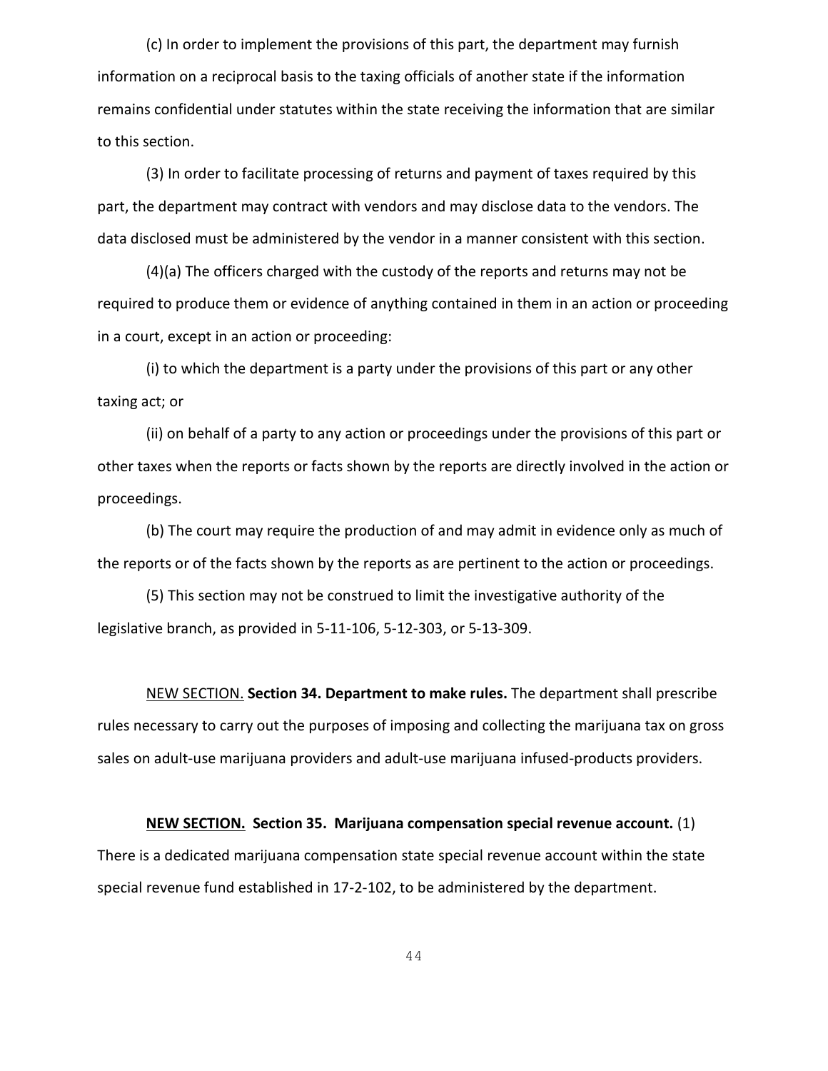(c) In order to implement the provisions of this part, the department may furnish information on a reciprocal basis to the taxing officials of another state if the information remains confidential under statutes within the state receiving the information that are similar to this section.

(3) In order to facilitate processing of returns and payment of taxes required by this part, the department may contract with vendors and may disclose data to the vendors. The data disclosed must be administered by the vendor in a manner consistent with this section.

(4)(a) The officers charged with the custody of the reports and returns may not be required to produce them or evidence of anything contained in them in an action or proceeding in a court, except in an action or proceeding:

(i) to which the department is a party under the provisions of this part or any other taxing act; or

(ii) on behalf of a party to any action or proceedings under the provisions of this part or other taxes when the reports or facts shown by the reports are directly involved in the action or proceedings.

(b) The court may require the production of and may admit in evidence only as much of the reports or of the facts shown by the reports as are pertinent to the action or proceedings.

(5) This section may not be construed to limit the investigative authority of the legislative branch, as provided in 5-11-106, 5-12-303, or 5-13-309.

NEW SECTION. **Section 34. Department to make rules.** The department shall prescribe rules necessary to carry out the purposes of imposing and collecting the marijuana tax on gross sales on adult-use marijuana providers and adult-use marijuana infused-products providers.

**NEW SECTION. Section 35. Marijuana compensation special revenue account.** (1) There is a dedicated marijuana compensation state special revenue account within the state special revenue fund established in 17-2-102, to be administered by the department.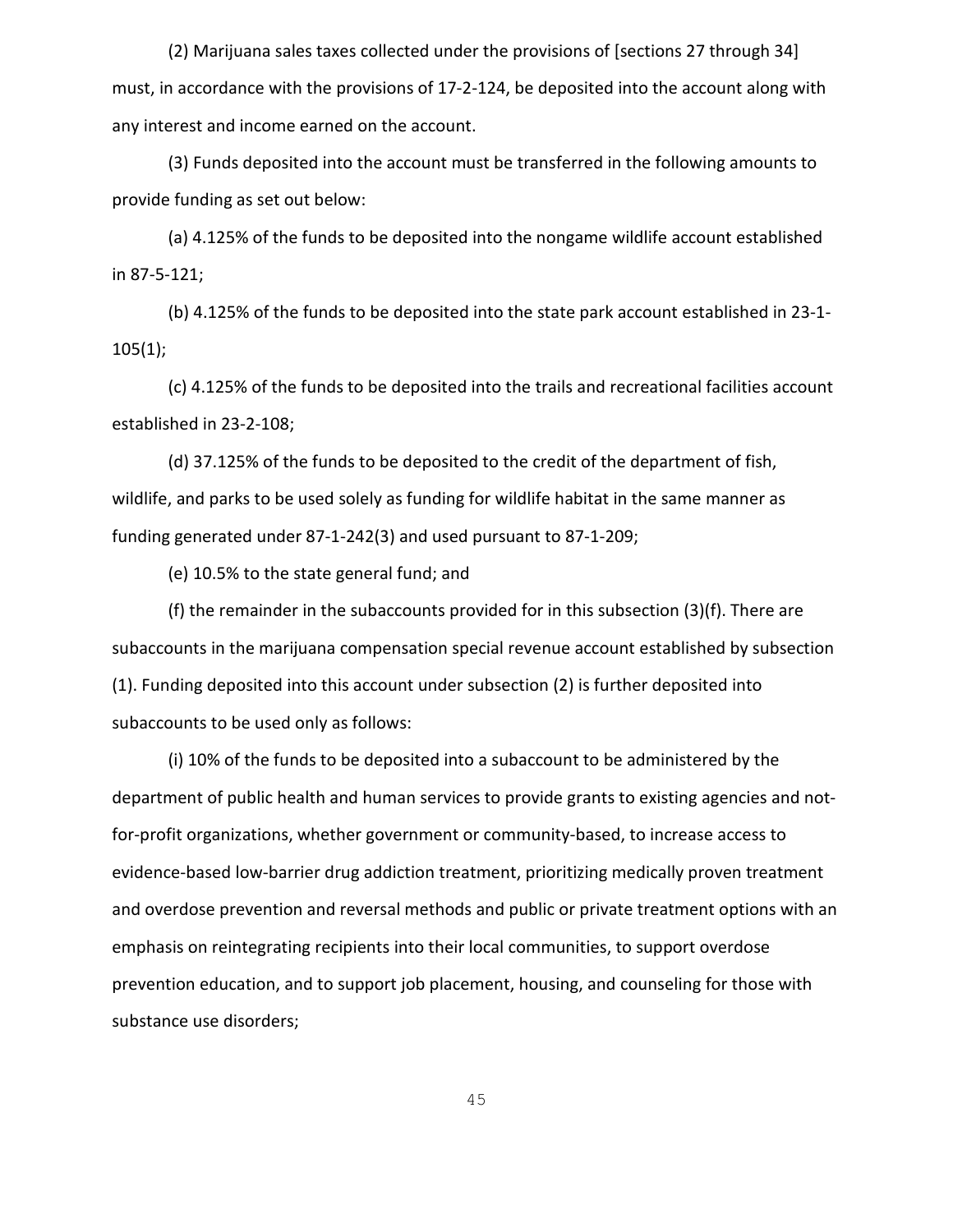(2) Marijuana sales taxes collected under the provisions of [sections 27 through 34] must, in accordance with the provisions of 17-2-124, be deposited into the account along with any interest and income earned on the account.

(3) Funds deposited into the account must be transferred in the following amounts to provide funding as set out below:

(a) 4.125% of the funds to be deposited into the nongame wildlife account established in 87-5-121;

(b) 4.125% of the funds to be deposited into the state park account established in 23-1-105(1);

(c) 4.125% of the funds to be deposited into the trails and recreational facilities account established in 23-2-108;

(d) 37.125% of the funds to be deposited to the credit of the department of fish, wildlife, and parks to be used solely as funding for wildlife habitat in the same manner as funding generated under 87-1-242(3) and used pursuant to 87-1-209;

(e) 10.5% to the state general fund; and

(f) the remainder in the subaccounts provided for in this subsection (3)(f). There are subaccounts in the marijuana compensation special revenue account established by subsection (1). Funding deposited into this account under subsection (2) is further deposited into subaccounts to be used only as follows:

(i) 10% of the funds to be deposited into a subaccount to be administered by the department of public health and human services to provide grants to existing agencies and not-for-profit organizations, whether government or community-based, to increase access to evidence-based low-barrier drug addiction treatment, prioritizing medically proven treatment and overdose prevention and reversal methods and public or private treatment options with an emphasis on reintegrating recipients into their local communities, to support overdose prevention education, and to support job placement, housing, and counseling for those with substance use disorders;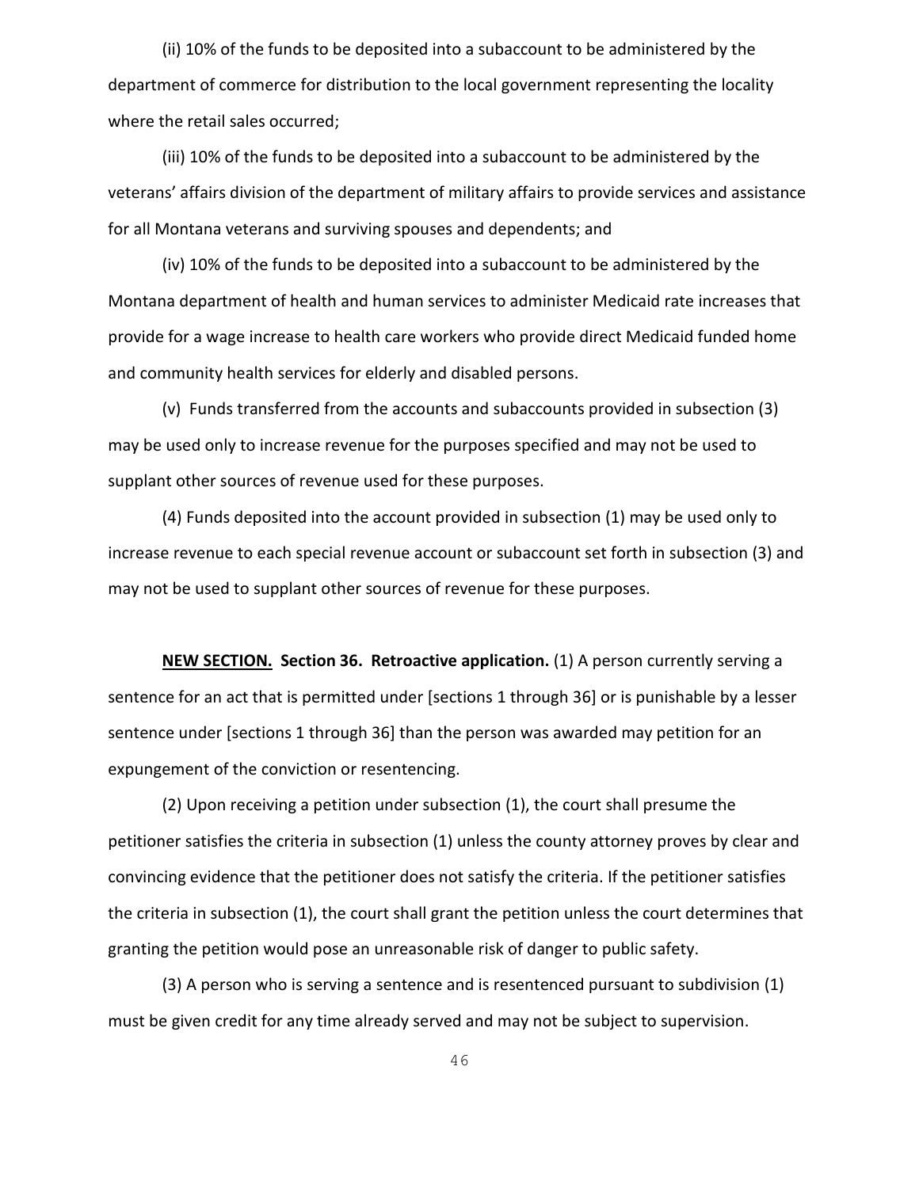(ii) 10% of the funds to be deposited into a subaccount to be administered by the department of commerce for distribution to the local government representing the locality where the retail sales occurred;

(iii) 10% of the funds to be deposited into a subaccount to be administered by the veterans' affairs division of the department of military affairs to provide services and assistance for all Montana veterans and surviving spouses and dependents; and

(iv) 10% of the funds to be deposited into a subaccount to be administered by the Montana department of health and human services to administer Medicaid rate increases that provide for a wage increase to health care workers who provide direct Medicaid funded home and community health services for elderly and disabled persons.

(v) Funds transferred from the accounts and subaccounts provided in subsection (3) may be used only to increase revenue for the purposes specified and may not be used to supplant other sources of revenue used for these purposes.

(4) Funds deposited into the account provided in subsection (1) may be used only to increase revenue to each special revenue account or subaccount set forth in subsection (3) and may not be used to supplant other sources of revenue for these purposes.

**<u>NEW SECTION.</u> Section 36. Retroactive application.** (1) A person currently serving a sentence for an act that is permitted under [sections 1 through 36] or is punishable by a lesser sentence under [sections 1 through 36] than the person was awarded may petition for an expungement of the conviction or resentencing.

(2) Upon receiving a petition under subsection (1), the court shall presume the petitioner satisfies the criteria in subsection (1) unless the county attorney proves by clear and convincing evidence that the petitioner does not satisfy the criteria. If the petitioner satisfies the criteria in subsection (1), the court shall grant the petition unless the court determines that granting the petition would pose an unreasonable risk of danger to public safety.

(3) A person who is serving a sentence and is resentenced pursuant to subdivision (1) must be given credit for any time already served and may not be subject to supervision.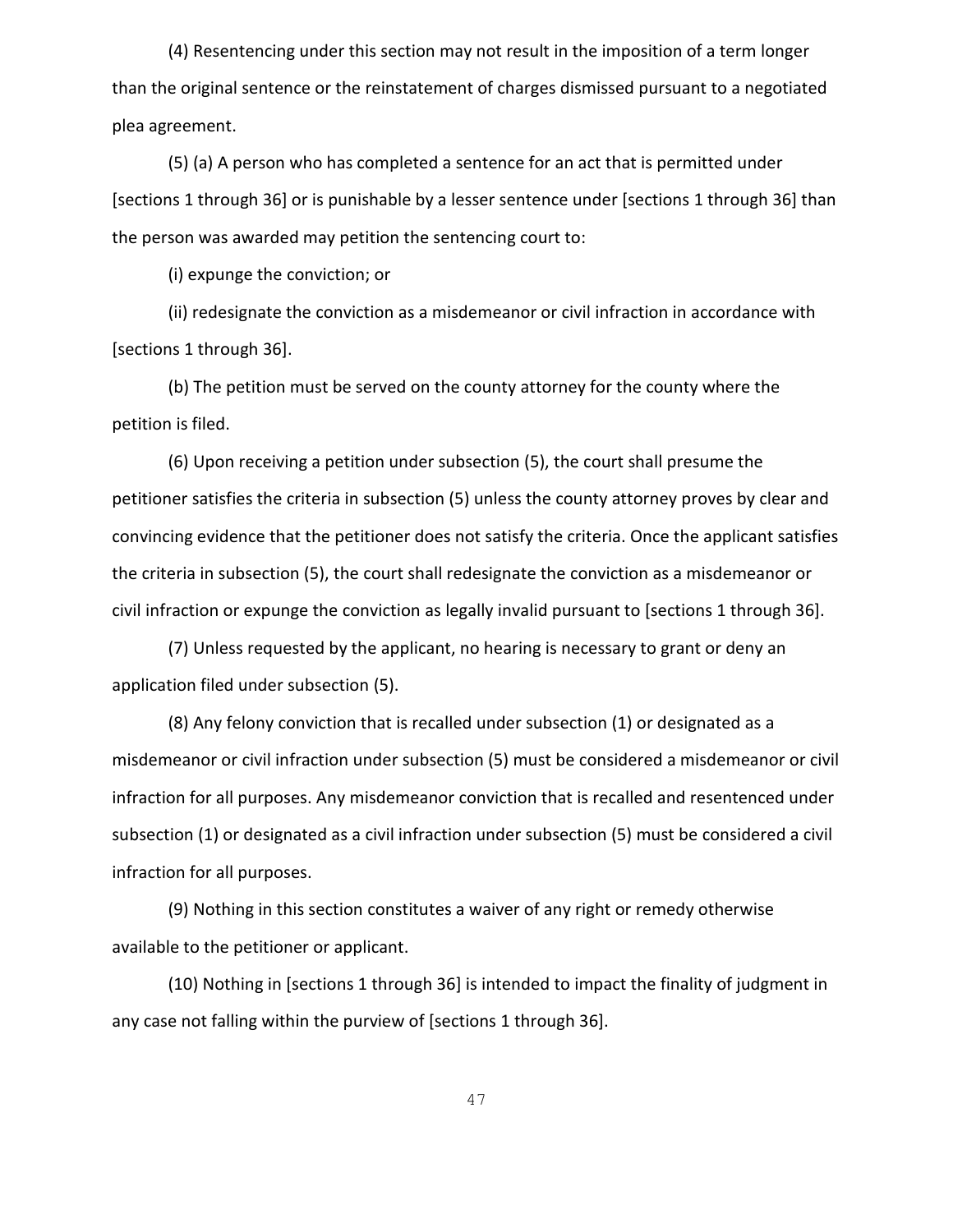(4) Resentencing under this section may not result in the imposition of a term longer than the original sentence or the reinstatement of charges dismissed pursuant to a negotiated plea agreement.

(5) (a) A person who has completed a sentence for an act that is permitted under [sections 1 through 36] or is punishable by a lesser sentence under [sections 1 through 36] than the person was awarded may petition the sentencing court to:

(i) expunge the conviction; or

(ii) redesignate the conviction as a misdemeanor or civil infraction in accordance with [sections 1 through 36].

(b) The petition must be served on the county attorney for the county where the petition is filed.

(6) Upon receiving a petition under subsection (5), the court shall presume the petitioner satisfies the criteria in subsection (5) unless the county attorney proves by clear and convincing evidence that the petitioner does not satisfy the criteria. Once the applicant satisfies the criteria in subsection (5), the court shall redesignate the conviction as a misdemeanor or civil infraction or expunge the conviction as legally invalid pursuant to [sections 1 through 36].

(7) Unless requested by the applicant, no hearing is necessary to grant or deny an application filed under subsection (5).

(8) Any felony conviction that is recalled under subsection (1) or designated as a misdemeanor or civil infraction under subsection (5) must be considered a misdemeanor or civil infraction for all purposes. Any misdemeanor conviction that is recalled and resentenced under subsection (1) or designated as a civil infraction under subsection (5) must be considered a civil infraction for all purposes.

(9) Nothing in this section constitutes a waiver of any right or remedy otherwise available to the petitioner or applicant.

(10) Nothing in [sections 1 through 36] is intended to impact the finality of judgment in any case not falling within the purview of [sections 1 through 36].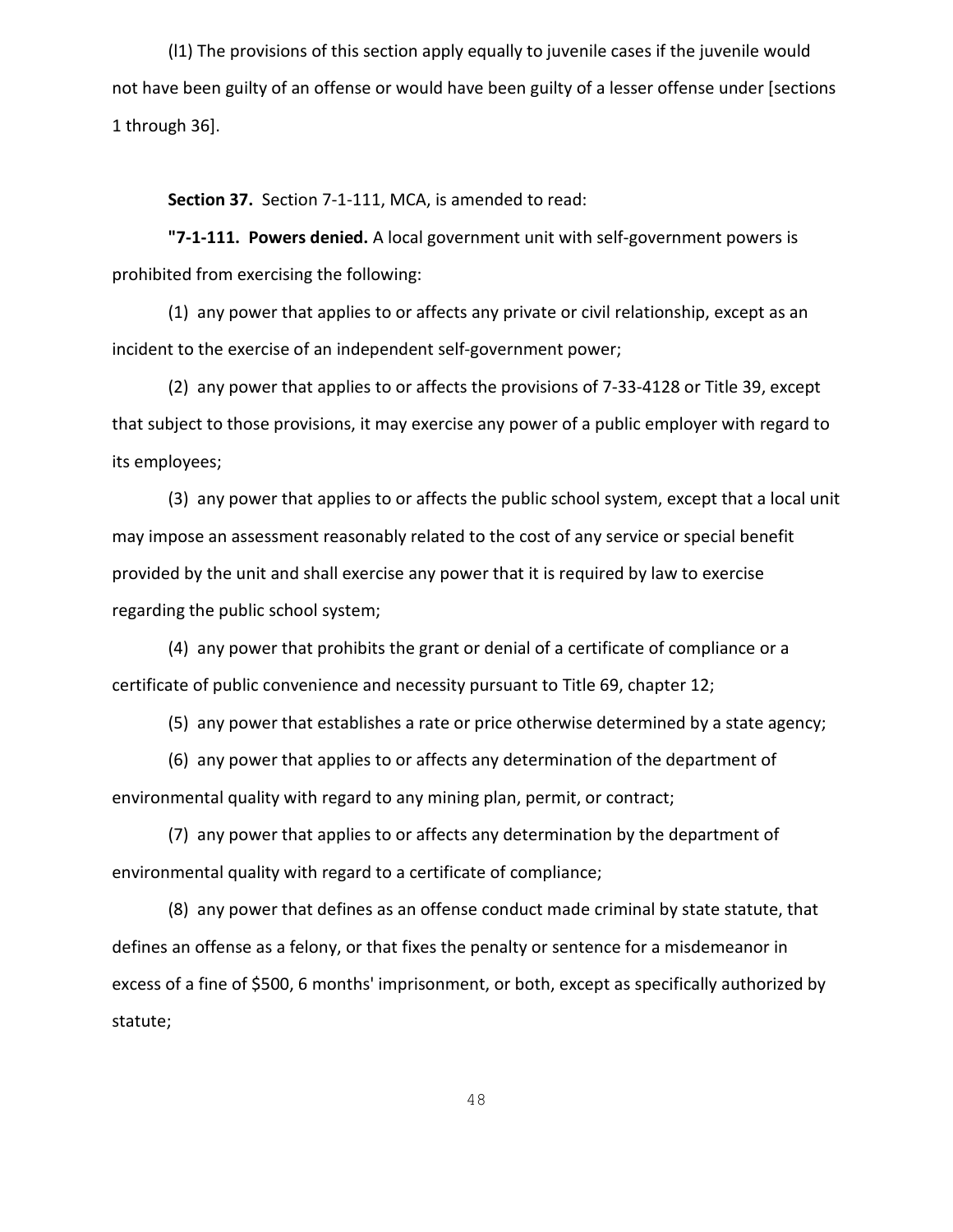(l1) The provisions of this section apply equally to juvenile cases if the juvenile would not have been guilty of an offense or would have been guilty of a lesser offense under [sections 1 through 36].

**Section 37.** Section 7-1-111, MCA, is amended to read:

**"7-1-111. Powers denied.** A local government unit with self-government powers is prohibited from exercising the following:

(1) any power that applies to or affects any private or civil relationship, except as an incident to the exercise of an independent self-government power;

(2) any power that applies to or affects the provisions of 7-33-4128 or Title 39, except that subject to those provisions, it may exercise any power of a public employer with regard to its employees;

(3) any power that applies to or affects the public school system, except that a local unit may impose an assessment reasonably related to the cost of any service or special benefit provided by the unit and shall exercise any power that it is required by law to exercise regarding the public school system;

(4) any power that prohibits the grant or denial of a certificate of compliance or a certificate of public convenience and necessity pursuant to Title 69, chapter 12;

(5) any power that establishes a rate or price otherwise determined by a state agency;

(6) any power that applies to or affects any determination of the department of environmental quality with regard to any mining plan, permit, or contract;

(7) any power that applies to or affects any determination by the department of environmental quality with regard to a certificate of compliance;

(8) any power that defines as an offense conduct made criminal by state statute, that defines an offense as a felony, or that fixes the penalty or sentence for a misdemeanor in excess of a fine of $500, 6 months' imprisonment, or both, except as specifically authorized by statute;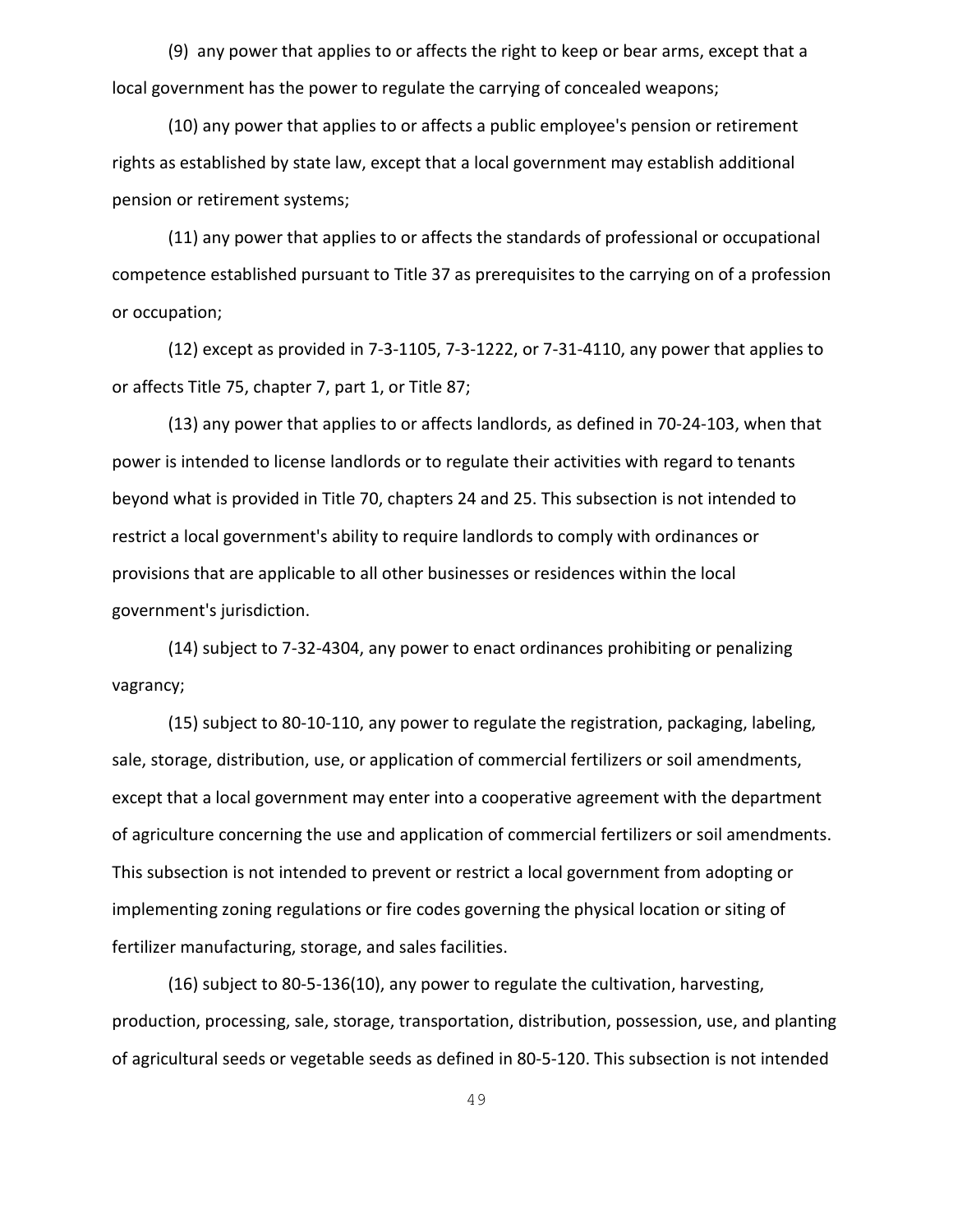(9) any power that applies to or affects the right to keep or bear arms, except that a local government has the power to regulate the carrying of concealed weapons;

(10) any power that applies to or affects a public employee's pension or retirement rights as established by state law, except that a local government may establish additional pension or retirement systems;

(11) any power that applies to or affects the standards of professional or occupational competence established pursuant to Title 37 as prerequisites to the carrying on of a profession or occupation;

(12) except as provided in 7-3-1105, 7-3-1222, or 7-31-4110, any power that applies to or affects Title 75, chapter 7, part 1, or Title 87;

(13) any power that applies to or affects landlords, as defined in 70-24-103, when that power is intended to license landlords or to regulate their activities with regard to tenants beyond what is provided in Title 70, chapters 24 and 25. This subsection is not intended to restrict a local government's ability to require landlords to comply with ordinances or provisions that are applicable to all other businesses or residences within the local government's jurisdiction.

(14) subject to 7-32-4304, any power to enact ordinances prohibiting or penalizing vagrancy;

(15) subject to 80-10-110, any power to regulate the registration, packaging, labeling, sale, storage, distribution, use, or application of commercial fertilizers or soil amendments, except that a local government may enter into a cooperative agreement with the department of agriculture concerning the use and application of commercial fertilizers or soil amendments. This subsection is not intended to prevent or restrict a local government from adopting or implementing zoning regulations or fire codes governing the physical location or siting of fertilizer manufacturing, storage, and sales facilities.

(16) subject to 80-5-136(10), any power to regulate the cultivation, harvesting, production, processing, sale, storage, transportation, distribution, possession, use, and planting of agricultural seeds or vegetable seeds as defined in 80-5-120. This subsection is not intended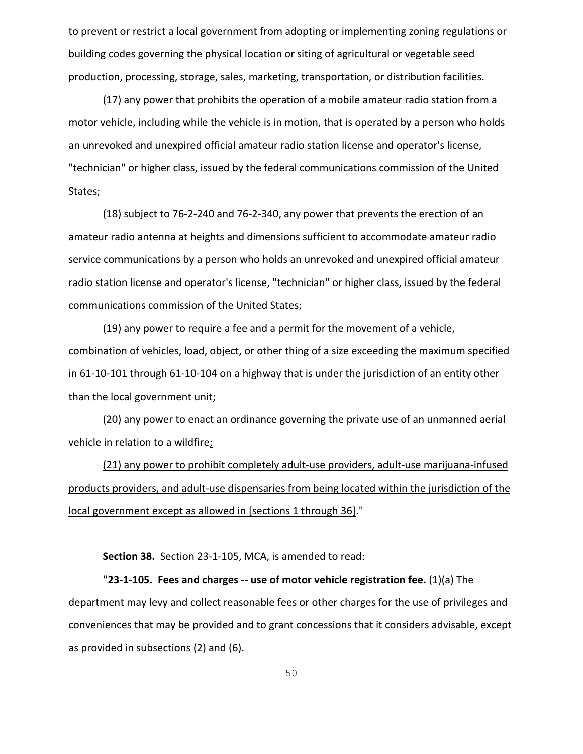to prevent or restrict a local government from adopting or implementing zoning regulations or building codes governing the physical location or siting of agricultural or vegetable seed production, processing, storage, sales, marketing, transportation, or distribution facilities.

(17) any power that prohibits the operation of a mobile amateur radio station from a motor vehicle, including while the vehicle is in motion, that is operated by a person who holds an unrevoked and unexpired official amateur radio station license and operator's license, "technician" or higher class, issued by the federal communications commission of the United States;

(18) subject to 76-2-240 and 76-2-340, any power that prevents the erection of an amateur radio antenna at heights and dimensions sufficient to accommodate amateur radio service communications by a person who holds an unrevoked and unexpired official amateur radio station license and operator's license, "technician" or higher class, issued by the federal communications commission of the United States;

(19) any power to require a fee and a permit for the movement of a vehicle, combination of vehicles, load, object, or other thing of a size exceeding the maximum specified in 61-10-101 through 61-10-104 on a highway that is under the jurisdiction of an entity other than the local government unit;

(20) any power to enact an ordinance governing the private use of an unmanned aerial vehicle in relation to a wildfire<u>;</u>

<u>(21) any power to prohibit completely adult-use providers, adult-use marijuana-infused products providers, and adult-use dispensaries from being located within the jurisdiction of the local government except as allowed in [sections 1 through 36]</u>."

**Section 38.** Section 23-1-105, MCA, is amended to read:

**"23-1-105. Fees and charges -- use of motor vehicle registration fee.** (1)<u>(a)</u> The department may levy and collect reasonable fees or other charges for the use of privileges and conveniences that may be provided and to grant concessions that it considers advisable, except as provided in subsections (2) and (6).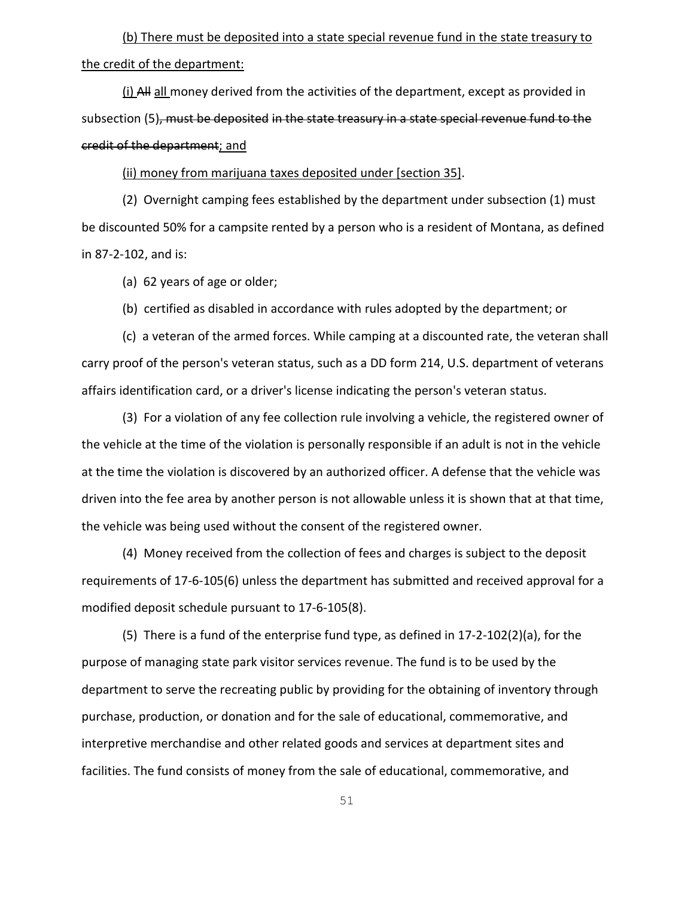(b) There must be deposited into a state special revenue fund in the state treasury to the credit of the department:

(i) ~~All~~ all money derived from the activities of the department, except as provided in subsection (5)~~, must be deposited in the state treasury in a state special revenue fund to the credit of the department~~; and

(ii) money from marijuana taxes deposited under [section 35].

(2) Overnight camping fees established by the department under subsection (1) must be discounted 50% for a campsite rented by a person who is a resident of Montana, as defined in 87-2-102, and is:

(a) 62 years of age or older;

(b) certified as disabled in accordance with rules adopted by the department; or

(c) a veteran of the armed forces. While camping at a discounted rate, the veteran shall carry proof of the person's veteran status, such as a DD form 214, U.S. department of veterans affairs identification card, or a driver's license indicating the person's veteran status.

(3) For a violation of any fee collection rule involving a vehicle, the registered owner of the vehicle at the time of the violation is personally responsible if an adult is not in the vehicle at the time the violation is discovered by an authorized officer. A defense that the vehicle was driven into the fee area by another person is not allowable unless it is shown that at that time, the vehicle was being used without the consent of the registered owner.

(4) Money received from the collection of fees and charges is subject to the deposit requirements of 17-6-105(6) unless the department has submitted and received approval for a modified deposit schedule pursuant to 17-6-105(8).

(5) There is a fund of the enterprise fund type, as defined in 17-2-102(2)(a), for the purpose of managing state park visitor services revenue. The fund is to be used by the department to serve the recreating public by providing for the obtaining of inventory through purchase, production, or donation and for the sale of educational, commemorative, and interpretive merchandise and other related goods and services at department sites and facilities. The fund consists of money from the sale of educational, commemorative, and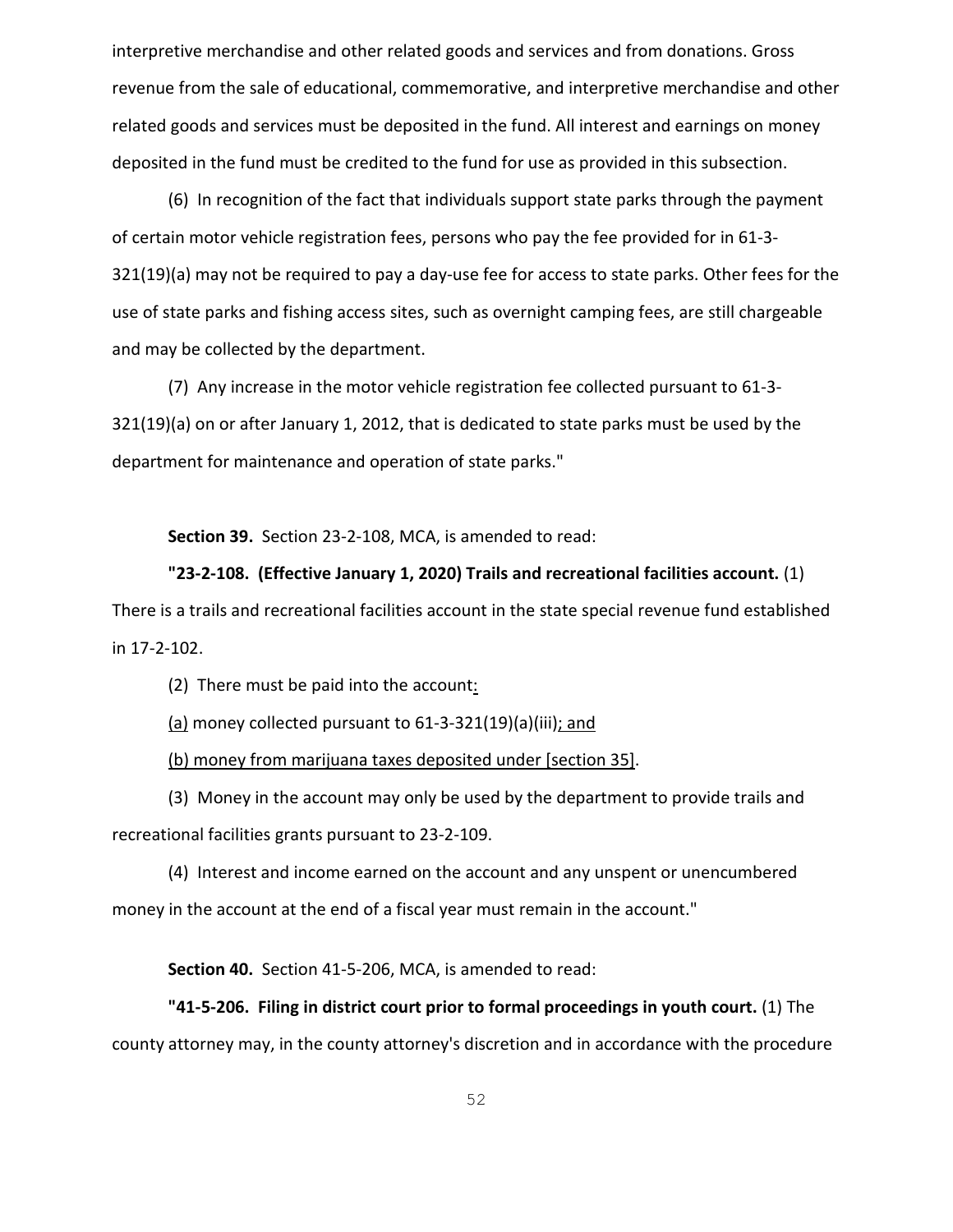interpretive merchandise and other related goods and services and from donations. Gross revenue from the sale of educational, commemorative, and interpretive merchandise and other related goods and services must be deposited in the fund. All interest and earnings on money deposited in the fund must be credited to the fund for use as provided in this subsection.

(6) In recognition of the fact that individuals support state parks through the payment of certain motor vehicle registration fees, persons who pay the fee provided for in 61-3-321(19)(a) may not be required to pay a day-use fee for access to state parks. Other fees for the use of state parks and fishing access sites, such as overnight camping fees, are still chargeable and may be collected by the department.

(7) Any increase in the motor vehicle registration fee collected pursuant to 61-3-321(19)(a) on or after January 1, 2012, that is dedicated to state parks must be used by the department for maintenance and operation of state parks."

**Section 39.** Section 23-2-108, MCA, is amended to read:

**"23-2-108. (Effective January 1, 2020) Trails and recreational facilities account.** (1) There is a trails and recreational facilities account in the state special revenue fund established in 17-2-102.

(2) There must be paid into the account:

(a) money collected pursuant to 61-3-321(19)(a)(iii); and

(b) money from marijuana taxes deposited under [section 35].

(3) Money in the account may only be used by the department to provide trails and recreational facilities grants pursuant to 23-2-109.

(4) Interest and income earned on the account and any unspent or unencumbered money in the account at the end of a fiscal year must remain in the account."

**Section 40.** Section 41-5-206, MCA, is amended to read:

**"41-5-206. Filing in district court prior to formal proceedings in youth court.** (1) The county attorney may, in the county attorney's discretion and in accordance with the procedure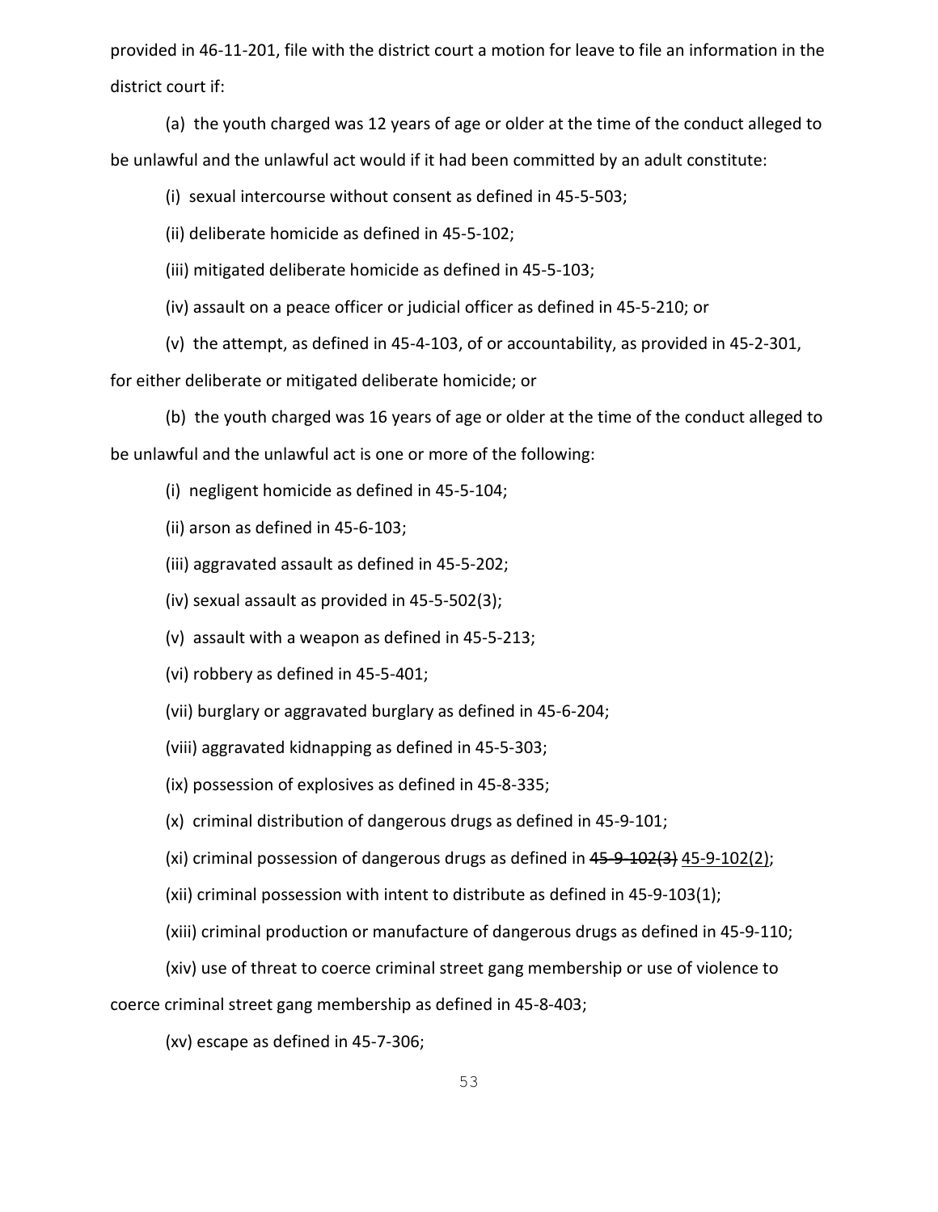provided in 46-11-201, file with the district court a motion for leave to file an information in the district court if:

(a) the youth charged was 12 years of age or older at the time of the conduct alleged to be unlawful and the unlawful act would if it had been committed by an adult constitute:

(i) sexual intercourse without consent as defined in 45-5-503;

(ii) deliberate homicide as defined in 45-5-102;

(iii) mitigated deliberate homicide as defined in 45-5-103;

(iv) assault on a peace officer or judicial officer as defined in 45-5-210; or

(v) the attempt, as defined in 45-4-103, of or accountability, as provided in 45-2-301, for either deliberate or mitigated deliberate homicide; or

(b) the youth charged was 16 years of age or older at the time of the conduct alleged to be unlawful and the unlawful act is one or more of the following:

(i) negligent homicide as defined in 45-5-104;

(ii) arson as defined in 45-6-103;

(iii) aggravated assault as defined in 45-5-202;

(iv) sexual assault as provided in 45-5-502(3);

(v) assault with a weapon as defined in 45-5-213;

(vi) robbery as defined in 45-5-401;

(vii) burglary or aggravated burglary as defined in 45-6-204;

(viii) aggravated kidnapping as defined in 45-5-303;

(ix) possession of explosives as defined in 45-8-335;

(x) criminal distribution of dangerous drugs as defined in 45-9-101;

(xi) criminal possession of dangerous drugs as defined in ~~45-9-102(3)~~ <u>45-9-102(2)</u>;

(xii) criminal possession with intent to distribute as defined in 45-9-103(1);

(xiii) criminal production or manufacture of dangerous drugs as defined in 45-9-110;

(xiv) use of threat to coerce criminal street gang membership or use of violence to coerce criminal street gang membership as defined in 45-8-403;

(xv) escape as defined in 45-7-306;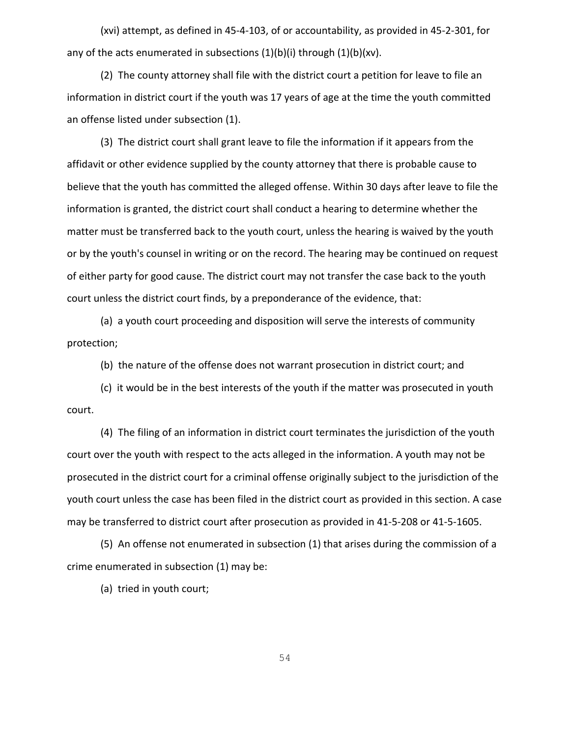(xvi) attempt, as defined in 45-4-103, of or accountability, as provided in 45-2-301, for any of the acts enumerated in subsections (1)(b)(i) through (1)(b)(xv).

(2) The county attorney shall file with the district court a petition for leave to file an information in district court if the youth was 17 years of age at the time the youth committed an offense listed under subsection (1).

(3) The district court shall grant leave to file the information if it appears from the affidavit or other evidence supplied by the county attorney that there is probable cause to believe that the youth has committed the alleged offense. Within 30 days after leave to file the information is granted, the district court shall conduct a hearing to determine whether the matter must be transferred back to the youth court, unless the hearing is waived by the youth or by the youth's counsel in writing or on the record. The hearing may be continued on request of either party for good cause. The district court may not transfer the case back to the youth court unless the district court finds, by a preponderance of the evidence, that:

(a) a youth court proceeding and disposition will serve the interests of community protection;

(b) the nature of the offense does not warrant prosecution in district court; and

(c) it would be in the best interests of the youth if the matter was prosecuted in youth court.

(4) The filing of an information in district court terminates the jurisdiction of the youth court over the youth with respect to the acts alleged in the information. A youth may not be prosecuted in the district court for a criminal offense originally subject to the jurisdiction of the youth court unless the case has been filed in the district court as provided in this section. A case may be transferred to district court after prosecution as provided in 41-5-208 or 41-5-1605.

(5) An offense not enumerated in subsection (1) that arises during the commission of a crime enumerated in subsection (1) may be:

(a) tried in youth court;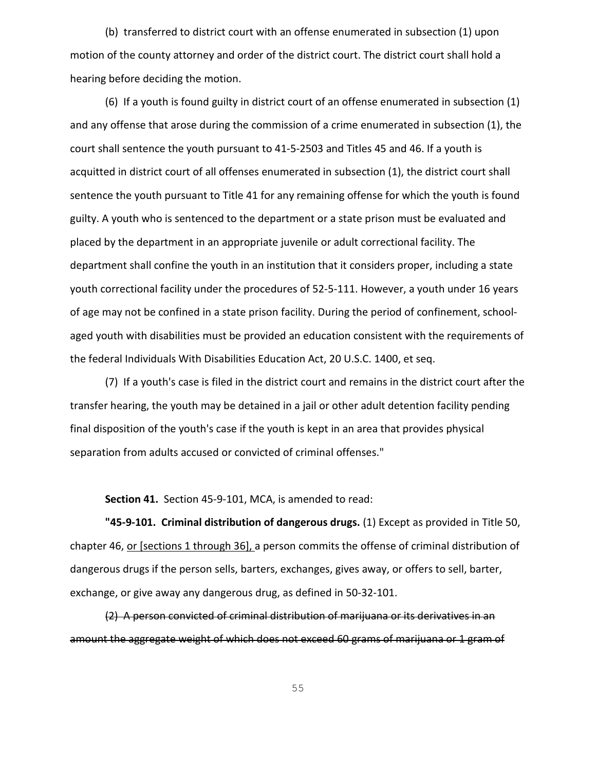(b) transferred to district court with an offense enumerated in subsection (1) upon motion of the county attorney and order of the district court. The district court shall hold a hearing before deciding the motion.

(6) If a youth is found guilty in district court of an offense enumerated in subsection (1) and any offense that arose during the commission of a crime enumerated in subsection (1), the court shall sentence the youth pursuant to 41-5-2503 and Titles 45 and 46. If a youth is acquitted in district court of all offenses enumerated in subsection (1), the district court shall sentence the youth pursuant to Title 41 for any remaining offense for which the youth is found guilty. A youth who is sentenced to the department or a state prison must be evaluated and placed by the department in an appropriate juvenile or adult correctional facility. The department shall confine the youth in an institution that it considers proper, including a state youth correctional facility under the procedures of 52-5-111. However, a youth under 16 years of age may not be confined in a state prison facility. During the period of confinement, school-aged youth with disabilities must be provided an education consistent with the requirements of the federal Individuals With Disabilities Education Act, 20 U.S.C. 1400, et seq.

(7) If a youth's case is filed in the district court and remains in the district court after the transfer hearing, the youth may be detained in a jail or other adult detention facility pending final disposition of the youth's case if the youth is kept in an area that provides physical separation from adults accused or convicted of criminal offenses."

**Section 41.** Section 45-9-101, MCA, is amended to read:

**"45-9-101. Criminal distribution of dangerous drugs.** (1) Except as provided in Title 50, chapter 46, <u>or [sections 1 through 36],</u> a person commits the offense of criminal distribution of dangerous drugs if the person sells, barters, exchanges, gives away, or offers to sell, barter, exchange, or give away any dangerous drug, as defined in 50-32-101.

~~(2) A person convicted of criminal distribution of marijuana or its derivatives in an amount the aggregate weight of which does not exceed 60 grams of marijuana or 1 gram of~~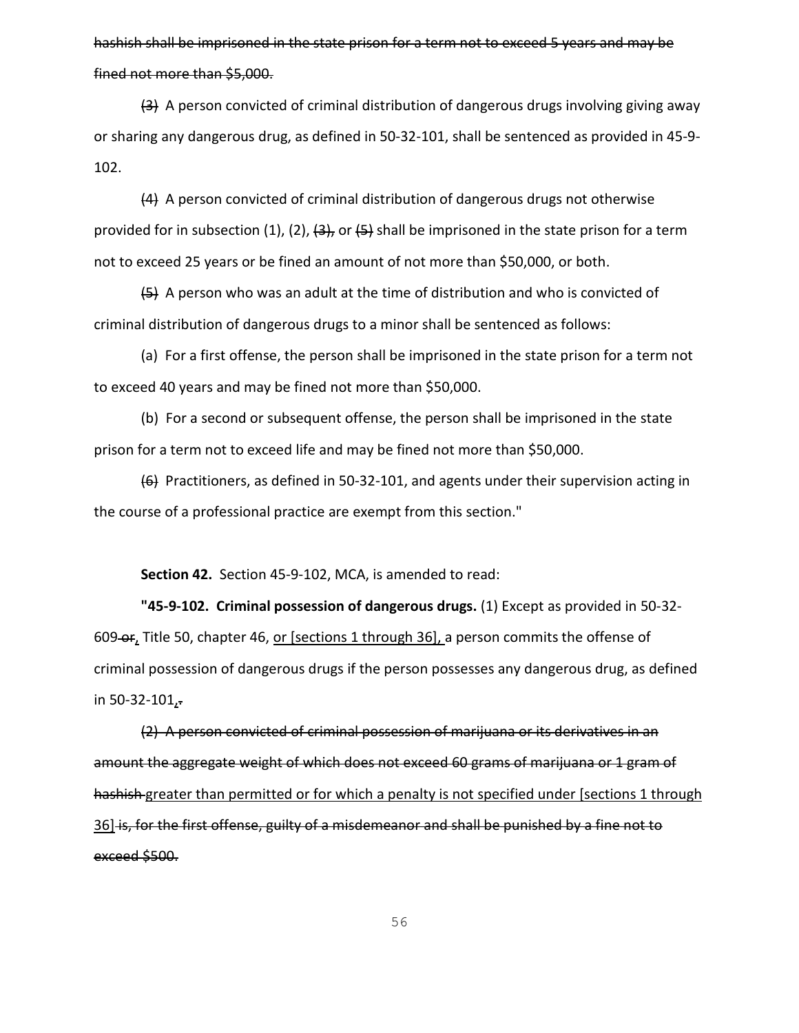~~hashish shall be imprisoned in the state prison for a term not to exceed 5 years and may be fined not more than $5,000.~~

~~(3)~~ A person convicted of criminal distribution of dangerous drugs involving giving away or sharing any dangerous drug, as defined in 50-32-101, shall be sentenced as provided in 45-9-102.

~~(4)~~ A person convicted of criminal distribution of dangerous drugs not otherwise provided for in subsection (1), (2), ~~(3),~~ or ~~(5)~~ shall be imprisoned in the state prison for a term not to exceed 25 years or be fined an amount of not more than $50,000, or both.

~~(5)~~ A person who was an adult at the time of distribution and who is convicted of criminal distribution of dangerous drugs to a minor shall be sentenced as follows:

(a) For a first offense, the person shall be imprisoned in the state prison for a term not to exceed 40 years and may be fined not more than $50,000.

(b) For a second or subsequent offense, the person shall be imprisoned in the state prison for a term not to exceed life and may be fined not more than $50,000.

~~(6)~~ Practitioners, as defined in 50-32-101, and agents under their supervision acting in the course of a professional practice are exempt from this section."

**Section 42.** Section 45-9-102, MCA, is amended to read:

**"45-9-102. Criminal possession of dangerous drugs.** (1) Except as provided in 50-32-609~~ or~~<u>,</u> Title 50, chapter 46, <u>or [sections 1 through 36],</u> a person commits the offense of criminal possession of dangerous drugs if the person possesses any dangerous drug, as defined in 50-32-101<u>,</u>~~.~~

~~(2) A person convicted of criminal possession of marijuana or its derivatives in an amount the aggregate weight of which does not exceed 60 grams of marijuana or 1 gram of hashish~~ <u>greater than permitted or for which a penalty is not specified under [sections 1 through 36]</u> ~~is, for the first offense, guilty of a misdemeanor and shall be punished by a fine not to exceed $500.~~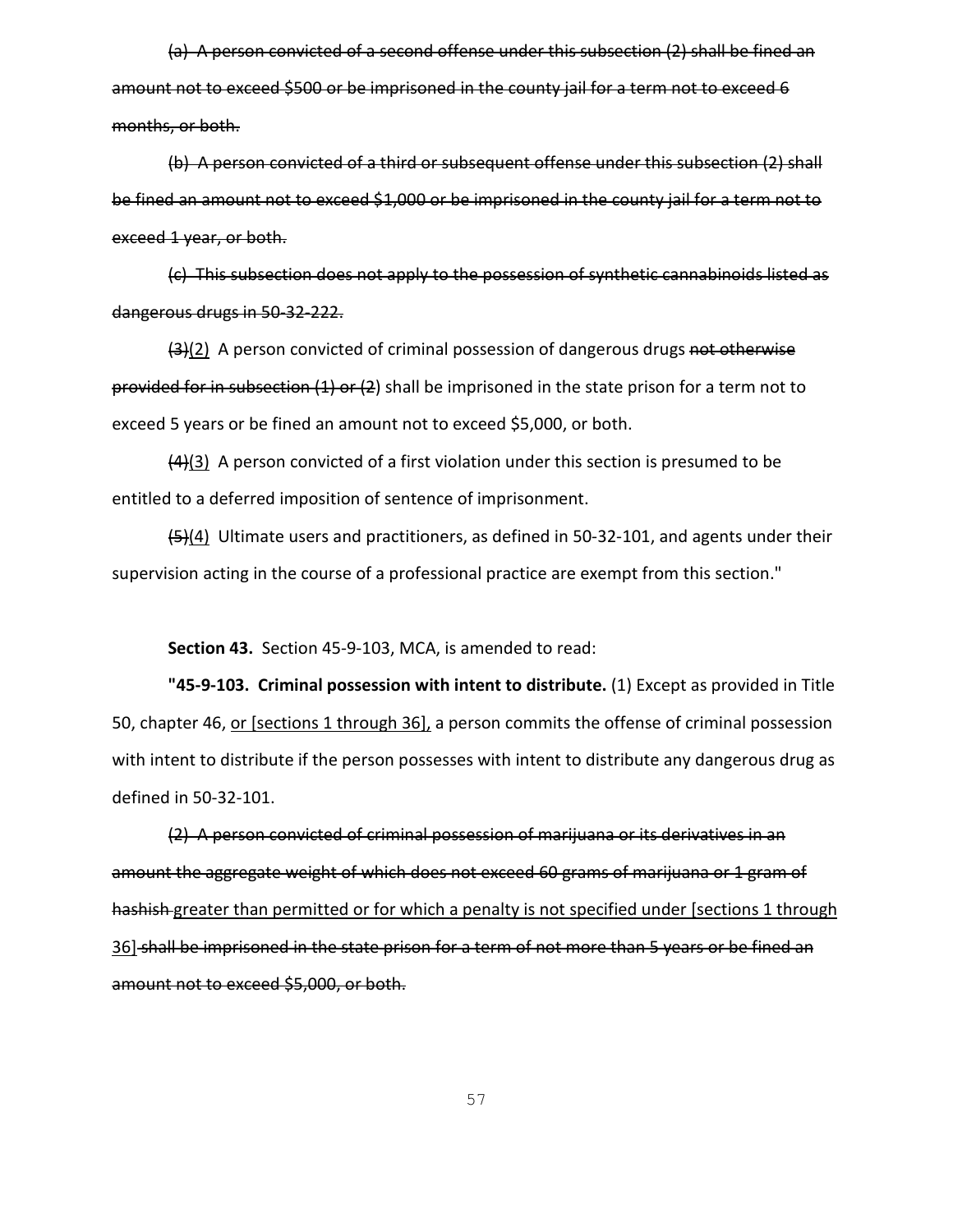~~(a) A person convicted of a second offense under this subsection (2) shall be fined an amount not to exceed $500 or be imprisoned in the county jail for a term not to exceed 6 months, or both.~~

~~(b) A person convicted of a third or subsequent offense under this subsection (2) shall be fined an amount not to exceed $1,000 or be imprisoned in the county jail for a term not to exceed 1 year, or both.~~

~~(c) This subsection does not apply to the possession of synthetic cannabinoids listed as dangerous drugs in 50-32-222.~~

~~(3)~~<u>(2)</u> A person convicted of criminal possession of dangerous drugs ~~not otherwise provided for in subsection (1) or (2~~) shall be imprisoned in the state prison for a term not to exceed 5 years or be fined an amount not to exceed $5,000, or both.

~~(4)~~<u>(3)</u> A person convicted of a first violation under this section is presumed to be entitled to a deferred imposition of sentence of imprisonment.

~~(5)~~<u>(4)</u> Ultimate users and practitioners, as defined in 50-32-101, and agents under their supervision acting in the course of a professional practice are exempt from this section."

**Section 43.** Section 45-9-103, MCA, is amended to read:

**"45-9-103. Criminal possession with intent to distribute.** (1) Except as provided in Title 50, chapter 46, <u>or [sections 1 through 36],</u> a person commits the offense of criminal possession with intent to distribute if the person possesses with intent to distribute any dangerous drug as defined in 50-32-101.

~~(2) A person convicted of criminal possession of marijuana or its derivatives in an amount the aggregate weight of which does not exceed 60 grams of marijuana or 1 gram of hashish~~ <u>greater than permitted or for which a penalty is not specified under [sections 1 through 36]</u> ~~shall be imprisoned in the state prison for a term of not more than 5 years or be fined an amount not to exceed $5,000, or both.~~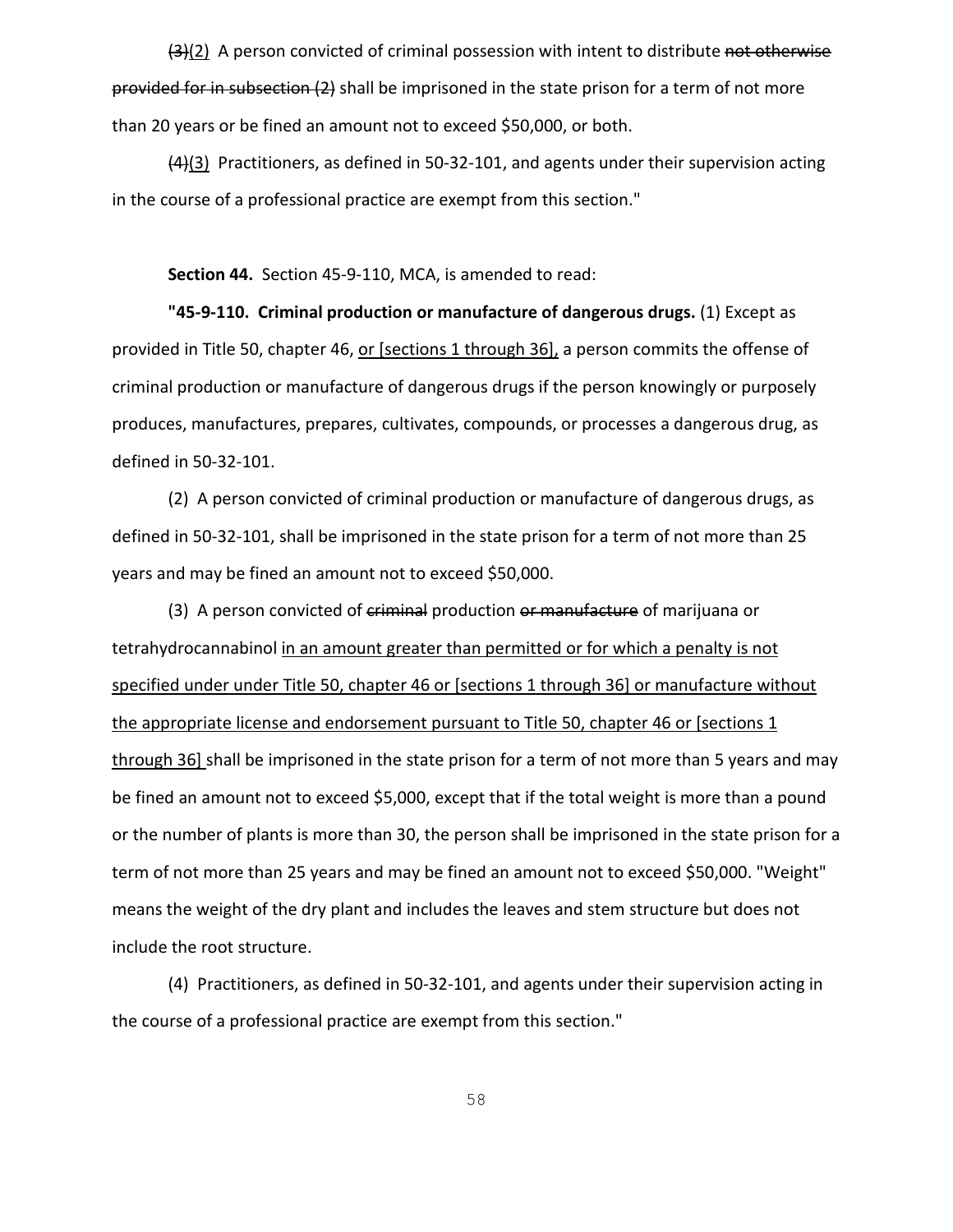~~(3)~~(2) A person convicted of criminal possession with intent to distribute ~~not otherwise provided for in subsection (2)~~ shall be imprisoned in the state prison for a term of not more than 20 years or be fined an amount not to exceed $50,000, or both.

~~(4)~~(3) Practitioners, as defined in 50-32-101, and agents under their supervision acting in the course of a professional practice are exempt from this section."

**Section 44.** Section 45-9-110, MCA, is amended to read:

**"45-9-110. Criminal production or manufacture of dangerous drugs.** (1) Except as provided in Title 50, chapter 46, or [sections 1 through 36], a person commits the offense of criminal production or manufacture of dangerous drugs if the person knowingly or purposely produces, manufactures, prepares, cultivates, compounds, or processes a dangerous drug, as defined in 50-32-101.

(2) A person convicted of criminal production or manufacture of dangerous drugs, as defined in 50-32-101, shall be imprisoned in the state prison for a term of not more than 25 years and may be fined an amount not to exceed $50,000.

(3) A person convicted of ~~criminal~~ production ~~or manufacture~~ of marijuana or tetrahydrocannabinol in an amount greater than permitted or for which a penalty is not specified under under Title 50, chapter 46 or [sections 1 through 36] or manufacture without the appropriate license and endorsement pursuant to Title 50, chapter 46 or [sections 1 through 36] shall be imprisoned in the state prison for a term of not more than 5 years and may be fined an amount not to exceed $5,000, except that if the total weight is more than a pound or the number of plants is more than 30, the person shall be imprisoned in the state prison for a term of not more than 25 years and may be fined an amount not to exceed $50,000. "Weight" means the weight of the dry plant and includes the leaves and stem structure but does not include the root structure.

(4) Practitioners, as defined in 50-32-101, and agents under their supervision acting in the course of a professional practice are exempt from this section."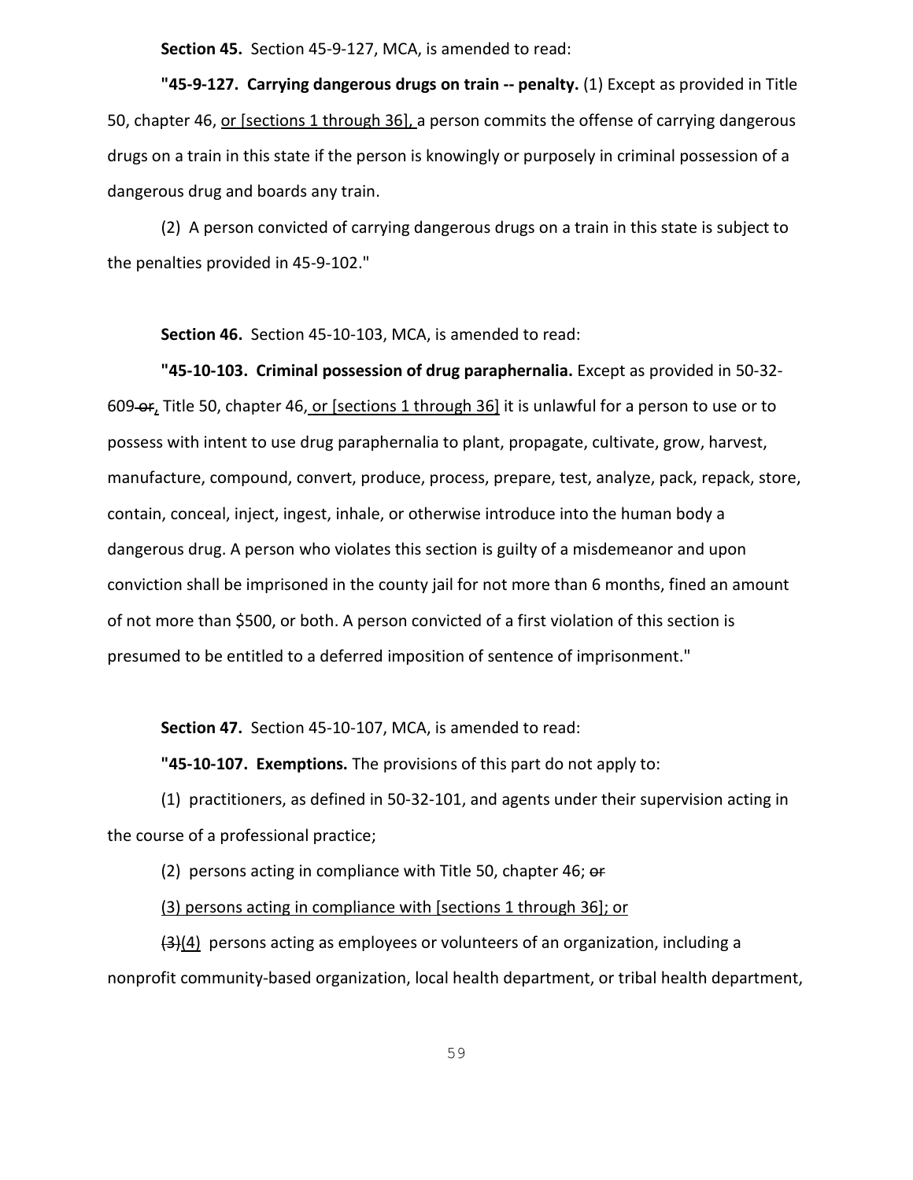**Section 45.** Section 45-9-127, MCA, is amended to read:

**"45-9-127. Carrying dangerous drugs on train -- penalty.** (1) Except as provided in Title 50, chapter 46, <u>or [sections 1 through 36],</u> a person commits the offense of carrying dangerous drugs on a train in this state if the person is knowingly or purposely in criminal possession of a dangerous drug and boards any train.

(2) A person convicted of carrying dangerous drugs on a train in this state is subject to the penalties provided in 45-9-102."

**Section 46.** Section 45-10-103, MCA, is amended to read:

**"45-10-103. Criminal possession of drug paraphernalia.** Except as provided in 50-32-609 ~~or~~<u>,</u> Title 50, chapter 46,<u> or [sections 1 through 36]</u> it is unlawful for a person to use or to possess with intent to use drug paraphernalia to plant, propagate, cultivate, grow, harvest, manufacture, compound, convert, produce, process, prepare, test, analyze, pack, repack, store, contain, conceal, inject, ingest, inhale, or otherwise introduce into the human body a dangerous drug. A person who violates this section is guilty of a misdemeanor and upon conviction shall be imprisoned in the county jail for not more than 6 months, fined an amount of not more than $500, or both. A person convicted of a first violation of this section is presumed to be entitled to a deferred imposition of sentence of imprisonment."

**Section 47.** Section 45-10-107, MCA, is amended to read:

**"45-10-107. Exemptions.** The provisions of this part do not apply to:

(1) practitioners, as defined in 50-32-101, and agents under their supervision acting in the course of a professional practice;

(2) persons acting in compliance with Title 50, chapter 46; ~~or~~

<u>(3) persons acting in compliance with [sections 1 through 36]; or</u>

~~(3)~~<u>(4)</u> persons acting as employees or volunteers of an organization, including a nonprofit community-based organization, local health department, or tribal health department,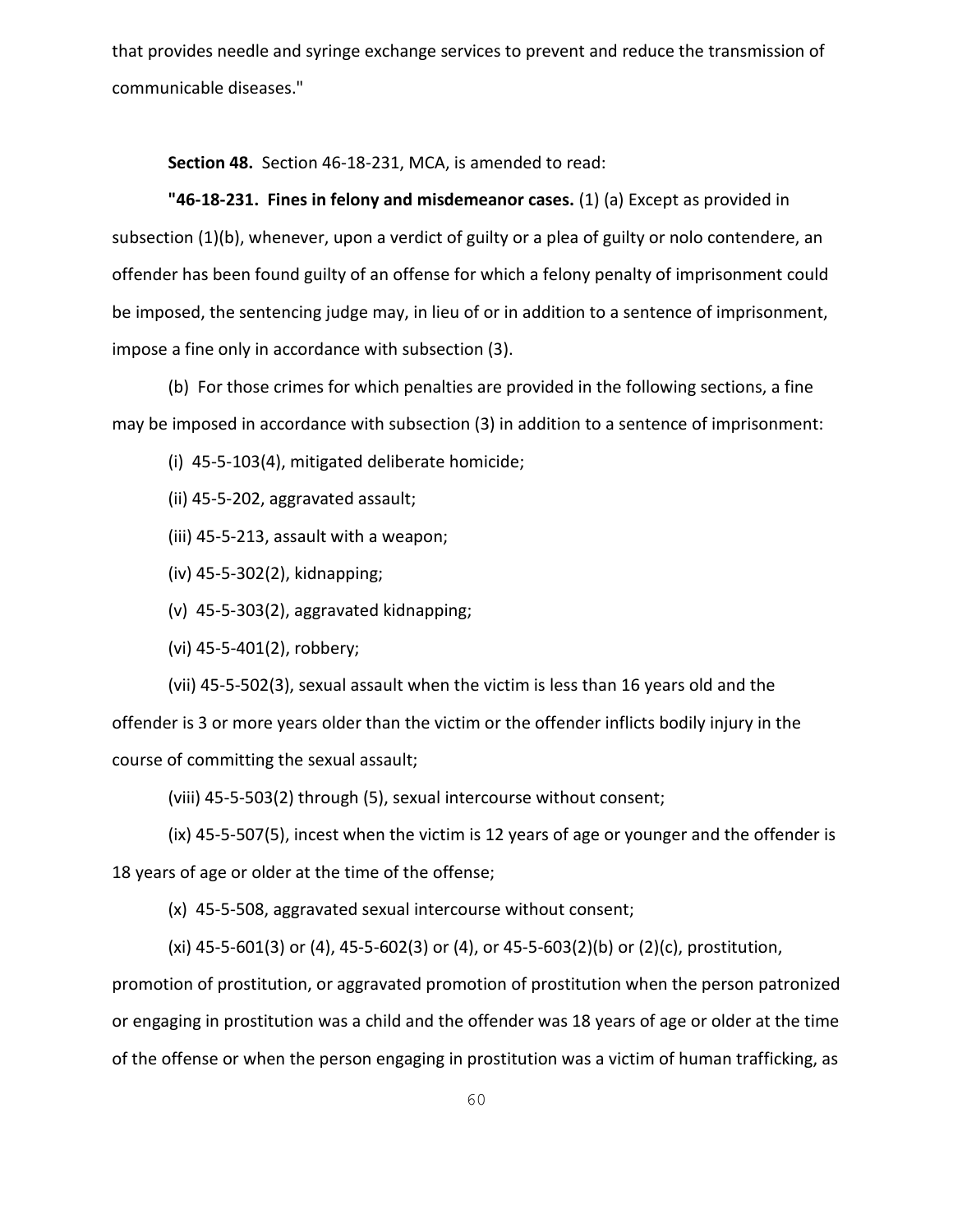that provides needle and syringe exchange services to prevent and reduce the transmission of communicable diseases."

**Section 48.** Section 46-18-231, MCA, is amended to read:

**"46-18-231. Fines in felony and misdemeanor cases.** (1) (a) Except as provided in subsection (1)(b), whenever, upon a verdict of guilty or a plea of guilty or nolo contendere, an offender has been found guilty of an offense for which a felony penalty of imprisonment could be imposed, the sentencing judge may, in lieu of or in addition to a sentence of imprisonment, impose a fine only in accordance with subsection (3).

(b) For those crimes for which penalties are provided in the following sections, a fine may be imposed in accordance with subsection (3) in addition to a sentence of imprisonment:

(i) 45-5-103(4), mitigated deliberate homicide;

(ii) 45-5-202, aggravated assault;

(iii) 45-5-213, assault with a weapon;

(iv) 45-5-302(2), kidnapping;

(v) 45-5-303(2), aggravated kidnapping;

(vi) 45-5-401(2), robbery;

(vii) 45-5-502(3), sexual assault when the victim is less than 16 years old and the offender is 3 or more years older than the victim or the offender inflicts bodily injury in the course of committing the sexual assault;

(viii) 45-5-503(2) through (5), sexual intercourse without consent;

(ix) 45-5-507(5), incest when the victim is 12 years of age or younger and the offender is 18 years of age or older at the time of the offense;

(x) 45-5-508, aggravated sexual intercourse without consent;

(xi) 45-5-601(3) or (4), 45-5-602(3) or (4), or 45-5-603(2)(b) or (2)(c), prostitution, promotion of prostitution, or aggravated promotion of prostitution when the person patronized or engaging in prostitution was a child and the offender was 18 years of age or older at the time of the offense or when the person engaging in prostitution was a victim of human trafficking, as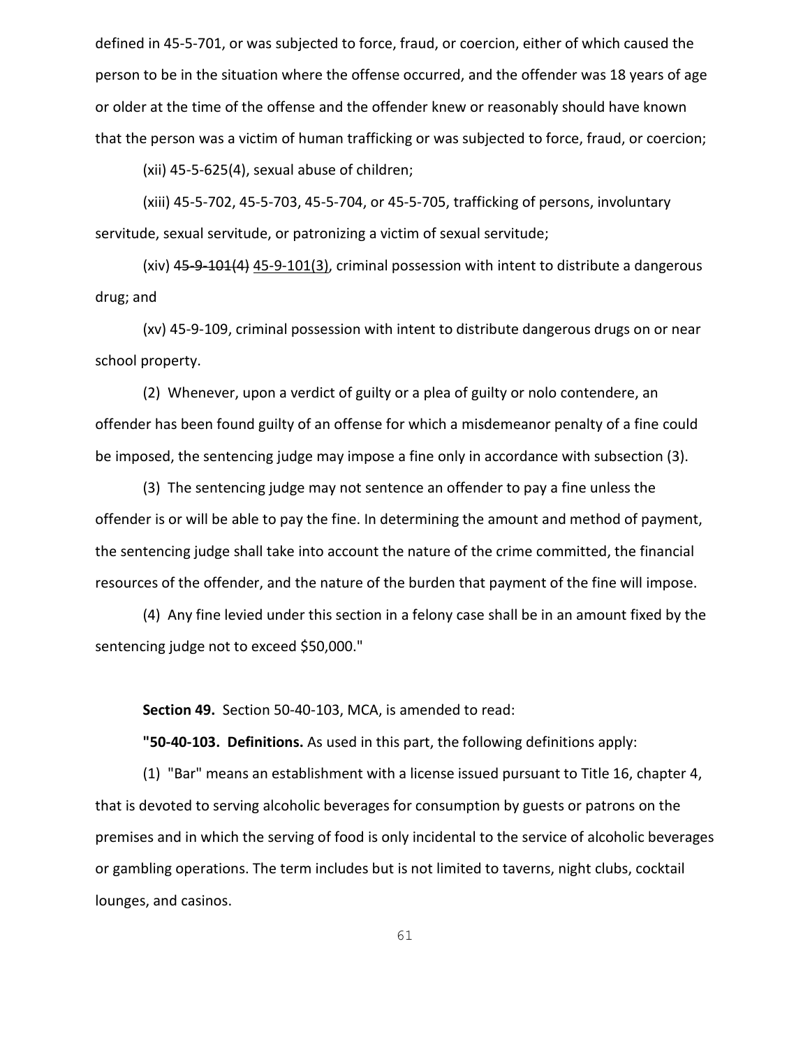defined in 45-5-701, or was subjected to force, fraud, or coercion, either of which caused the person to be in the situation where the offense occurred, and the offender was 18 years of age or older at the time of the offense and the offender knew or reasonably should have known that the person was a victim of human trafficking or was subjected to force, fraud, or coercion;

(xii) 45-5-625(4), sexual abuse of children;

(xiii) 45-5-702, 45-5-703, 45-5-704, or 45-5-705, trafficking of persons, involuntary servitude, sexual servitude, or patronizing a victim of sexual servitude;

(xiv) ~~45-9-101(4)~~ 45-9-101(3), criminal possession with intent to distribute a dangerous drug; and

(xv) 45-9-109, criminal possession with intent to distribute dangerous drugs on or near school property.

(2) Whenever, upon a verdict of guilty or a plea of guilty or nolo contendere, an offender has been found guilty of an offense for which a misdemeanor penalty of a fine could be imposed, the sentencing judge may impose a fine only in accordance with subsection (3).

(3) The sentencing judge may not sentence an offender to pay a fine unless the offender is or will be able to pay the fine. In determining the amount and method of payment, the sentencing judge shall take into account the nature of the crime committed, the financial resources of the offender, and the nature of the burden that payment of the fine will impose.

(4) Any fine levied under this section in a felony case shall be in an amount fixed by the sentencing judge not to exceed $50,000."

**Section 49.** Section 50-40-103, MCA, is amended to read:

**"50-40-103. Definitions.** As used in this part, the following definitions apply:

(1) "Bar" means an establishment with a license issued pursuant to Title 16, chapter 4, that is devoted to serving alcoholic beverages for consumption by guests or patrons on the premises and in which the serving of food is only incidental to the service of alcoholic beverages or gambling operations. The term includes but is not limited to taverns, night clubs, cocktail lounges, and casinos.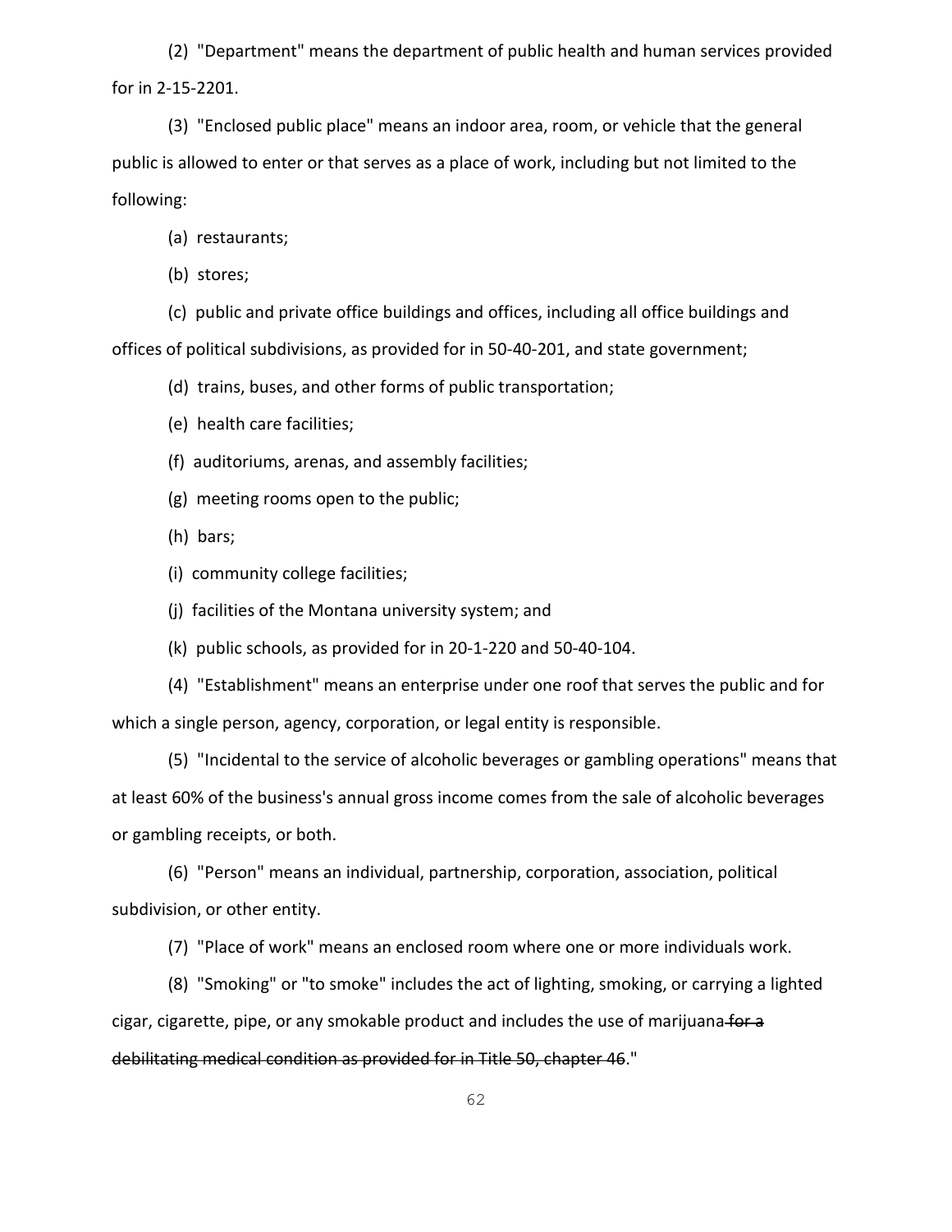(2) "Department" means the department of public health and human services provided for in 2-15-2201.

(3) "Enclosed public place" means an indoor area, room, or vehicle that the general public is allowed to enter or that serves as a place of work, including but not limited to the following:

(a) restaurants;

(b) stores;

(c) public and private office buildings and offices, including all office buildings and offices of political subdivisions, as provided for in 50-40-201, and state government;

(d) trains, buses, and other forms of public transportation;

(e) health care facilities;

(f) auditoriums, arenas, and assembly facilities;

(g) meeting rooms open to the public;

(h) bars;

(i) community college facilities;

(j) facilities of the Montana university system; and

(k) public schools, as provided for in 20-1-220 and 50-40-104.

(4) "Establishment" means an enterprise under one roof that serves the public and for which a single person, agency, corporation, or legal entity is responsible.

(5) "Incidental to the service of alcoholic beverages or gambling operations" means that at least 60% of the business's annual gross income comes from the sale of alcoholic beverages or gambling receipts, or both.

(6) "Person" means an individual, partnership, corporation, association, political subdivision, or other entity.

(7) "Place of work" means an enclosed room where one or more individuals work.

(8) "Smoking" or "to smoke" includes the act of lighting, smoking, or carrying a lighted cigar, cigarette, pipe, or any smokable product and includes the use of marijuana ~~for a debilitating medical condition as provided for in Title 50, chapter 46~~."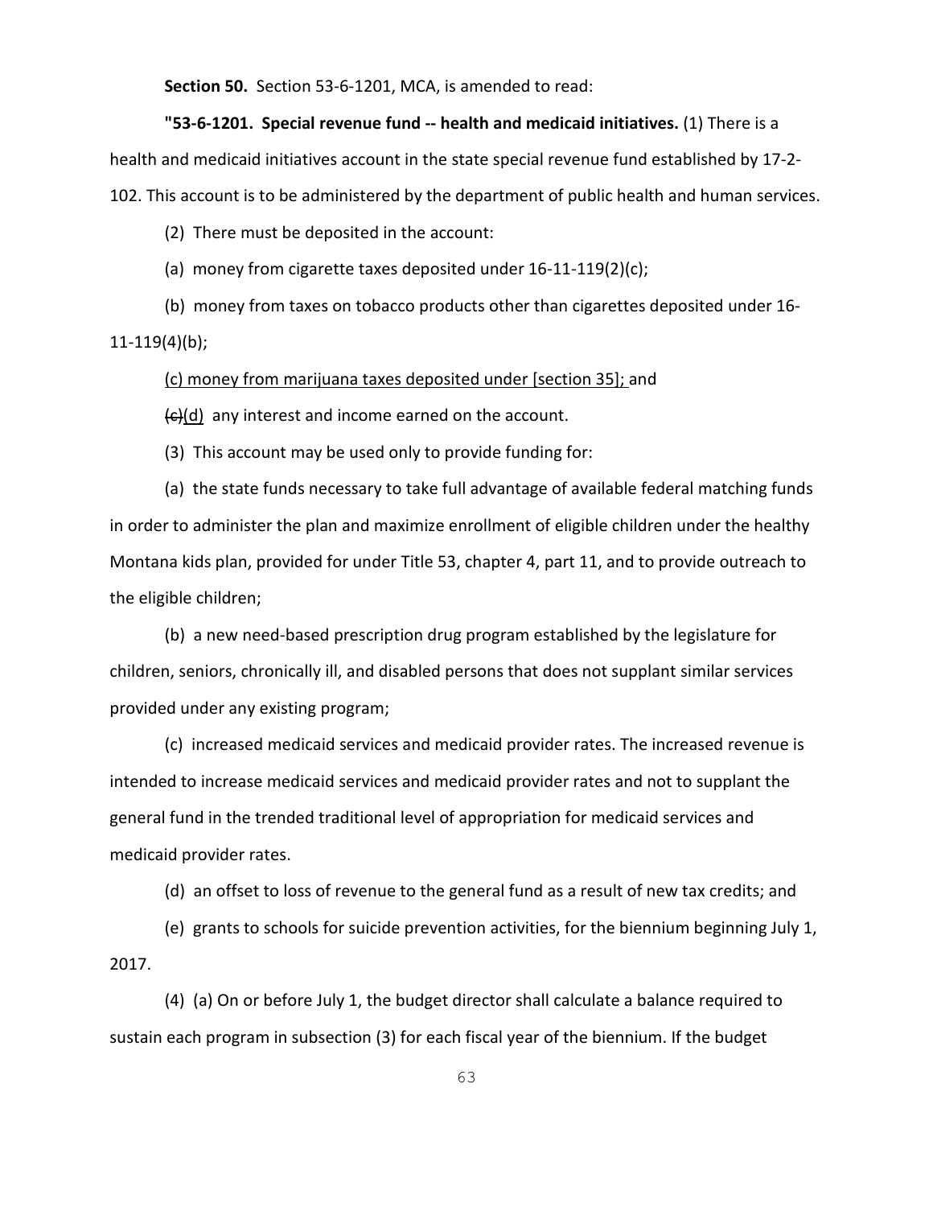**Section 50.** Section 53-6-1201, MCA, is amended to read:

**"53-6-1201. Special revenue fund -- health and medicaid initiatives.** (1) There is a health and medicaid initiatives account in the state special revenue fund established by 17-2-102. This account is to be administered by the department of public health and human services.

(2) There must be deposited in the account:

(a) money from cigarette taxes deposited under 16-11-119(2)(c);

(b) money from taxes on tobacco products other than cigarettes deposited under 16-11-119(4)(b);

<u>(c) money from marijuana taxes deposited under [section 35];</u> and

~~(c)~~<u>(d)</u> any interest and income earned on the account.

(3) This account may be used only to provide funding for:

(a) the state funds necessary to take full advantage of available federal matching funds in order to administer the plan and maximize enrollment of eligible children under the healthy Montana kids plan, provided for under Title 53, chapter 4, part 11, and to provide outreach to the eligible children;

(b) a new need-based prescription drug program established by the legislature for children, seniors, chronically ill, and disabled persons that does not supplant similar services provided under any existing program;

(c) increased medicaid services and medicaid provider rates. The increased revenue is intended to increase medicaid services and medicaid provider rates and not to supplant the general fund in the trended traditional level of appropriation for medicaid services and medicaid provider rates.

(d) an offset to loss of revenue to the general fund as a result of new tax credits; and

(e) grants to schools for suicide prevention activities, for the biennium beginning July 1, 2017.

(4) (a) On or before July 1, the budget director shall calculate a balance required to sustain each program in subsection (3) for each fiscal year of the biennium. If the budget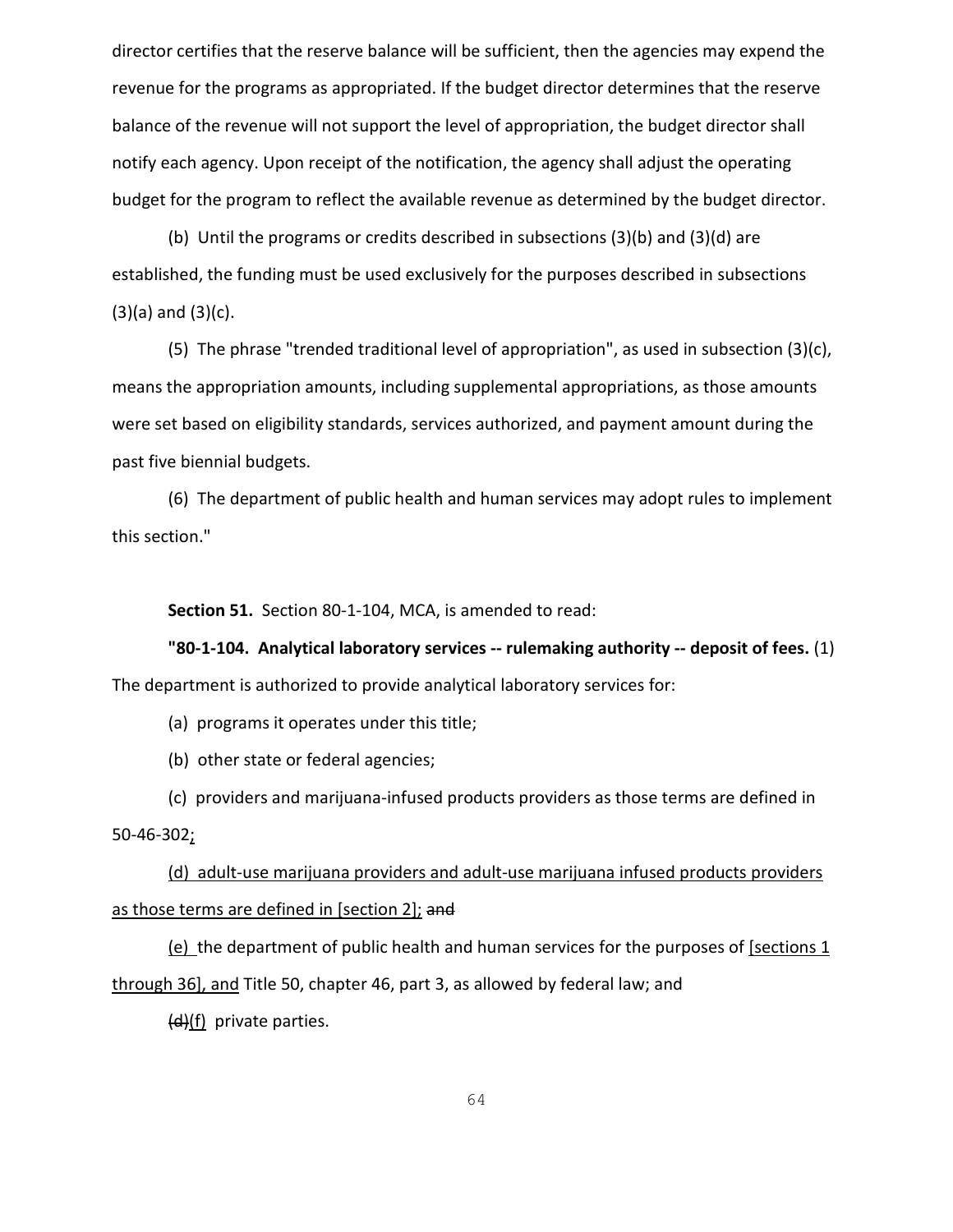director certifies that the reserve balance will be sufficient, then the agencies may expend the revenue for the programs as appropriated. If the budget director determines that the reserve balance of the revenue will not support the level of appropriation, the budget director shall notify each agency. Upon receipt of the notification, the agency shall adjust the operating budget for the program to reflect the available revenue as determined by the budget director.

(b) Until the programs or credits described in subsections (3)(b) and (3)(d) are established, the funding must be used exclusively for the purposes described in subsections (3)(a) and (3)(c).

(5) The phrase "trended traditional level of appropriation", as used in subsection (3)(c), means the appropriation amounts, including supplemental appropriations, as those amounts were set based on eligibility standards, services authorized, and payment amount during the past five biennial budgets.

(6) The department of public health and human services may adopt rules to implement this section."

**Section 51.** Section 80-1-104, MCA, is amended to read:

**"80-1-104. Analytical laboratory services -- rulemaking authority -- deposit of fees.** (1) The department is authorized to provide analytical laboratory services for:

(a) programs it operates under this title;

(b) other state or federal agencies;

(c) providers and marijuana-infused products providers as those terms are defined in 50-46-302;

(d) adult-use marijuana providers and adult-use marijuana infused products providers as those terms are defined in [section 2]; ~~and~~

(e) the department of public health and human services for the purposes of [sections 1 through 36], and Title 50, chapter 46, part 3, as allowed by federal law; and

~~(d)~~(f) private parties.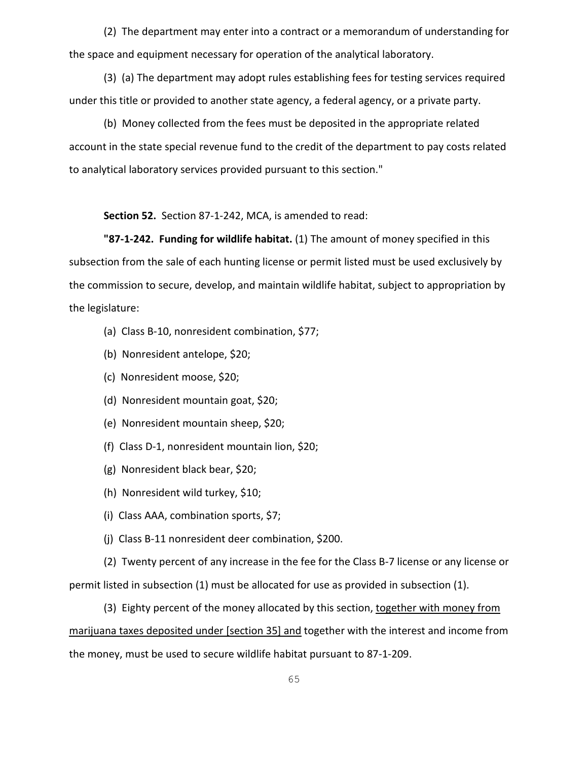(2) The department may enter into a contract or a memorandum of understanding for the space and equipment necessary for operation of the analytical laboratory.

(3) (a) The department may adopt rules establishing fees for testing services required under this title or provided to another state agency, a federal agency, or a private party.

(b) Money collected from the fees must be deposited in the appropriate related account in the state special revenue fund to the credit of the department to pay costs related to analytical laboratory services provided pursuant to this section."

**Section 52.** Section 87-1-242, MCA, is amended to read:

**"87-1-242. Funding for wildlife habitat.** (1) The amount of money specified in this subsection from the sale of each hunting license or permit listed must be used exclusively by the commission to secure, develop, and maintain wildlife habitat, subject to appropriation by the legislature:

(a) Class B-10, nonresident combination, $77;

(b) Nonresident antelope, $20;

(c) Nonresident moose, $20;

(d) Nonresident mountain goat, $20;

(e) Nonresident mountain sheep, $20;

(f) Class D-1, nonresident mountain lion, $20;

(g) Nonresident black bear, $20;

(h) Nonresident wild turkey, $10;

(i) Class AAA, combination sports, $7;

(j) Class B-11 nonresident deer combination, $200.

(2) Twenty percent of any increase in the fee for the Class B-7 license or any license or permit listed in subsection (1) must be allocated for use as provided in subsection (1).

(3) Eighty percent of the money allocated by this section, <u>together with money from marijuana taxes deposited under [section 35] and</u> together with the interest and income from the money, must be used to secure wildlife habitat pursuant to 87-1-209.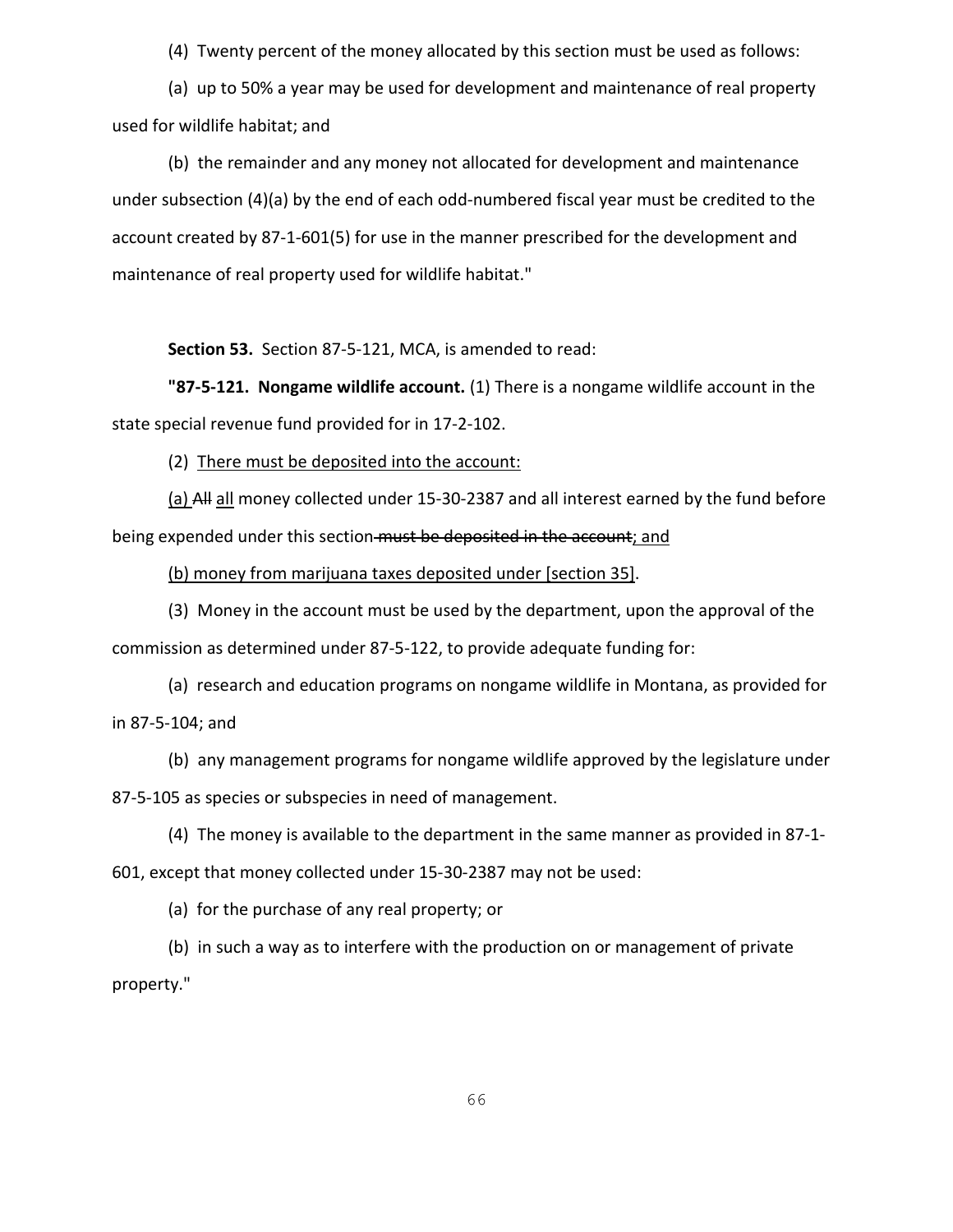(4) Twenty percent of the money allocated by this section must be used as follows:

(a) up to 50% a year may be used for development and maintenance of real property used for wildlife habitat; and

(b) the remainder and any money not allocated for development and maintenance under subsection (4)(a) by the end of each odd-numbered fiscal year must be credited to the account created by 87-1-601(5) for use in the manner prescribed for the development and maintenance of real property used for wildlife habitat."

**Section 53.** Section 87-5-121, MCA, is amended to read:

**"87-5-121. Nongame wildlife account.** (1) There is a nongame wildlife account in the state special revenue fund provided for in 17-2-102.

(2) <u>There must be deposited into the account:</u>

<u>(a)</u> ~~All~~ <u>all</u> money collected under 15-30-2387 and all interest earned by the fund before being expended under this section ~~must be deposited in the account~~<u>; and</u>

<u>(b) money from marijuana taxes deposited under [section 35]</u>.

(3) Money in the account must be used by the department, upon the approval of the commission as determined under 87-5-122, to provide adequate funding for:

(a) research and education programs on nongame wildlife in Montana, as provided for in 87-5-104; and

(b) any management programs for nongame wildlife approved by the legislature under 87-5-105 as species or subspecies in need of management.

(4) The money is available to the department in the same manner as provided in 87-1-601, except that money collected under 15-30-2387 may not be used:

(a) for the purchase of any real property; or

(b) in such a way as to interfere with the production on or management of private property."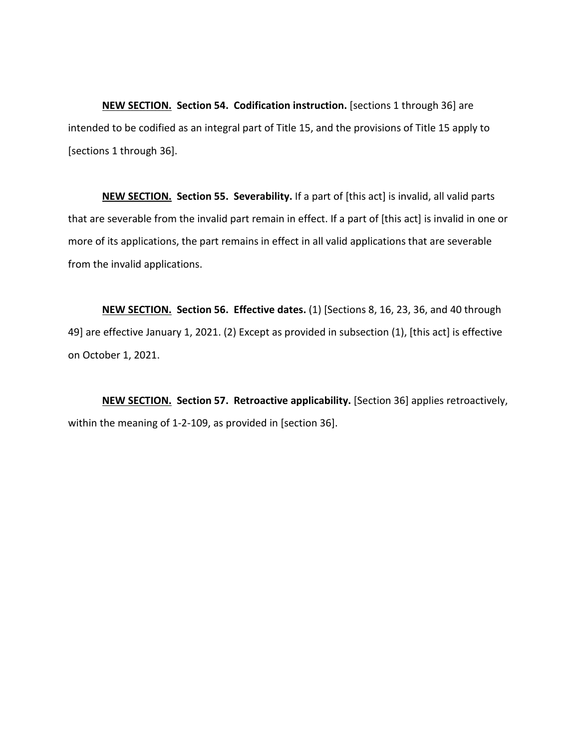**<u>NEW SECTION.</u> Section 54. Codification instruction.** [sections 1 through 36] are intended to be codified as an integral part of Title 15, and the provisions of Title 15 apply to [sections 1 through 36].

**<u>NEW SECTION.</u> Section 55. Severability.** If a part of [this act] is invalid, all valid parts that are severable from the invalid part remain in effect. If a part of [this act] is invalid in one or more of its applications, the part remains in effect in all valid applications that are severable from the invalid applications.

**<u>NEW SECTION.</u> Section 56. Effective dates.** (1) [Sections 8, 16, 23, 36, and 40 through 49] are effective January 1, 2021. (2) Except as provided in subsection (1), [this act] is effective on October 1, 2021.

**<u>NEW SECTION.</u> Section 57. Retroactive applicability.** [Section 36] applies retroactively, within the meaning of 1-2-109, as provided in [section 36].